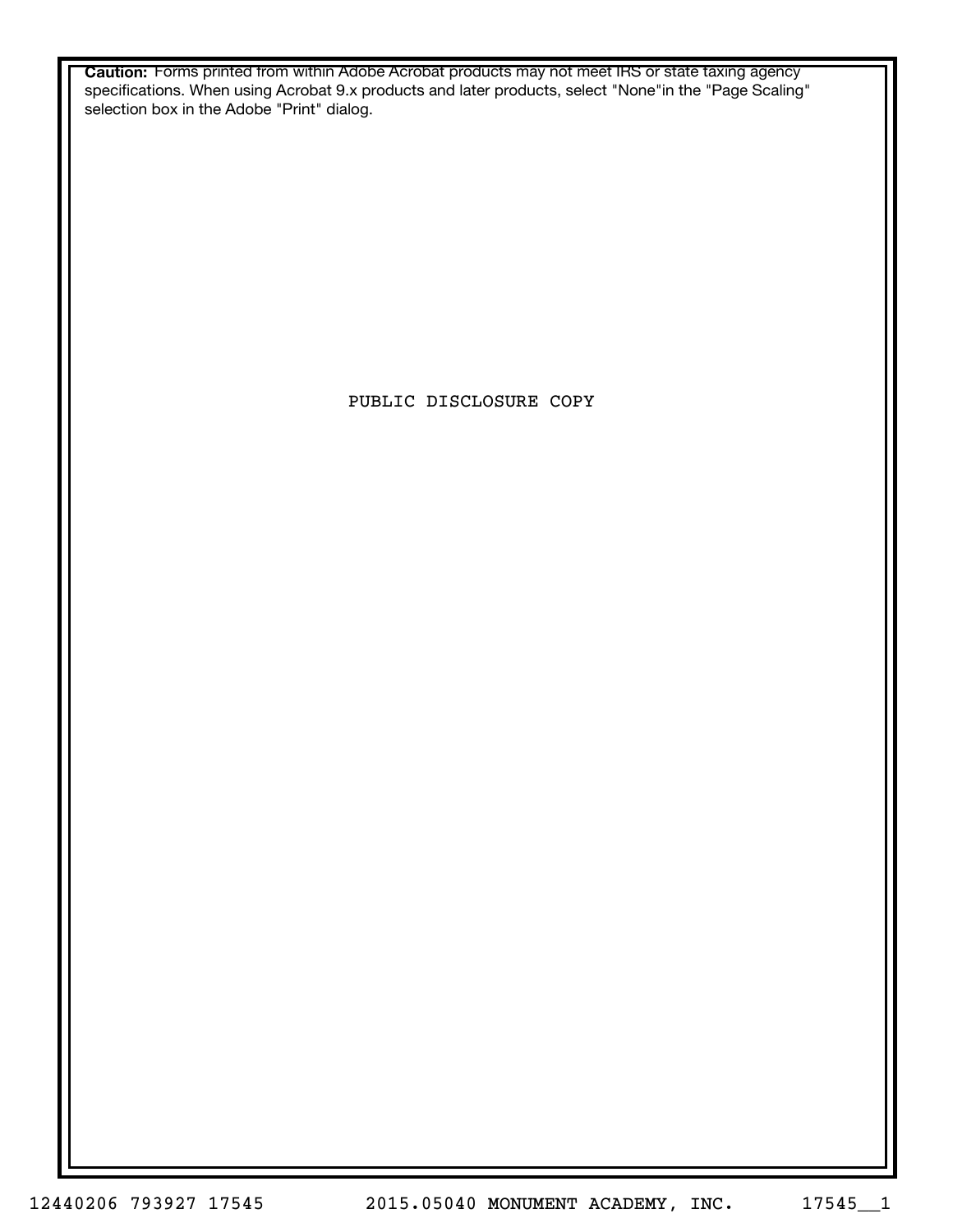**Caution:** Forms printed from within Adobe Acrobat products may not meet IRS or state taxing agency specifications. When using Acrobat 9.x products and later products, select "None"in the "Page Scaling" selection box in the Adobe "Print" dialog.

PUBLIC DISCLOSURE COPY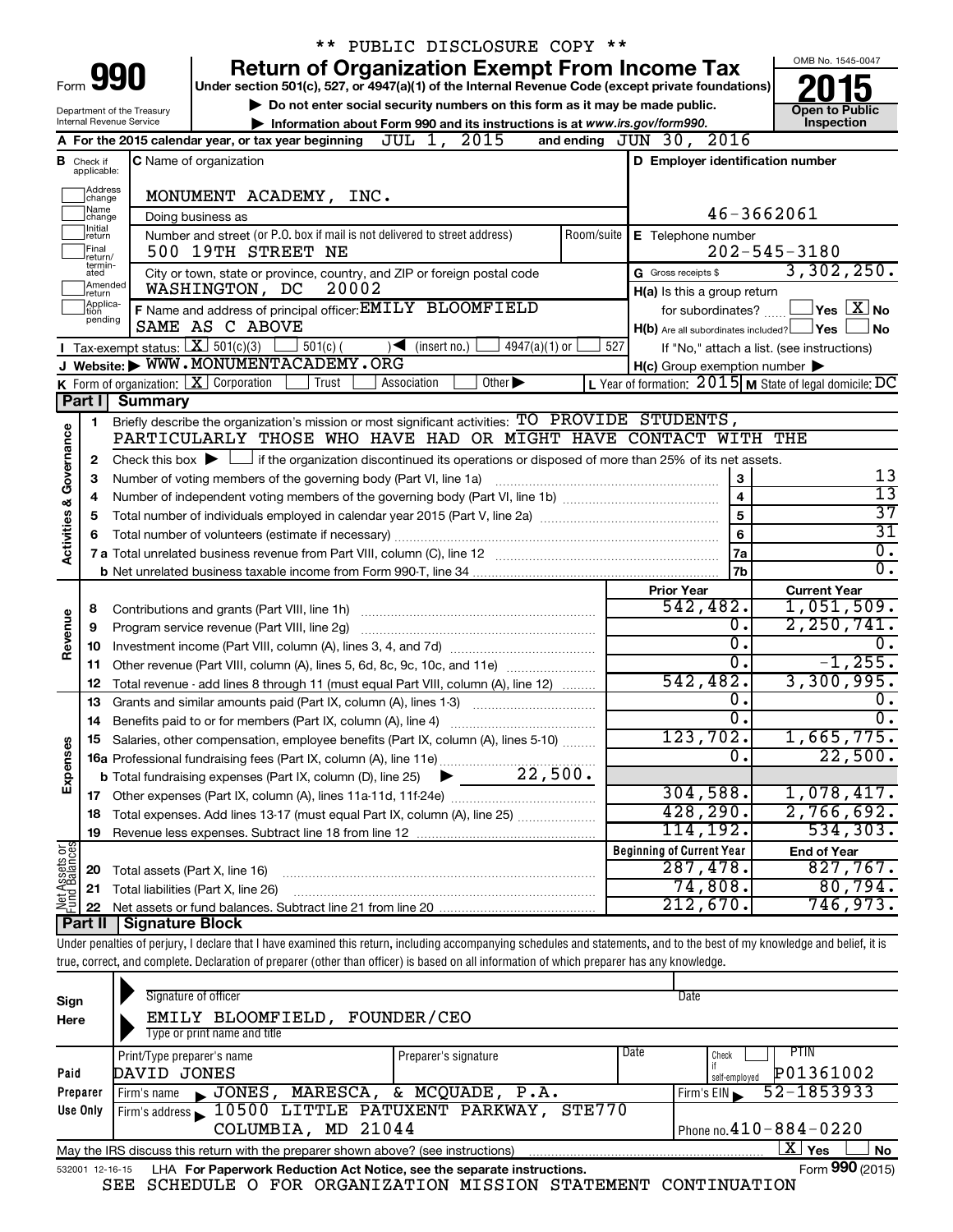\*\* PUBLIC DISCLOSURE COPY \*\*

Form **990**

# Return of Organization Exempt From Income Tax

**Under section 501(c), 527, or 4947(a)(1) of the Internal Revenue Code (except private foundations)**

▶ Do not enter social security numbers on this form as it may be made public.

▶ Information about Form 990 and its instructions is at www.irs.gov/form990.

OMB No. 1545-0047

**2015**

**Open to Public Inspection**

Department of the Treasury
Internal Revenue Service

**A** For the 2015 calendar year, or tax year beginning JUL 1, 2015 and ending JUN 30, 2016

**B** Check if applicable: Address change, Name change, Initial return, Final return/terminated, Amended return, Application pending

**C** Name of organization: MONUMENT ACADEMY, INC.

Doing business as

Number and street (or P.O. box if mail is not delivered to street address): 500 19TH STREET NE — Room/suite

City or town, state or province, country, and ZIP or foreign postal code: WASHINGTON, DC 20002

**D** Employer identification number: 46-3662061

**E** Telephone number: 202-545-3180

**G** Gross receipts $ 3,302,250.

**F** Name and address of principal officer: EMILY BLOOMFIELD, SAME AS C ABOVE

**H(a)** Is this a group return for subordinates? ☐ Yes ☒ No

**H(b)** Are all subordinates included? ☐ Yes ☐ No — If "No," attach a list. (see instructions)

**H(c)** Group exemption number ▶

**I** Tax-exempt status: ☒ 501(c)(3) ☐ 501(c) ( ) ◀ (insert no.) ☐ 4947(a)(1) or ☐ 527

**J** Website: ▶ WWW.MONUMENTACADEMY.ORG

**K** Form of organization: ☒ Corporation ☐ Trust ☐ Association ☐ Other ▶

**L** Year of formation: 2015 **M** State of legal domicile: DC

## Part I Summary

**Activities & Governance**

1 Briefly describe the organization's mission or most significant activities: TO PROVIDE STUDENTS, PARTICULARLY THOSE WHO HAVE HAD OR MIGHT HAVE CONTACT WITH THE

2 Check this box ▶ ☐ if the organization discontinued its operations or disposed of more than 25% of its net assets.

| | | | |
|---|---|---|---|
| 3 | Number of voting members of the governing body (Part VI, line 1a) | 3 | 13 |
| 4 | Number of independent voting members of the governing body (Part VI, line 1b) | 4 | 13 |
| 5 | Total number of individuals employed in calendar year 2015 (Part V, line 2a) | 5 | 37 |
| 6 | Total number of volunteers (estimate if necessary) | 6 | 31 |
| 7a | Total unrelated business revenue from Part VIII, column (C), line 12 | 7a | 0. |
| b | Net unrelated business taxable income from Form 990-T, line 34 | 7b | 0. |

| | | | Prior Year | Current Year |
|---|---|---|---|---|
| **Revenue** | 8 | Contributions and grants (Part VIII, line 1h) | 542,482. | 1,051,509. |
| | 9 | Program service revenue (Part VIII, line 2g) | 0. | 2,250,741. |
| | 10 | Investment income (Part VIII, column (A), lines 3, 4, and 7d) | 0. | 0. |
| | 11 | Other revenue (Part VIII, column (A), lines 5, 6d, 8c, 9c, 10c, and 11e) | 0. | -1,255. |
| | 12 | Total revenue - add lines 8 through 11 (must equal Part VIII, column (A), line 12) | 542,482. | 3,300,995. |
| **Expenses** | 13 | Grants and similar amounts paid (Part IX, column (A), lines 1-3) | 0. | 0. |
| | 14 | Benefits paid to or for members (Part IX, column (A), line 4) | 0. | 0. |
| | 15 | Salaries, other compensation, employee benefits (Part IX, column (A), lines 5-10) | 123,702. | 1,665,775. |
| | 16a | Professional fundraising fees (Part IX, column (A), line 11e) | 0. | 22,500. |
| | b | Total fundraising expenses (Part IX, column (D), line 25) ▶ 22,500. | | |
| | 17 | Other expenses (Part IX, column (A), lines 11a-11d, 11f-24e) | 304,588. | 1,078,417. |
| | 18 | Total expenses. Add lines 13-17 (must equal Part IX, column (A), line 25) | 428,290. | 2,766,692. |
| | 19 | Revenue less expenses. Subtract line 18 from line 12 | 114,192. | 534,303. |

| | | | Beginning of Current Year | End of Year |
|---|---|---|---|---|
| **Net Assets or Fund Balances** | 20 | Total assets (Part X, line 16) | 287,478. | 827,767. |
| | 21 | Total liabilities (Part X, line 26) | 74,808. | 80,794. |
| | 22 | Net assets or fund balances. Subtract line 21 from line 20 | 212,670. | 746,973. |

## Part II Signature Block

Under penalties of perjury, I declare that I have examined this return, including accompanying schedules and statements, and to the best of my knowledge and belief, it is true, correct, and complete. Declaration of preparer (other than officer) is based on all information of which preparer has any knowledge.

**Sign Here**

Signature of officer — Date

EMILY BLOOMFIELD, FOUNDER/CEO
Type or print name and title

**Paid Preparer Use Only**

| Print/Type preparer's name | Preparer's signature | Date | Check if self-employed | PTIN |
|---|---|---|---|---|
| DAVID JONES | | | ☐ | P01361002 |

Firm's name ▶ JONES, MARESCA, & MCQUADE, P.A. — Firm's EIN ▶ 52-1853933

Firm's address ▶ 10500 LITTLE PATUXENT PARKWAY, STE770, COLUMBIA, MD 21044 — Phone no. 410-884-0220

May the IRS discuss this return with the preparer shown above? (see instructions) ☒ Yes ☐ No

532001 12-16-15 LHA For Paperwork Reduction Act Notice, see the separate instructions. Form **990** (2015)

SEE SCHEDULE O FOR ORGANIZATION MISSION STATEMENT CONTINUATION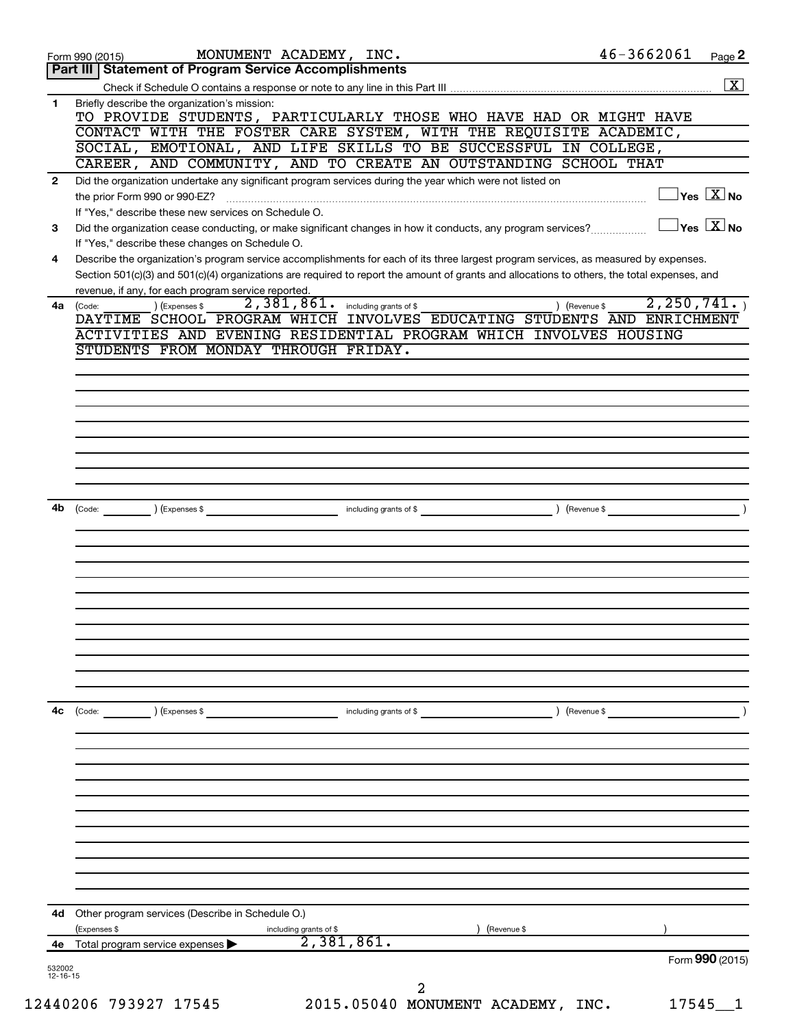Form 990 (2015) MONUMENT ACADEMY, INC. 46-3662061 Page **2**

## Part III | Statement of Program Service Accomplishments

Check if Schedule O contains a response or note to any line in this Part III .......... [X]

**1** Briefly describe the organization's mission:

TO PROVIDE STUDENTS, PARTICULARLY THOSE WHO HAVE HAD OR MIGHT HAVE CONTACT WITH THE FOSTER CARE SYSTEM, WITH THE REQUISITE ACADEMIC, SOCIAL, EMOTIONAL, AND LIFE SKILLS TO BE SUCCESSFUL IN COLLEGE, CAREER, AND COMMUNITY, AND TO CREATE AN OUTSTANDING SCHOOL THAT

**2** Did the organization undertake any significant program services during the year which were not listed on the prior Form 990 or 990-EZ? .......... [ ] Yes [X] No

If "Yes," describe these new services on Schedule O.

**3** Did the organization cease conducting, or make significant changes in how it conducts, any program services? .......... [ ] Yes [X] No

If "Yes," describe these changes on Schedule O.

**4** Describe the organization's program service accomplishments for each of its three largest program services, as measured by expenses. Section 501(c)(3) and 501(c)(4) organizations are required to report the amount of grants and allocations to others, the total expenses, and revenue, if any, for each program service reported.

**4a** (Code: ) (Expenses $ 2,381,861. including grants of $ ) (Revenue $ 2,250,741. )

DAYTIME SCHOOL PROGRAM WHICH INVOLVES EDUCATING STUDENTS AND ENRICHMENT ACTIVITIES AND EVENING RESIDENTIAL PROGRAM WHICH INVOLVES HOUSING STUDENTS FROM MONDAY THROUGH FRIDAY.

**4b** (Code: ) (Expenses $ including grants of $ ) (Revenue $ )

**4c** (Code: ) (Expenses $ including grants of $ ) (Revenue $ )

**4d** Other program services (Describe in Schedule O.)

(Expenses $ including grants of $ ) (Revenue $ )

**4e** Total program service expenses ▶ 2,381,861.

Form **990** (2015)

532002 12-16-15

12440206 793927 17545 2015.05040 MONUMENT ACADEMY, INC. 17545__1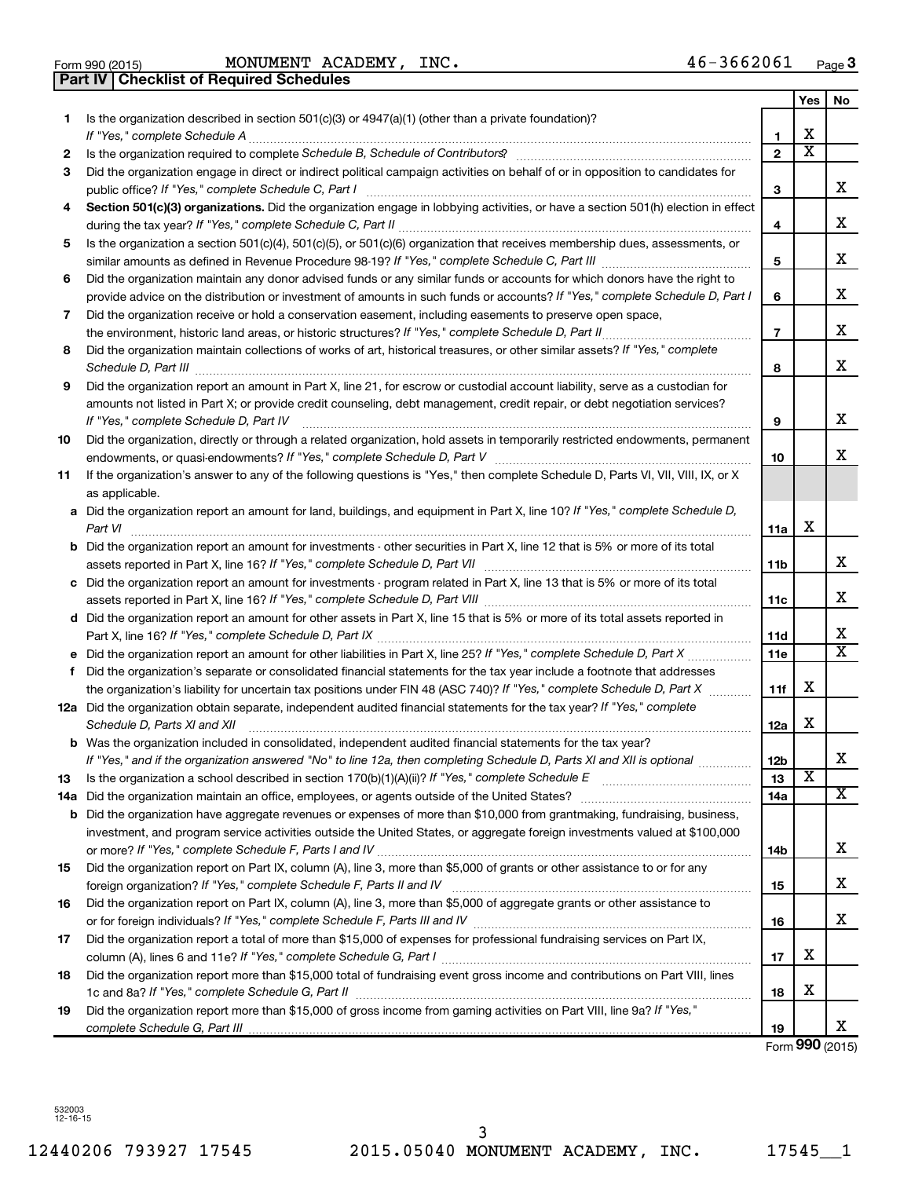Form 990 (2015) MONUMENT ACADEMY, INC. 46-3662061 Page 3

## Part IV | Checklist of Required Schedules

| | | | Yes | No |
|---|---|---|---|---|
| 1 | Is the organization described in section 501(c)(3) or 4947(a)(1) (other than a private foundation)? *If "Yes," complete Schedule A* | 1 | X | |
| 2 | Is the organization required to complete *Schedule B, Schedule of Contributors*? | 2 | X | |
| 3 | Did the organization engage in direct or indirect political campaign activities on behalf of or in opposition to candidates for public office? *If "Yes," complete Schedule C, Part I* | 3 | | X |
| 4 | **Section 501(c)(3) organizations.** Did the organization engage in lobbying activities, or have a section 501(h) election in effect during the tax year? *If "Yes," complete Schedule C, Part II* | 4 | | X |
| 5 | Is the organization a section 501(c)(4), 501(c)(5), or 501(c)(6) organization that receives membership dues, assessments, or similar amounts as defined in Revenue Procedure 98-19? *If "Yes," complete Schedule C, Part III* | 5 | | X |
| 6 | Did the organization maintain any donor advised funds or any similar funds or accounts for which donors have the right to provide advice on the distribution or investment of amounts in such funds or accounts? *If "Yes," complete Schedule D, Part I* | 6 | | X |
| 7 | Did the organization receive or hold a conservation easement, including easements to preserve open space, the environment, historic land areas, or historic structures? *If "Yes," complete Schedule D, Part II* | 7 | | X |
| 8 | Did the organization maintain collections of works of art, historical treasures, or other similar assets? *If "Yes," complete Schedule D, Part III* | 8 | | X |
| 9 | Did the organization report an amount in Part X, line 21, for escrow or custodial account liability, serve as a custodian for amounts not listed in Part X; or provide credit counseling, debt management, credit repair, or debt negotiation services? *If "Yes," complete Schedule D, Part IV* | 9 | | X |
| 10 | Did the organization, directly or through a related organization, hold assets in temporarily restricted endowments, permanent endowments, or quasi-endowments? *If "Yes," complete Schedule D, Part V* | 10 | | X |
| 11 | If the organization's answer to any of the following questions is "Yes," then complete Schedule D, Parts VI, VII, VIII, IX, or X as applicable. | | | |
| a | Did the organization report an amount for land, buildings, and equipment in Part X, line 10? *If "Yes," complete Schedule D, Part VI* | 11a | X | |
| b | Did the organization report an amount for investments - other securities in Part X, line 12 that is 5% or more of its total assets reported in Part X, line 16? *If "Yes," complete Schedule D, Part VII* | 11b | | X |
| c | Did the organization report an amount for investments - program related in Part X, line 13 that is 5% or more of its total assets reported in Part X, line 16? *If "Yes," complete Schedule D, Part VIII* | 11c | | X |
| d | Did the organization report an amount for other assets in Part X, line 15 that is 5% or more of its total assets reported in Part X, line 16? *If "Yes," complete Schedule D, Part IX* | 11d | | X |
| e | Did the organization report an amount for other liabilities in Part X, line 25? *If "Yes," complete Schedule D, Part X* | 11e | | X |
| f | Did the organization's separate or consolidated financial statements for the tax year include a footnote that addresses the organization's liability for uncertain tax positions under FIN 48 (ASC 740)? *If "Yes," complete Schedule D, Part X* | 11f | X | |
| 12a | Did the organization obtain separate, independent audited financial statements for the tax year? *If "Yes," complete Schedule D, Parts XI and XII* | 12a | X | |
| b | Was the organization included in consolidated, independent audited financial statements for the tax year? *If "Yes," and if the organization answered "No" to line 12a, then completing Schedule D, Parts XI and XII is optional* | 12b | | X |
| 13 | Is the organization a school described in section 170(b)(1)(A)(ii)? *If "Yes," complete Schedule E* | 13 | X | |
| 14a | Did the organization maintain an office, employees, or agents outside of the United States? | 14a | | X |
| b | Did the organization have aggregate revenues or expenses of more than $10,000 from grantmaking, fundraising, business, investment, and program service activities outside the United States, or aggregate foreign investments valued at $100,000 or more? *If "Yes," complete Schedule F, Parts I and IV* | 14b | | X |
| 15 | Did the organization report on Part IX, column (A), line 3, more than $5,000 of grants or other assistance to or for any foreign organization? *If "Yes," complete Schedule F, Parts II and IV* | 15 | | X |
| 16 | Did the organization report on Part IX, column (A), line 3, more than $5,000 of aggregate grants or other assistance to or for foreign individuals? *If "Yes," complete Schedule F, Parts III and IV* | 16 | | X |
| 17 | Did the organization report a total of more than $15,000 of expenses for professional fundraising services on Part IX, column (A), lines 6 and 11e? *If "Yes," complete Schedule G, Part I* | 17 | X | |
| 18 | Did the organization report more than $15,000 total of fundraising event gross income and contributions on Part VIII, lines 1c and 8a? *If "Yes," complete Schedule G, Part II* | 18 | X | |
| 19 | Did the organization report more than $15,000 of gross income from gaming activities on Part VIII, line 9a? *If "Yes," complete Schedule G, Part III* | 19 | | X |

Form **990** (2015)

532003 12-16-15

12440206 793927 17545 2015.05040 MONUMENT ACADEMY, INC. 17545__1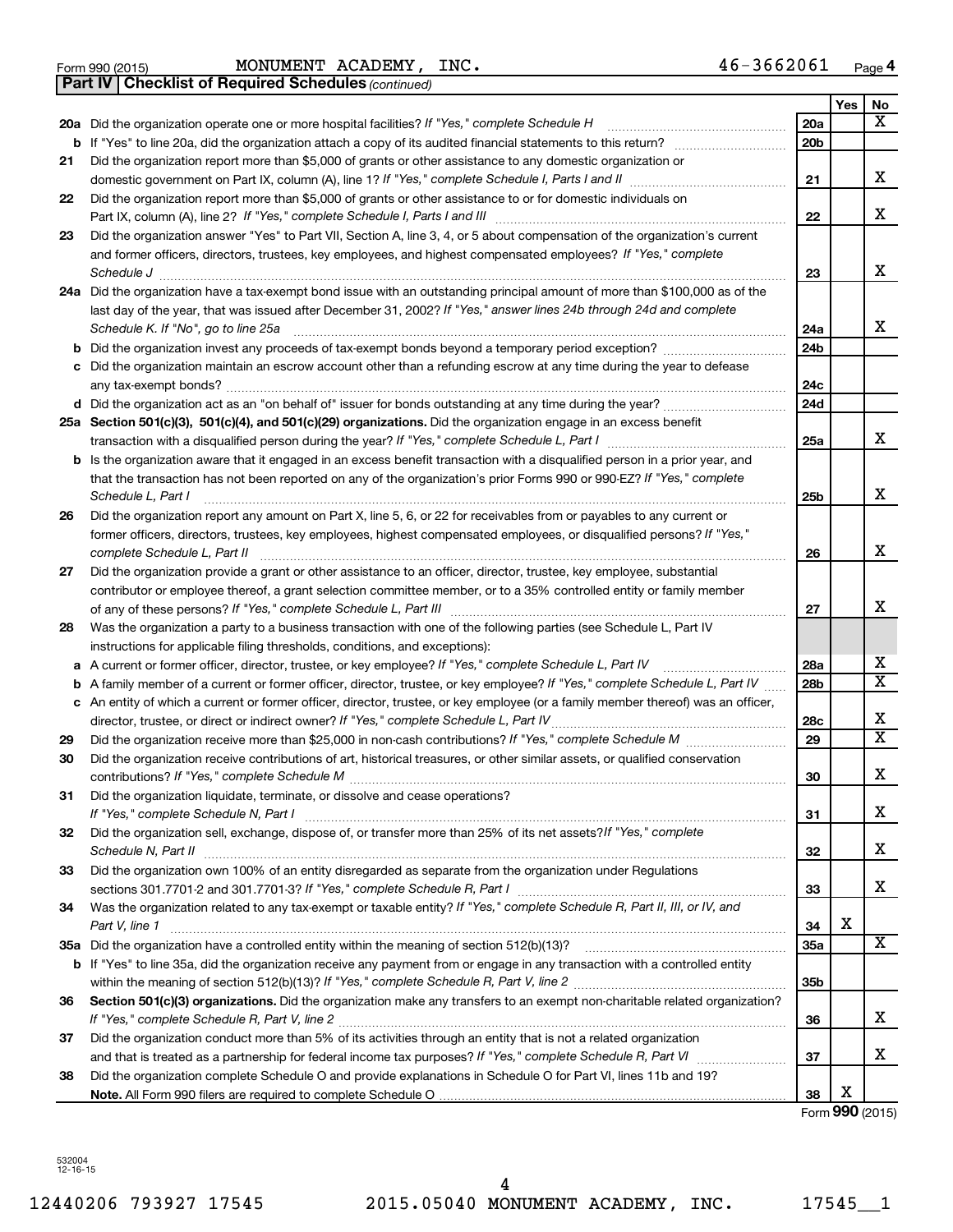Form 990 (2015) MONUMENT ACADEMY, INC. 46-3662061 Page 4

**Part IV | Checklist of Required Schedules** *(continued)*

| | | | Yes | No |
|---|---|---|---|---|
| 20a | Did the organization operate one or more hospital facilities? *If "Yes," complete Schedule H* | 20a | | X |
| b | If "Yes" to line 20a, did the organization attach a copy of its audited financial statements to this return? | 20b | | |
| 21 | Did the organization report more than $5,000 of grants or other assistance to any domestic organization or domestic government on Part IX, column (A), line 1? *If "Yes," complete Schedule I, Parts I and II* | 21 | | X |
| 22 | Did the organization report more than $5,000 of grants or other assistance to or for domestic individuals on Part IX, column (A), line 2? *If "Yes," complete Schedule I, Parts I and III* | 22 | | X |
| 23 | Did the organization answer "Yes" to Part VII, Section A, line 3, 4, or 5 about compensation of the organization's current and former officers, directors, trustees, key employees, and highest compensated employees? *If "Yes," complete Schedule J* | 23 | | X |
| 24a | Did the organization have a tax-exempt bond issue with an outstanding principal amount of more than $100,000 as of the last day of the year, that was issued after December 31, 2002? *If "Yes," answer lines 24b through 24d and complete Schedule K. If "No", go to line 25a* | 24a | | X |
| b | Did the organization invest any proceeds of tax-exempt bonds beyond a temporary period exception? | 24b | | |
| c | Did the organization maintain an escrow account other than a refunding escrow at any time during the year to defease any tax-exempt bonds? | 24c | | |
| d | Did the organization act as an "on behalf of" issuer for bonds outstanding at any time during the year? | 24d | | |
| 25a | **Section 501(c)(3), 501(c)(4), and 501(c)(29) organizations.** Did the organization engage in an excess benefit transaction with a disqualified person during the year? *If "Yes," complete Schedule L, Part I* | 25a | | X |
| b | Is the organization aware that it engaged in an excess benefit transaction with a disqualified person in a prior year, and that the transaction has not been reported on any of the organization's prior Forms 990 or 990-EZ? *If "Yes," complete Schedule L, Part I* | 25b | | X |
| 26 | Did the organization report any amount on Part X, line 5, 6, or 22 for receivables from or payables to any current or former officers, directors, trustees, key employees, highest compensated employees, or disqualified persons? *If "Yes," complete Schedule L, Part II* | 26 | | X |
| 27 | Did the organization provide a grant or other assistance to an officer, director, trustee, key employee, substantial contributor or employee thereof, a grant selection committee member, or to a 35% controlled entity or family member of any of these persons? *If "Yes," complete Schedule L, Part III* | 27 | | X |
| 28 | Was the organization a party to a business transaction with one of the following parties (see Schedule L, Part IV instructions for applicable filing thresholds, conditions, and exceptions): | | | |
| a | A current or former officer, director, trustee, or key employee? *If "Yes," complete Schedule L, Part IV* | 28a | | X |
| b | A family member of a current or former officer, director, trustee, or key employee? *If "Yes," complete Schedule L, Part IV* | 28b | | X |
| c | An entity of which a current or former officer, director, trustee, or key employee (or a family member thereof) was an officer, director, trustee, or direct or indirect owner? *If "Yes," complete Schedule L, Part IV* | 28c | | X |
| 29 | Did the organization receive more than $25,000 in non-cash contributions? *If "Yes," complete Schedule M* | 29 | | X |
| 30 | Did the organization receive contributions of art, historical treasures, or other similar assets, or qualified conservation contributions? *If "Yes," complete Schedule M* | 30 | | X |
| 31 | Did the organization liquidate, terminate, or dissolve and cease operations? *If "Yes," complete Schedule N, Part I* | 31 | | X |
| 32 | Did the organization sell, exchange, dispose of, or transfer more than 25% of its net assets? *If "Yes," complete Schedule N, Part II* | 32 | | X |
| 33 | Did the organization own 100% of an entity disregarded as separate from the organization under Regulations sections 301.7701-2 and 301.7701-3? *If "Yes," complete Schedule R, Part I* | 33 | | X |
| 34 | Was the organization related to any tax-exempt or taxable entity? *If "Yes," complete Schedule R, Part II, III, or IV, and Part V, line 1* | 34 | X | |
| 35a | Did the organization have a controlled entity within the meaning of section 512(b)(13)? | 35a | | X |
| b | If "Yes" to line 35a, did the organization receive any payment from or engage in any transaction with a controlled entity within the meaning of section 512(b)(13)? *If "Yes," complete Schedule R, Part V, line 2* | 35b | | |
| 36 | **Section 501(c)(3) organizations.** Did the organization make any transfers to an exempt non-charitable related organization? *If "Yes," complete Schedule R, Part V, line 2* | 36 | | X |
| 37 | Did the organization conduct more than 5% of its activities through an entity that is not a related organization and that is treated as a partnership for federal income tax purposes? *If "Yes," complete Schedule R, Part VI* | 37 | | X |
| 38 | Did the organization complete Schedule O and provide explanations in Schedule O for Part VI, lines 11b and 19? **Note.** All Form 990 filers are required to complete Schedule O | 38 | X | |

Form **990** (2015)

532004 12-16-15

12440206 793927 17545 2015.05040 MONUMENT ACADEMY, INC. 17545__1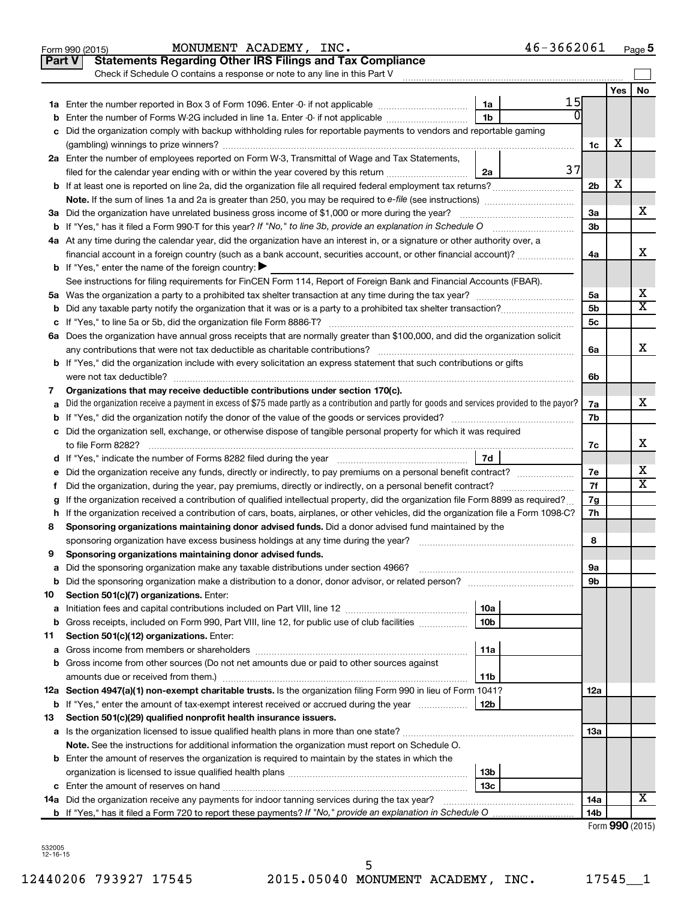Form 990 (2015) MONUMENT ACADEMY, INC. 46-3662061 Page 5

## Part V Statements Regarding Other IRS Filings and Tax Compliance

Check if Schedule O contains a response or note to any line in this Part V

| | | | | | Yes | No |
|---|---|---|---|---|---|---|
| 1a | Enter the number reported in Box 3 of Form 1096. Enter -0- if not applicable | 1a | 15 | | | |
| b | Enter the number of Forms W-2G included in line 1a. Enter -0- if not applicable | 1b | 0 | | | |
| c | Did the organization comply with backup withholding rules for reportable payments to vendors and reportable gaming (gambling) winnings to prize winners? | | | 1c | X | |
| 2a | Enter the number of employees reported on Form W-3, Transmittal of Wage and Tax Statements, filed for the calendar year ending with or within the year covered by this return | 2a | 37 | | | |
| b | If at least one is reported on line 2a, did the organization file all required federal employment tax returns? | | | 2b | X | |
| | **Note.** If the sum of lines 1a and 2a is greater than 250, you may be required to *e-file* (see instructions) | | | | | |
| 3a | Did the organization have unrelated business gross income of $1,000 or more during the year? | | | 3a | | X |
| b | If "Yes," has it filed a Form 990-T for this year? *If "No," to line 3b, provide an explanation in Schedule O* | | | 3b | | |
| 4a | At any time during the calendar year, did the organization have an interest in, or a signature or other authority over, a financial account in a foreign country (such as a bank account, securities account, or other financial account)? | | | 4a | | X |
| b | If "Yes," enter the name of the foreign country: ▶ | | | | | |
| | See instructions for filing requirements for FinCEN Form 114, Report of Foreign Bank and Financial Accounts (FBAR). | | | | | |
| 5a | Was the organization a party to a prohibited tax shelter transaction at any time during the tax year? | | | 5a | | X |
| b | Did any taxable party notify the organization that it was or is a party to a prohibited tax shelter transaction? | | | 5b | | X |
| c | If "Yes," to line 5a or 5b, did the organization file Form 8886-T? | | | 5c | | |
| 6a | Does the organization have annual gross receipts that are normally greater than $100,000, and did the organization solicit any contributions that were not tax deductible as charitable contributions? | | | 6a | | X |
| b | If "Yes," did the organization include with every solicitation an express statement that such contributions or gifts were not tax deductible? | | | 6b | | |
| 7 | **Organizations that may receive deductible contributions under section 170(c).** | | | | | |
| a | Did the organization receive a payment in excess of $75 made partly as a contribution and partly for goods and services provided to the payor? | | | 7a | | X |
| b | If "Yes," did the organization notify the donor of the value of the goods or services provided? | | | 7b | | |
| c | Did the organization sell, exchange, or otherwise dispose of tangible personal property for which it was required to file Form 8282? | | | 7c | | X |
| d | If "Yes," indicate the number of Forms 8282 filed during the year | 7d | | | | |
| e | Did the organization receive any funds, directly or indirectly, to pay premiums on a personal benefit contract? | | | 7e | | X |
| f | Did the organization, during the year, pay premiums, directly or indirectly, on a personal benefit contract? | | | 7f | | X |
| g | If the organization received a contribution of qualified intellectual property, did the organization file Form 8899 as required? | | | 7g | | |
| h | If the organization received a contribution of cars, boats, airplanes, or other vehicles, did the organization file a Form 1098-C? | | | 7h | | |
| 8 | **Sponsoring organizations maintaining donor advised funds.** Did a donor advised fund maintained by the sponsoring organization have excess business holdings at any time during the year? | | | 8 | | |
| 9 | **Sponsoring organizations maintaining donor advised funds.** | | | | | |
| a | Did the sponsoring organization make any taxable distributions under section 4966? | | | 9a | | |
| b | Did the sponsoring organization make a distribution to a donor, donor advisor, or related person? | | | 9b | | |
| 10 | **Section 501(c)(7) organizations.** Enter: | | | | | |
| a | Initiation fees and capital contributions included on Part VIII, line 12 | 10a | | | | |
| b | Gross receipts, included on Form 990, Part VIII, line 12, for public use of club facilities | 10b | | | | |
| 11 | **Section 501(c)(12) organizations.** Enter: | | | | | |
| a | Gross income from members or shareholders | 11a | | | | |
| b | Gross income from other sources (Do not net amounts due or paid to other sources against amounts due or received from them.) | 11b | | | | |
| 12a | **Section 4947(a)(1) non-exempt charitable trusts.** Is the organization filing Form 990 in lieu of Form 1041? | | | 12a | | |
| b | If "Yes," enter the amount of tax-exempt interest received or accrued during the year | 12b | | | | |
| 13 | **Section 501(c)(29) qualified nonprofit health insurance issuers.** | | | | | |
| a | Is the organization licensed to issue qualified health plans in more than one state? | | | 13a | | |
| | **Note.** See the instructions for additional information the organization must report on Schedule O. | | | | | |
| b | Enter the amount of reserves the organization is required to maintain by the states in which the organization is licensed to issue qualified health plans | 13b | | | | |
| c | Enter the amount of reserves on hand | 13c | | | | |
| 14a | Did the organization receive any payments for indoor tanning services during the tax year? | | | 14a | | X |
| b | If "Yes," has it filed a Form 720 to report these payments? *If "No," provide an explanation in Schedule O* | | | 14b | | |

Form **990** (2015)

532005 12-16-15

12440206 793927 17545 2015.05040 MONUMENT ACADEMY, INC. 17545__1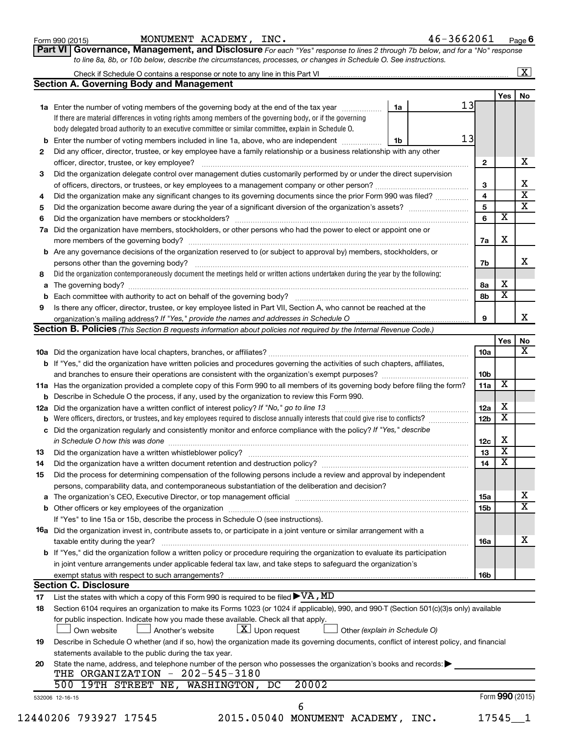Form 990 (2015) MONUMENT ACADEMY, INC. 46-3662061 Page 6

**Part VI Governance, Management, and Disclosure** *For each "Yes" response to lines 2 through 7b below, and for a "No" response to line 8a, 8b, or 10b below, describe the circumstances, processes, or changes in Schedule O. See instructions.*

Check if Schedule O contains a response or note to any line in this Part VI .......... [X]

## Section A. Governing Body and Management

| | | | | Yes | No |
|---|---|---|---|---|---|
| **1a** | Enter the number of voting members of the governing body at the end of the tax year ... If there are material differences in voting rights among members of the governing body, or if the governing body delegated broad authority to an executive committee or similar committee, explain in Schedule O. | 1a: 13 | | | |
| **b** | Enter the number of voting members included in line 1a, above, who are independent ... | 1b: 13 | | | |
| **2** | Did any officer, director, trustee, or key employee have a family relationship or a business relationship with any other officer, director, trustee, or key employee? | | 2 | | X |
| **3** | Did the organization delegate control over management duties customarily performed by or under the direct supervision of officers, directors, or trustees, or key employees to a management company or other person? | | 3 | | X |
| **4** | Did the organization make any significant changes to its governing documents since the prior Form 990 was filed? | | 4 | | X |
| **5** | Did the organization become aware during the year of a significant diversion of the organization's assets? | | 5 | | X |
| **6** | Did the organization have members or stockholders? | | 6 | X | |
| **7a** | Did the organization have members, stockholders, or other persons who had the power to elect or appoint one or more members of the governing body? | | 7a | X | |
| **b** | Are any governance decisions of the organization reserved to (or subject to approval by) members, stockholders, or persons other than the governing body? | | 7b | | X |
| **8** | Did the organization contemporaneously document the meetings held or written actions undertaken during the year by the following: | | | | |
| **a** | The governing body? | | 8a | X | |
| **b** | Each committee with authority to act on behalf of the governing body? | | 8b | X | |
| **9** | Is there any officer, director, trustee, or key employee listed in Part VII, Section A, who cannot be reached at the organization's mailing address? *If "Yes," provide the names and addresses in Schedule O* | | 9 | | X |

## Section B. Policies *(This Section B requests information about policies not required by the Internal Revenue Code.)*

| | | | Yes | No |
|---|---|---|---|---|
| **10a** | Did the organization have local chapters, branches, or affiliates? | 10a | | X |
| **b** | If "Yes," did the organization have written policies and procedures governing the activities of such chapters, affiliates, and branches to ensure their operations are consistent with the organization's exempt purposes? | 10b | | |
| **11a** | Has the organization provided a complete copy of this Form 990 to all members of its governing body before filing the form? | 11a | X | |
| **b** | Describe in Schedule O the process, if any, used by the organization to review this Form 990. | | | |
| **12a** | Did the organization have a written conflict of interest policy? *If "No," go to line 13* | 12a | X | |
| **b** | Were officers, directors, or trustees, and key employees required to disclose annually interests that could give rise to conflicts? | 12b | X | |
| **c** | Did the organization regularly and consistently monitor and enforce compliance with the policy? *If "Yes," describe in Schedule O how this was done* | 12c | X | |
| **13** | Did the organization have a written whistleblower policy? | 13 | X | |
| **14** | Did the organization have a written document retention and destruction policy? | 14 | X | |
| **15** | Did the process for determining compensation of the following persons include a review and approval by independent persons, comparability data, and contemporaneous substantiation of the deliberation and decision? | | | |
| **a** | The organization's CEO, Executive Director, or top management official | 15a | | X |
| **b** | Other officers or key employees of the organization | 15b | | X |
| | If "Yes" to line 15a or 15b, describe the process in Schedule O (see instructions). | | | |
| **16a** | Did the organization invest in, contribute assets to, or participate in a joint venture or similar arrangement with a taxable entity during the year? | 16a | | X |
| **b** | If "Yes," did the organization follow a written policy or procedure requiring the organization to evaluate its participation in joint venture arrangements under applicable federal tax law, and take steps to safeguard the organization's exempt status with respect to such arrangements? | 16b | | |

## Section C. Disclosure

**17** List the states with which a copy of this Form 990 is required to be filed ▶ VA, MD

**18** Section 6104 requires an organization to make its Forms 1023 (or 1024 if applicable), 990, and 990-T (Section 501(c)(3)s only) available for public inspection. Indicate how you made these available. Check all that apply.

[ ] Own website [ ] Another's website [X] Upon request [ ] Other *(explain in Schedule O)*

**19** Describe in Schedule O whether (and if so, how) the organization made its governing documents, conflict of interest policy, and financial statements available to the public during the tax year.

**20** State the name, address, and telephone number of the person who possesses the organization's books and records: ▶

THE ORGANIZATION - 202-545-3180
500 19TH STREET NE, WASHINGTON, DC 20002

532006 12-16-15 Form **990** (2015)

12440206 793927 17545 2015.05040 MONUMENT ACADEMY, INC. 17545__1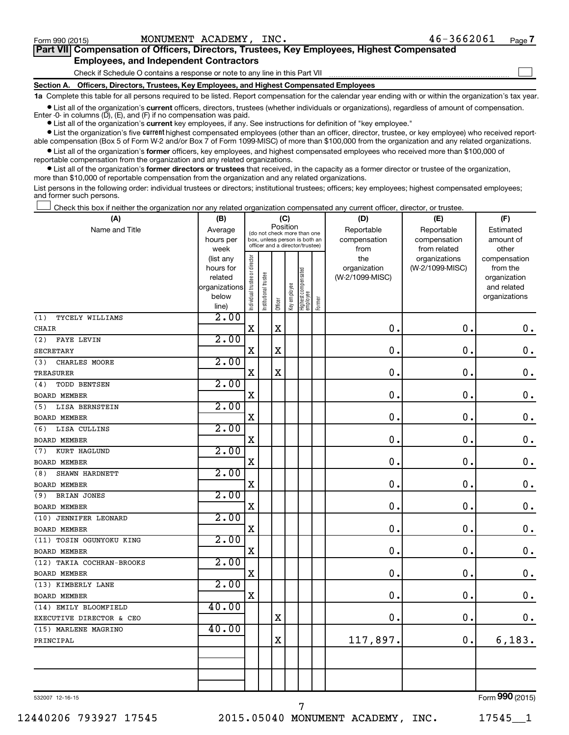Form 990 (2015) MONUMENT ACADEMY, INC. 46-3662061

## Part VII Compensation of Officers, Directors, Trustees, Key Employees, Highest Compensated Employees, and Independent Contractors

Check if Schedule O contains a response or note to any line in this Part VII ☐

### Section A. Officers, Directors, Trustees, Key Employees, and Highest Compensated Employees

**1a** Complete this table for all persons required to be listed. Report compensation for the calendar year ending with or within the organization's tax year.

- List all of the organization's **current** officers, directors, trustees (whether individuals or organizations), regardless of amount of compensation. Enter -0- in columns (D), (E), and (F) if no compensation was paid.
- List all of the organization's **current** key employees, if any. See instructions for definition of "key employee."
- List the organization's five **current** highest compensated employees (other than an officer, director, trustee, or key employee) who received reportable compensation (Box 5 of Form W-2 and/or Box 7 of Form 1099-MISC) of more than $100,000 from the organization and any related organizations.
- List all of the organization's **former** officers, key employees, and highest compensated employees who received more than $100,000 of reportable compensation from the organization and any related organizations.
- List all of the organization's **former directors or trustees** that received, in the capacity as a former director or trustee of the organization, more than $10,000 of reportable compensation from the organization and any related organizations.

List persons in the following order: individual trustees or directors; institutional trustees; officers; key employees; highest compensated employees; and former such persons.

☐ Check this box if neither the organization nor any related organization compensated any current officer, director, or trustee.

| (A) Name and Title | (B) Average hours per week (list any hours for related organizations below line) | (C) Position: Individual trustee or director | Institutional trustee | Officer | Key employee | Highest compensated employee | Former | (D) Reportable compensation from the organization (W-2/1099-MISC) | (E) Reportable compensation from related organizations (W-2/1099-MISC) | (F) Estimated amount of other compensation from the organization and related organizations |
|---|---|---|---|---|---|---|---|---|---|---|
| (1) TYCELY WILLIAMS<br>CHAIR | 2.00 | X | | X | | | | 0. | 0. | 0. |
| (2) FAYE LEVIN<br>SECRETARY | 2.00 | X | | X | | | | 0. | 0. | 0. |
| (3) CHARLES MOORE<br>TREASURER | 2.00 | X | | X | | | | 0. | 0. | 0. |
| (4) TODD BENTSEN<br>BOARD MEMBER | 2.00 | X | | | | | | 0. | 0. | 0. |
| (5) LISA BERNSTEIN<br>BOARD MEMBER | 2.00 | X | | | | | | 0. | 0. | 0. |
| (6) LISA CULLINS<br>BOARD MEMBER | 2.00 | X | | | | | | 0. | 0. | 0. |
| (7) KURT HAGLUND<br>BOARD MEMBER | 2.00 | X | | | | | | 0. | 0. | 0. |
| (8) SHAWN HARDNETT<br>BOARD MEMBER | 2.00 | X | | | | | | 0. | 0. | 0. |
| (9) BRIAN JONES<br>BOARD MEMBER | 2.00 | X | | | | | | 0. | 0. | 0. |
| (10) JENNIFER LEONARD<br>BOARD MEMBER | 2.00 | X | | | | | | 0. | 0. | 0. |
| (11) TOSIN OGUNYOKU KING<br>BOARD MEMBER | 2.00 | X | | | | | | 0. | 0. | 0. |
| (12) TAKIA COCHRAN-BROOKS<br>BOARD MEMBER | 2.00 | X | | | | | | 0. | 0. | 0. |
| (13) KIMBERLY LANE<br>BOARD MEMBER | 2.00 | X | | | | | | 0. | 0. | 0. |
| (14) EMILY BLOOMFIELD<br>EXECUTIVE DIRECTOR & CEO | 40.00 | | | X | | | | 0. | 0. | 0. |
| (15) MARLENE MAGRINO<br>PRINCIPAL | 40.00 | | | X | | | | 117,897. | 0. | 6,183. |
| | | | | | | | | | | |
| | | | | | | | | | | |

532007 12-16-15

Form **990** (2015)

12440206 793927 17545 2015.05040 MONUMENT ACADEMY, INC. 17545__1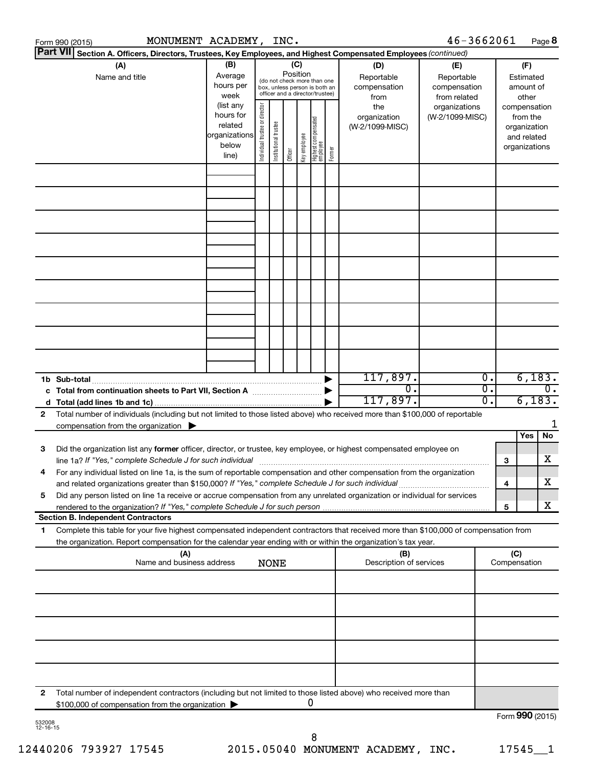Form 990 (2015) MONUMENT ACADEMY, INC. 46-3662061 Page 8

**Part VII** **Section A. Officers, Directors, Trustees, Key Employees, and Highest Compensated Employees** *(continued)*

| (A) Name and title | (B) Average hours per week (list any hours for related organizations below line) | (C) Position (do not check more than one box, unless person is both an officer and a director/trustee): Individual trustee or director | Institutional trustee | Officer | Key employee | Highest compensated employee | Former | (D) Reportable compensation from the organization (W-2/1099-MISC) | (E) Reportable compensation from related organizations (W-2/1099-MISC) | (F) Estimated amount of other compensation from the organization and related organizations |
|---|---|---|---|---|---|---|---|---|---|---|
| | | | | | | | | | | |
| | | | | | | | | | | |
| | | | | | | | | | | |
| | | | | | | | | | | |
| | | | | | | | | | | |
| | | | | | | | | | | |
| | | | | | | | | | | |
| | | | | | | | | | | |
| | | | | | | | | | | |
| **1b Sub-total** | | | | | | | ▶ | 117,897. | 0. | 6,183. |
| **c Total from continuation sheets to Part VII, Section A** | | | | | | | ▶ | 0. | 0. | 0. |
| **d Total (add lines 1b and 1c)** | | | | | | | ▶ | 117,897. | 0. | 6,183. |

**2** Total number of individuals (including but not limited to those listed above) who received more than $100,000 of reportable compensation from the organization ▶ 1

| | | | Yes | No |
|---|---|---|---|---|
| **3** | Did the organization list any **former** officer, director, or trustee, key employee, or highest compensated employee on line 1a? *If "Yes," complete Schedule J for such individual* | 3 | | X |
| **4** | For any individual listed on line 1a, is the sum of reportable compensation and other compensation from the organization and related organizations greater than $150,000? *If "Yes," complete Schedule J for such individual* | 4 | | X |
| **5** | Did any person listed on line 1a receive or accrue compensation from any unrelated organization or individual for services rendered to the organization? *If "Yes," complete Schedule J for such person* | 5 | | X |

**Section B. Independent Contractors**

**1** Complete this table for your five highest compensated independent contractors that received more than $100,000 of compensation from the organization. Report compensation for the calendar year ending with or within the organization's tax year.

| (A) Name and business address | (B) Description of services | (C) Compensation |
|---|---|---|
| NONE | | |
| | | |
| | | |
| | | |
| | | |

**2** Total number of independent contractors (including but not limited to those listed above) who received more than $100,000 of compensation from the organization ▶ 0

Form **990** (2015)

532008 12-16-15

12440206 793927 17545 2015.05040 MONUMENT ACADEMY, INC. 17545__1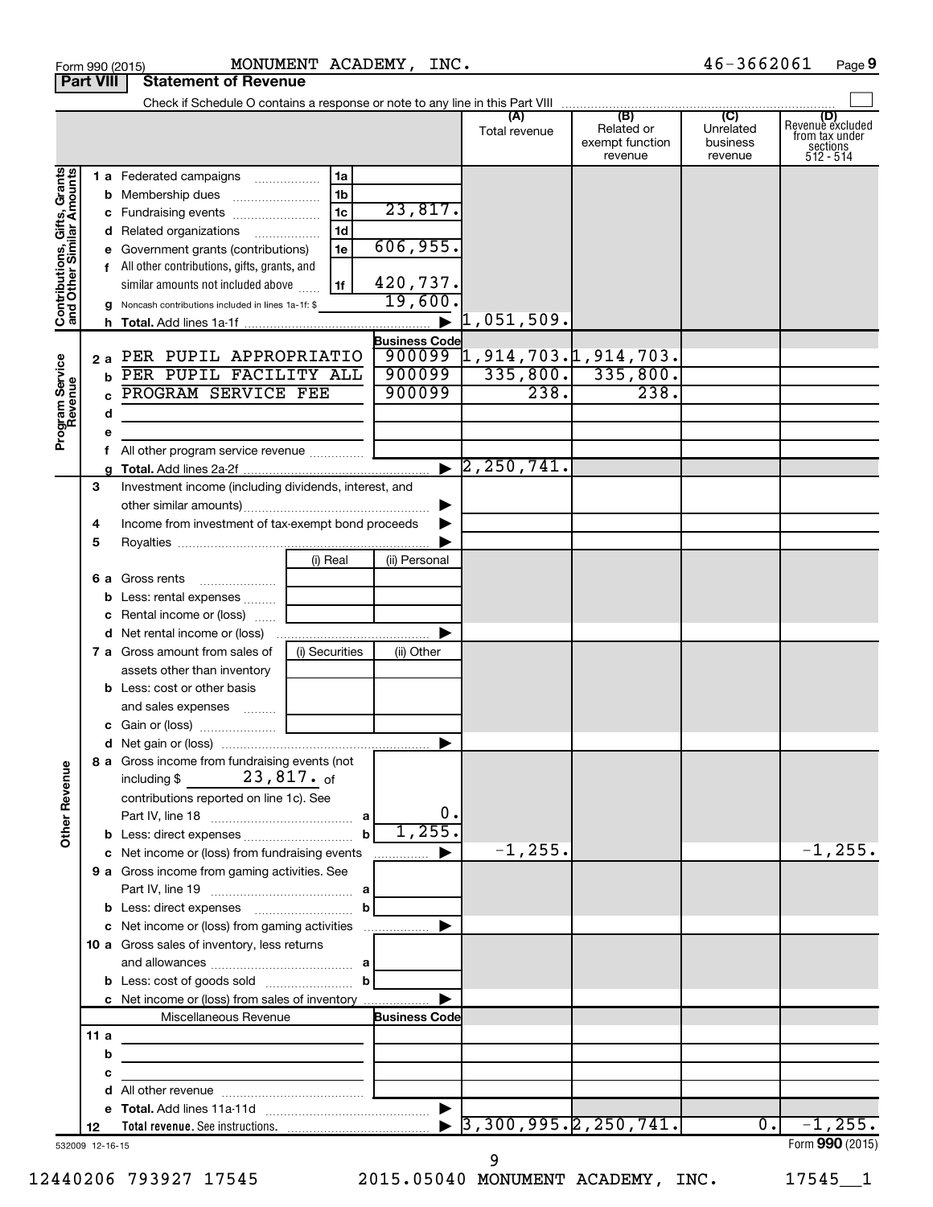Form 990 (2015) MONUMENT ACADEMY, INC. 46-3662061

## Part VIII Statement of Revenue

Check if Schedule O contains a response or note to any line in this Part VIII

| | | | | (A) Total revenue | (B) Related or exempt function revenue | (C) Unrelated business revenue | (D) Revenue excluded from tax under sections 512 - 514 |
|---|---|---|---|---|---|---|---|
| **Contributions, Gifts, Grants and Other Similar Amounts** | 1a Federated campaigns | 1a | | | | | |
| | b Membership dues | 1b | | | | | |
| | c Fundraising events | 1c | 23,817. | | | | |
| | d Related organizations | 1d | | | | | |
| | e Government grants (contributions) | 1e | 606,955. | | | | |
| | f All other contributions, gifts, grants, and similar amounts not included above | 1f | 420,737. | | | | |
| | g Noncash contributions included in lines 1a-1f: $ | | 19,600. | | | | |
| | h Total. Add lines 1a-1f | | | 1,051,509. | | | |
| **Program Service Revenue** | | | Business Code | | | | |
| | 2a PER PUPIL APPROPRIATIO | | 900099 | 1,914,703. | 1,914,703. | | |
| | b PER PUPIL FACILITY ALL | | 900099 | 335,800. | 335,800. | | |
| | c PROGRAM SERVICE FEE | | 900099 | 238. | 238. | | |
| | d | | | | | | |
| | e | | | | | | |
| | f All other program service revenue | | | | | | |
| | g Total. Add lines 2a-2f | | | 2,250,741. | | | |
| | 3 Investment income (including dividends, interest, and other similar amounts) | | | | | | |
| | 4 Income from investment of tax-exempt bond proceeds | | | | | | |
| | 5 Royalties | | | | | | |
| | | (i) Real | (ii) Personal | | | | |
| | 6a Gross rents | | | | | | |
| | b Less: rental expenses | | | | | | |
| | c Rental income or (loss) | | | | | | |
| | d Net rental income or (loss) | | | | | | |
| | 7a Gross amount from sales of assets other than inventory | (i) Securities | (ii) Other | | | | |
| | b Less: cost or other basis and sales expenses | | | | | | |
| | c Gain or (loss) | | | | | | |
| | d Net gain or (loss) | | | | | | |
| **Other Revenue** | 8a Gross income from fundraising events (not including $ 23,817. of contributions reported on line 1c). See Part IV, line 18 | a | 0. | | | | |
| | b Less: direct expenses | b | 1,255. | | | | |
| | c Net income or (loss) from fundraising events | | | -1,255. | | | -1,255. |
| | 9a Gross income from gaming activities. See Part IV, line 19 | a | | | | | |
| | b Less: direct expenses | b | | | | | |
| | c Net income or (loss) from gaming activities | | | | | | |
| | 10a Gross sales of inventory, less returns and allowances | a | | | | | |
| | b Less: cost of goods sold | b | | | | | |
| | c Net income or (loss) from sales of inventory | | | | | | |
| | Miscellaneous Revenue | | Business Code | | | | |
| | 11a | | | | | | |
| | b | | | | | | |
| | c | | | | | | |
| | d All other revenue | | | | | | |
| | e Total. Add lines 11a-11d | | | | | | |
| | 12 Total revenue. See instructions. | | | 3,300,995. | 2,250,741. | 0. | -1,255. |

532009 12-16-15 Form 990 (2015)

12440206 793927 17545 2015.05040 MONUMENT ACADEMY, INC. 17545__1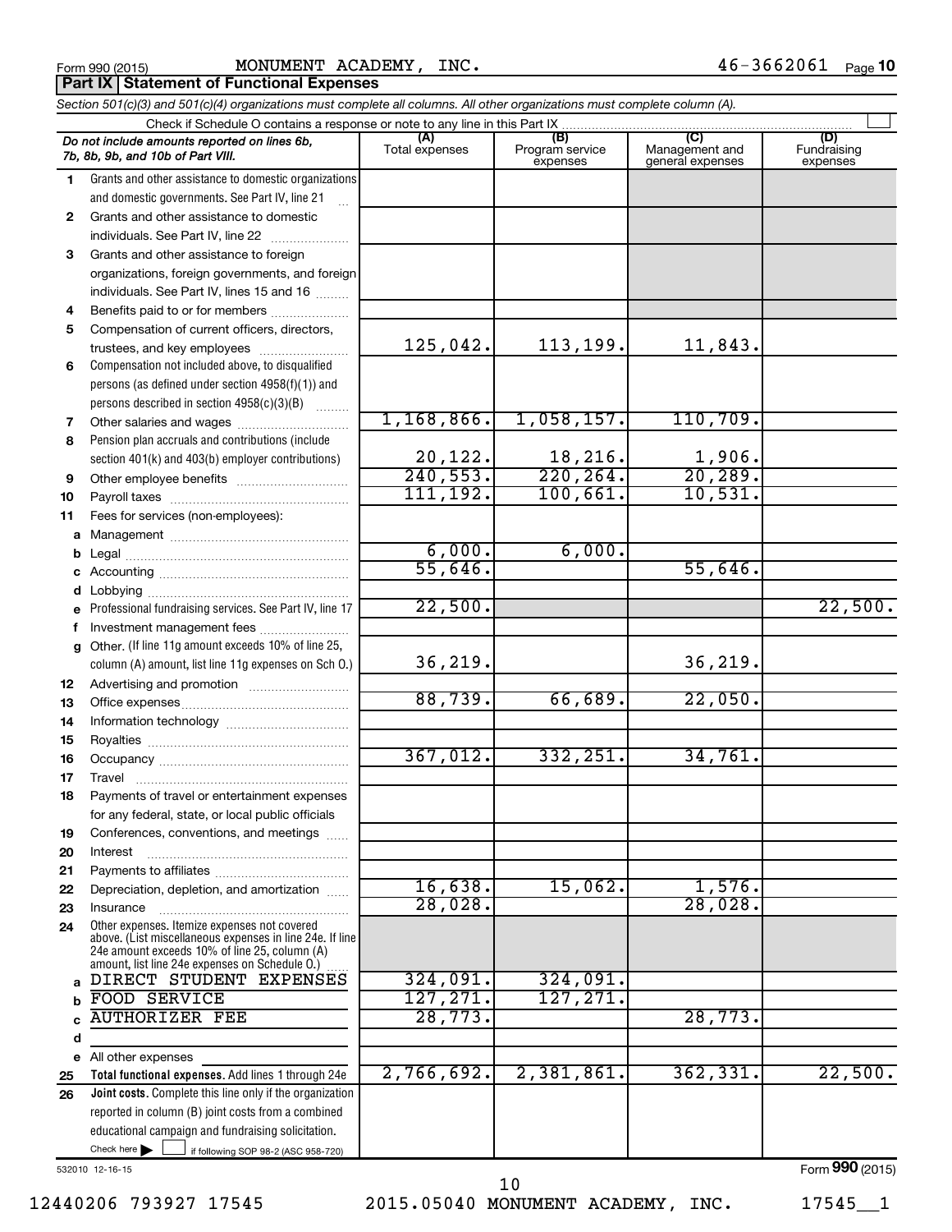Form 990 (2015) MONUMENT ACADEMY, INC. 46-3662061 Page 10

**Part IX Statement of Functional Expenses**

*Section 501(c)(3) and 501(c)(4) organizations must complete all columns. All other organizations must complete column (A).*

Check if Schedule O contains a response or note to any line in this Part IX

| | *Do not include amounts reported on lines 6b, 7b, 8b, 9b, and 10b of Part VIII.* | (A) Total expenses | (B) Program service expenses | (C) Management and general expenses | (D) Fundraising expenses |
|---|---|---|---|---|---|
| 1 | Grants and other assistance to domestic organizations and domestic governments. See Part IV, line 21 | | | | |
| 2 | Grants and other assistance to domestic individuals. See Part IV, line 22 | | | | |
| 3 | Grants and other assistance to foreign organizations, foreign governments, and foreign individuals. See Part IV, lines 15 and 16 | | | | |
| 4 | Benefits paid to or for members | | | | |
| 5 | Compensation of current officers, directors, trustees, and key employees | 125,042. | 113,199. | 11,843. | |
| 6 | Compensation not included above, to disqualified persons (as defined under section 4958(f)(1)) and persons described in section 4958(c)(3)(B) | | | | |
| 7 | Other salaries and wages | 1,168,866. | 1,058,157. | 110,709. | |
| 8 | Pension plan accruals and contributions (include section 401(k) and 403(b) employer contributions) | 20,122. | 18,216. | 1,906. | |
| 9 | Other employee benefits | 240,553. | 220,264. | 20,289. | |
| 10 | Payroll taxes | 111,192. | 100,661. | 10,531. | |
| 11 | Fees for services (non-employees): | | | | |
| a | Management | | | | |
| b | Legal | 6,000. | 6,000. | | |
| c | Accounting | 55,646. | | 55,646. | |
| d | Lobbying | | | | |
| e | Professional fundraising services. See Part IV, line 17 | 22,500. | | | 22,500. |
| f | Investment management fees | | | | |
| g | Other. (If line 11g amount exceeds 10% of line 25, column (A) amount, list line 11g expenses on Sch O.) | 36,219. | | 36,219. | |
| 12 | Advertising and promotion | | | | |
| 13 | Office expenses | 88,739. | 66,689. | 22,050. | |
| 14 | Information technology | | | | |
| 15 | Royalties | | | | |
| 16 | Occupancy | 367,012. | 332,251. | 34,761. | |
| 17 | Travel | | | | |
| 18 | Payments of travel or entertainment expenses for any federal, state, or local public officials | | | | |
| 19 | Conferences, conventions, and meetings | | | | |
| 20 | Interest | | | | |
| 21 | Payments to affiliates | | | | |
| 22 | Depreciation, depletion, and amortization | 16,638. | 15,062. | 1,576. | |
| 23 | Insurance | 28,028. | | 28,028. | |
| 24 | Other expenses. Itemize expenses not covered above. (List miscellaneous expenses in line 24e. If line 24e amount exceeds 10% of line 25, column (A) amount, list line 24e expenses on Schedule O.) | | | | |
| a | DIRECT STUDENT EXPENSES | 324,091. | 324,091. | | |
| b | FOOD SERVICE | 127,271. | 127,271. | | |
| c | AUTHORIZER FEE | 28,773. | | 28,773. | |
| d | | | | | |
| e | All other expenses | | | | |
| 25 | **Total functional expenses.** Add lines 1 through 24e | 2,766,692. | 2,381,861. | 362,331. | 22,500. |
| 26 | **Joint costs.** Complete this line only if the organization reported in column (B) joint costs from a combined educational campaign and fundraising solicitation. Check here ☐ if following SOP 98-2 (ASC 958-720) | | | | |

532010 12-16-15

Form **990** (2015)

12440206 793927 17545 2015.05040 MONUMENT ACADEMY, INC. 17545__1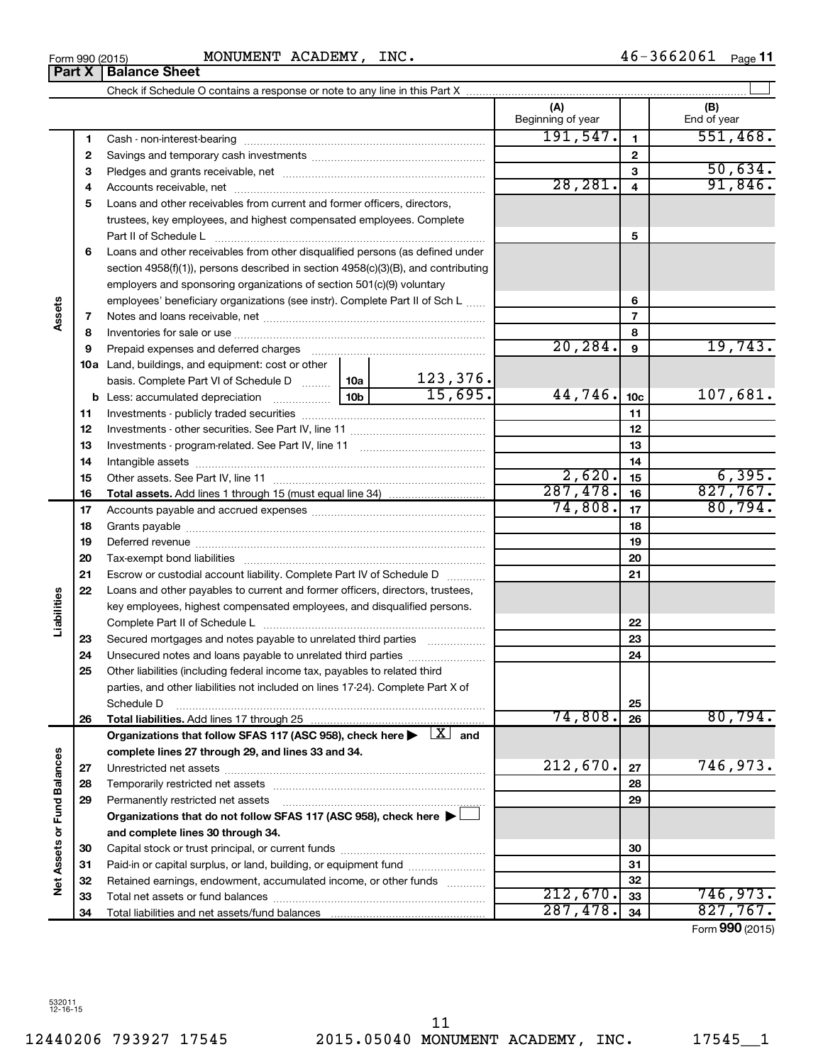Form 990 (2015) MONUMENT ACADEMY, INC. 46-3662061 Page 11

## Part X Balance Sheet

Check if Schedule O contains a response or note to any line in this Part X

| | | | (A) Beginning of year | | (B) End of year |
|---|---|---|---|---|---|
| **Assets** | 1 | Cash - non-interest-bearing | 191,547. | 1 | 551,468. |
| | 2 | Savings and temporary cash investments | | 2 | |
| | 3 | Pledges and grants receivable, net | | 3 | 50,634. |
| | 4 | Accounts receivable, net | 28,281. | 4 | 91,846. |
| | 5 | Loans and other receivables from current and former officers, directors, trustees, key employees, and highest compensated employees. Complete Part II of Schedule L | | 5 | |
| | 6 | Loans and other receivables from other disqualified persons (as defined under section 4958(f)(1)), persons described in section 4958(c)(3)(B), and contributing employers and sponsoring organizations of section 501(c)(9) voluntary employees' beneficiary organizations (see instr). Complete Part II of Sch L | | 6 | |
| | 7 | Notes and loans receivable, net | | 7 | |
| | 8 | Inventories for sale or use | | 8 | |
| | 9 | Prepaid expenses and deferred charges | 20,284. | 9 | 19,743. |
| | 10a | Land, buildings, and equipment: cost or other basis. Complete Part VI of Schedule D — 10a: 123,376. | | | |
| | b | Less: accumulated depreciation — 10b: 15,695. | 44,746. | 10c | 107,681. |
| | 11 | Investments - publicly traded securities | | 11 | |
| | 12 | Investments - other securities. See Part IV, line 11 | | 12 | |
| | 13 | Investments - program-related. See Part IV, line 11 | | 13 | |
| | 14 | Intangible assets | | 14 | |
| | 15 | Other assets. See Part IV, line 11 | 2,620. | 15 | 6,395. |
| | 16 | **Total assets.** Add lines 1 through 15 (must equal line 34) | 287,478. | 16 | 827,767. |
| **Liabilities** | 17 | Accounts payable and accrued expenses | 74,808. | 17 | 80,794. |
| | 18 | Grants payable | | 18 | |
| | 19 | Deferred revenue | | 19 | |
| | 20 | Tax-exempt bond liabilities | | 20 | |
| | 21 | Escrow or custodial account liability. Complete Part IV of Schedule D | | 21 | |
| | 22 | Loans and other payables to current and former officers, directors, trustees, key employees, highest compensated employees, and disqualified persons. Complete Part II of Schedule L | | 22 | |
| | 23 | Secured mortgages and notes payable to unrelated third parties | | 23 | |
| | 24 | Unsecured notes and loans payable to unrelated third parties | | 24 | |
| | 25 | Other liabilities (including federal income tax, payables to related third parties, and other liabilities not included on lines 17-24). Complete Part X of Schedule D | | 25 | |
| | 26 | **Total liabilities.** Add lines 17 through 25 | 74,808. | 26 | 80,794. |
| **Net Assets or Fund Balances** | | **Organizations that follow SFAS 117 (ASC 958), check here ▶ [X] and complete lines 27 through 29, and lines 33 and 34.** | | | |
| | 27 | Unrestricted net assets | 212,670. | 27 | 746,973. |
| | 28 | Temporarily restricted net assets | | 28 | |
| | 29 | Permanently restricted net assets | | 29 | |
| | | **Organizations that do not follow SFAS 117 (ASC 958), check here ▶ [ ] and complete lines 30 through 34.** | | | |
| | 30 | Capital stock or trust principal, or current funds | | 30 | |
| | 31 | Paid-in or capital surplus, or land, building, or equipment fund | | 31 | |
| | 32 | Retained earnings, endowment, accumulated income, or other funds | | 32 | |
| | 33 | Total net assets or fund balances | 212,670. | 33 | 746,973. |
| | 34 | Total liabilities and net assets/fund balances | 287,478. | 34 | 827,767. |

Form **990** (2015)

532011 12-16-15

12440206 793927 17545 2015.05040 MONUMENT ACADEMY, INC. 17545__1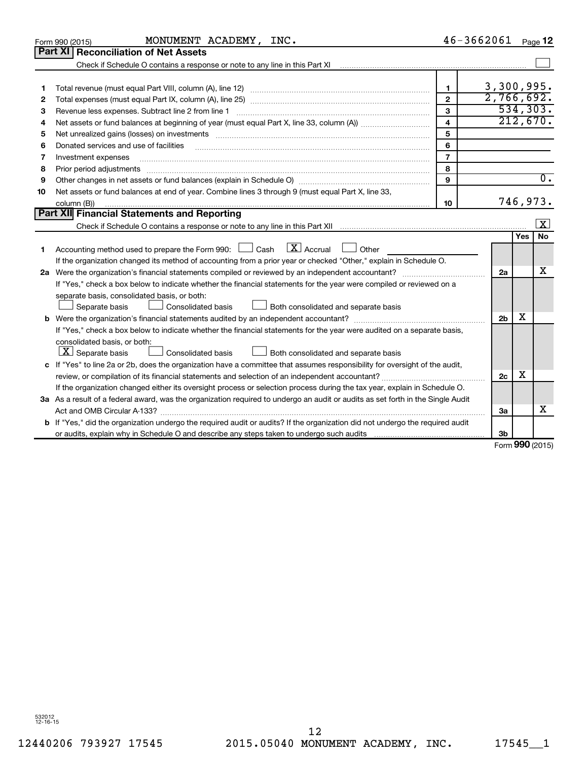Form 990 (2015) MONUMENT ACADEMY, INC. 46-3662061 Page 12

## Part XI Reconciliation of Net Assets

Check if Schedule O contains a response or note to any line in this Part XI

| | | | |
|---|---|---|---|
| 1 | Total revenue (must equal Part VIII, column (A), line 12) | 1 | 3,300,995. |
| 2 | Total expenses (must equal Part IX, column (A), line 25) | 2 | 2,766,692. |
| 3 | Revenue less expenses. Subtract line 2 from line 1 | 3 | 534,303. |
| 4 | Net assets or fund balances at beginning of year (must equal Part X, line 33, column (A)) | 4 | 212,670. |
| 5 | Net unrealized gains (losses) on investments | 5 | |
| 6 | Donated services and use of facilities | 6 | |
| 7 | Investment expenses | 7 | |
| 8 | Prior period adjustments | 8 | |
| 9 | Other changes in net assets or fund balances (explain in Schedule O) | 9 | 0. |
| 10 | Net assets or fund balances at end of year. Combine lines 3 through 9 (must equal Part X, line 33, column (B)) | 10 | 746,973. |

## Part XII Financial Statements and Reporting

Check if Schedule O contains a response or note to any line in this Part XII [X]

| | | | Yes | No |
|---|---|---|---|---|
| 1 | Accounting method used to prepare the Form 990: [ ] Cash [X] Accrual [ ] Other<br>If the organization changed its method of accounting from a prior year or checked "Other," explain in Schedule O. | | | |
| 2a | Were the organization's financial statements compiled or reviewed by an independent accountant?<br>If "Yes," check a box below to indicate whether the financial statements for the year were compiled or reviewed on a separate basis, consolidated basis, or both:<br>[ ] Separate basis [ ] Consolidated basis [ ] Both consolidated and separate basis | 2a | | X |
| b | Were the organization's financial statements audited by an independent accountant?<br>If "Yes," check a box below to indicate whether the financial statements for the year were audited on a separate basis, consolidated basis, or both:<br>[X] Separate basis [ ] Consolidated basis [ ] Both consolidated and separate basis | 2b | X | |
| c | If "Yes" to line 2a or 2b, does the organization have a committee that assumes responsibility for oversight of the audit, review, or compilation of its financial statements and selection of an independent accountant?<br>If the organization changed either its oversight process or selection process during the tax year, explain in Schedule O. | 2c | X | |
| 3a | As a result of a federal award, was the organization required to undergo an audit or audits as set forth in the Single Audit Act and OMB Circular A-133? | 3a | | X |
| b | If "Yes," did the organization undergo the required audit or audits? If the organization did not undergo the required audit or audits, explain why in Schedule O and describe any steps taken to undergo such audits | 3b | | |

Form 990 (2015)

532012 12-16-15

12440206 793927 17545 2015.05040 MONUMENT ACADEMY, INC. 17545__1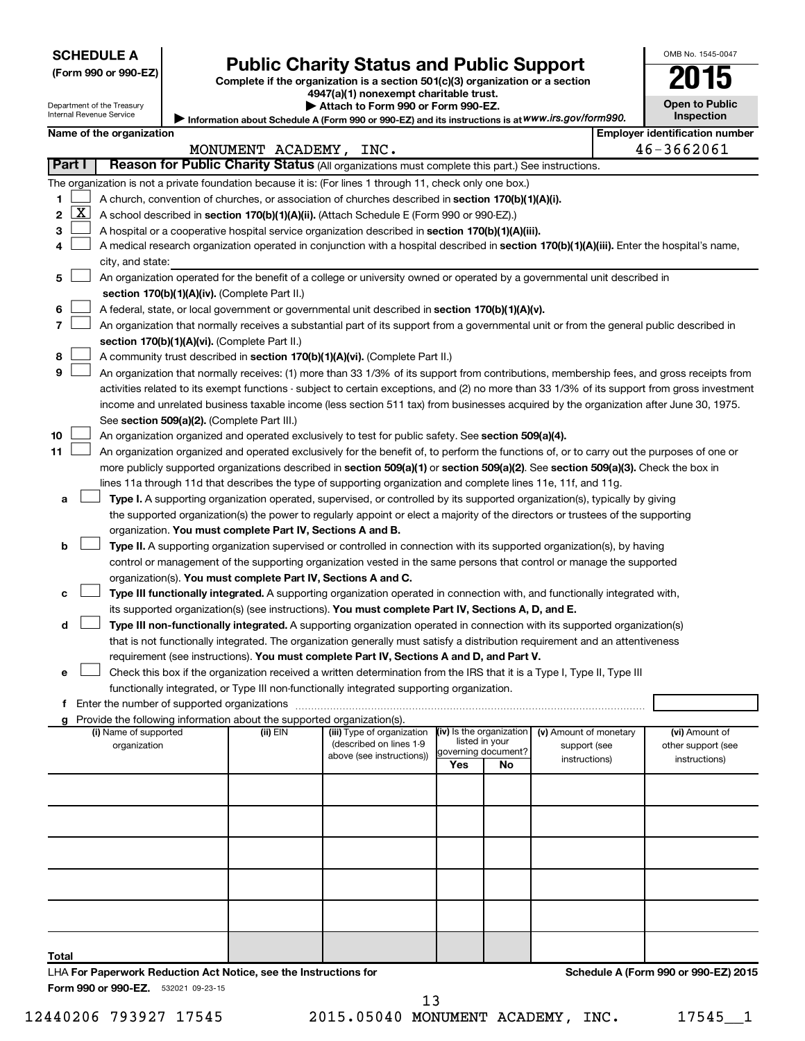**SCHEDULE A**
**(Form 990 or 990-EZ)**

Department of the Treasury
Internal Revenue Service

# Public Charity Status and Public Support

**Complete if the organization is a section 501(c)(3) organization or a section 4947(a)(1) nonexempt charitable trust.**
**▶ Attach to Form 990 or Form 990-EZ.**
▶ Information about Schedule A (Form 990 or 990-EZ) and its instructions is at *www.irs.gov/form990.*

OMB No. 1545-0047

**2015**

**Open to Public Inspection**

**Name of the organization:** MONUMENT ACADEMY, INC.

**Employer identification number:** 46-3662061

## Part I Reason for Public Charity Status (All organizations must complete this part.) See instructions.

The organization is not a private foundation because it is: (For lines 1 through 11, check only one box.)

1. [ ] A church, convention of churches, or association of churches described in **section 170(b)(1)(A)(i).**
2. [X] A school described in **section 170(b)(1)(A)(ii).** (Attach Schedule E (Form 990 or 990-EZ).)
3. [ ] A hospital or a cooperative hospital service organization described in **section 170(b)(1)(A)(iii).**
4. [ ] A medical research organization operated in conjunction with a hospital described in **section 170(b)(1)(A)(iii).** Enter the hospital's name, city, and state:
5. [ ] An organization operated for the benefit of a college or university owned or operated by a governmental unit described in **section 170(b)(1)(A)(iv).** (Complete Part II.)
6. [ ] A federal, state, or local government or governmental unit described in **section 170(b)(1)(A)(v).**
7. [ ] An organization that normally receives a substantial part of its support from a governmental unit or from the general public described in **section 170(b)(1)(A)(vi).** (Complete Part II.)
8. [ ] A community trust described in **section 170(b)(1)(A)(vi).** (Complete Part II.)
9. [ ] An organization that normally receives: (1) more than 33 1/3% of its support from contributions, membership fees, and gross receipts from activities related to its exempt functions - subject to certain exceptions, and (2) no more than 33 1/3% of its support from gross investment income and unrelated business taxable income (less section 511 tax) from businesses acquired by the organization after June 30, 1975. See **section 509(a)(2).** (Complete Part III.)
10. [ ] An organization organized and operated exclusively to test for public safety. See **section 509(a)(4).**
11. [ ] An organization organized and operated exclusively for the benefit of, to perform the functions of, or to carry out the purposes of one or more publicly supported organizations described in **section 509(a)(1)** or **section 509(a)(2).** See **section 509(a)(3).** Check the box in lines 11a through 11d that describes the type of supporting organization and complete lines 11e, 11f, and 11g.
   - **a** [ ] **Type I.** A supporting organization operated, supervised, or controlled by its supported organization(s), typically by giving the supported organization(s) the power to regularly appoint or elect a majority of the directors or trustees of the supporting organization. **You must complete Part IV, Sections A and B.**
   - **b** [ ] **Type II.** A supporting organization supervised or controlled in connection with its supported organization(s), by having control or management of the supporting organization vested in the same persons that control or manage the supported organization(s). **You must complete Part IV, Sections A and C.**
   - **c** [ ] **Type III functionally integrated.** A supporting organization operated in connection with, and functionally integrated with, its supported organization(s) (see instructions). **You must complete Part IV, Sections A, D, and E.**
   - **d** [ ] **Type III non-functionally integrated.** A supporting organization operated in connection with its supported organization(s) that is not functionally integrated. The organization generally must satisfy a distribution requirement and an attentiveness requirement (see instructions). **You must complete Part IV, Sections A and D, and Part V.**
   - **e** [ ] Check this box if the organization received a written determination from the IRS that it is a Type I, Type II, Type III functionally integrated, or Type III non-functionally integrated supporting organization.
   - **f** Enter the number of supported organizations
   - **g** Provide the following information about the supported organization(s).

| (i) Name of supported organization | (ii) EIN | (iii) Type of organization (described on lines 1-9 above (see instructions)) | (iv) Is the organization listed in your governing document? Yes | No | (v) Amount of monetary support (see instructions) | (vi) Amount of other support (see instructions) |
|---|---|---|---|---|---|---|
| | | | | | | |
| | | | | | | |
| | | | | | | |
| | | | | | | |
| | | | | | | |
| **Total** | | | | | | |

LHA **For Paperwork Reduction Act Notice, see the Instructions for Form 990 or 990-EZ.** 532021 09-23-15

**Schedule A (Form 990 or 990-EZ) 2015**

12440206 793927 17545 2015.05040 MONUMENT ACADEMY, INC. 17545__1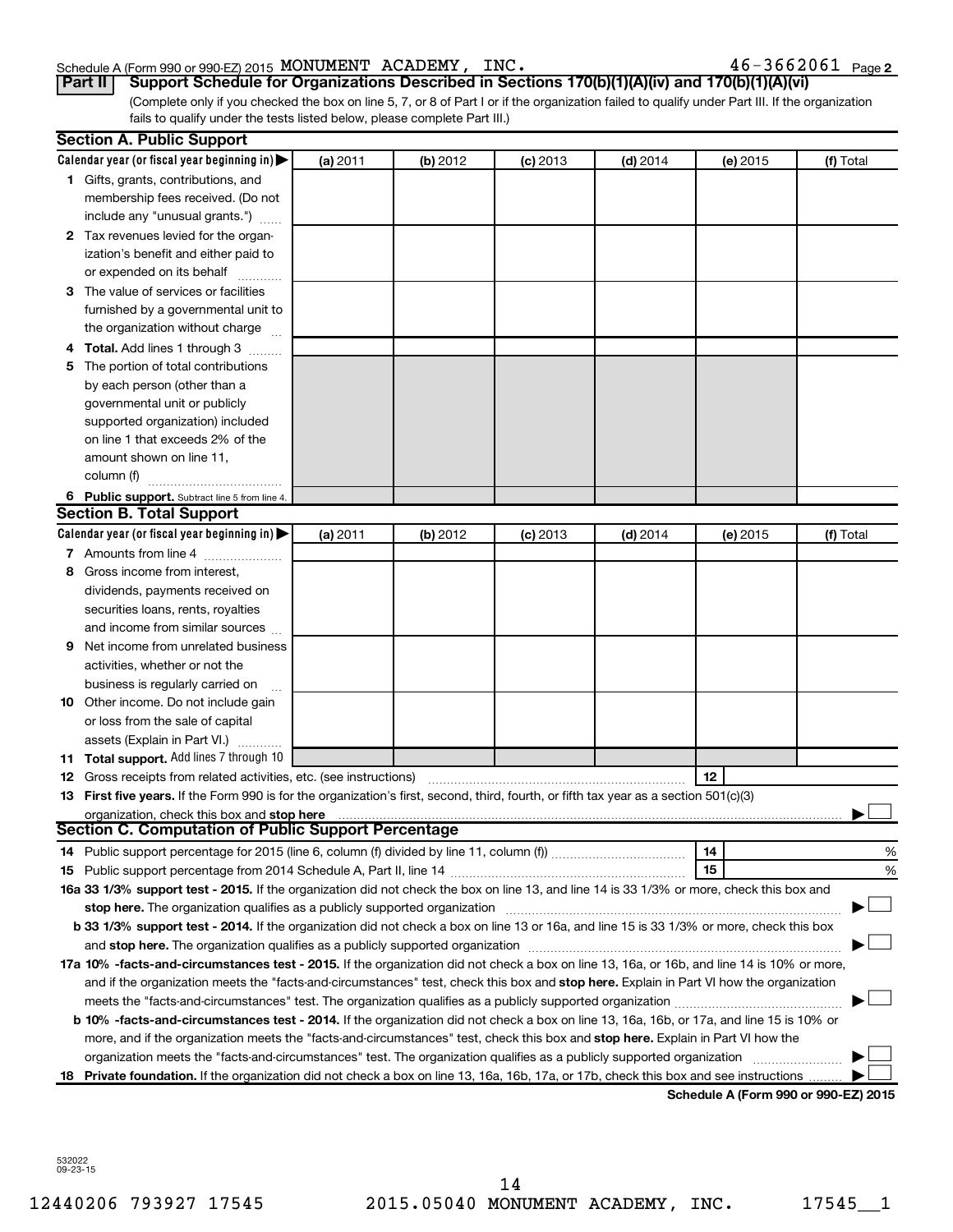Schedule A (Form 990 or 990-EZ) 2015 MONUMENT ACADEMY, INC. 46-3662061 Page 2

## Part II Support Schedule for Organizations Described in Sections 170(b)(1)(A)(iv) and 170(b)(1)(A)(vi)

(Complete only if you checked the box on line 5, 7, or 8 of Part I or if the organization failed to qualify under Part III. If the organization fails to qualify under the tests listed below, please complete Part III.)

### Section A. Public Support

| Calendar year (or fiscal year beginning in) ▶ | (a) 2011 | (b) 2012 | (c) 2013 | (d) 2014 | (e) 2015 | (f) Total |
|---|---|---|---|---|---|---|
| **1** Gifts, grants, contributions, and membership fees received. (Do not include any "unusual grants.") | | | | | | |
| **2** Tax revenues levied for the organization's benefit and either paid to or expended on its behalf | | | | | | |
| **3** The value of services or facilities furnished by a governmental unit to the organization without charge | | | | | | |
| **4 Total.** Add lines 1 through 3 | | | | | | |
| **5** The portion of total contributions by each person (other than a governmental unit or publicly supported organization) included on line 1 that exceeds 2% of the amount shown on line 11, column (f) | | | | | | |
| **6 Public support.** Subtract line 5 from line 4. | | | | | | |

### Section B. Total Support

| Calendar year (or fiscal year beginning in) ▶ | (a) 2011 | (b) 2012 | (c) 2013 | (d) 2014 | (e) 2015 | (f) Total |
|---|---|---|---|---|---|---|
| **7** Amounts from line 4 | | | | | | |
| **8** Gross income from interest, dividends, payments received on securities loans, rents, royalties and income from similar sources | | | | | | |
| **9** Net income from unrelated business activities, whether or not the business is regularly carried on | | | | | | |
| **10** Other income. Do not include gain or loss from the sale of capital assets (Explain in Part VI.) | | | | | | |
| **11 Total support.** Add lines 7 through 10 | | | | | | |

**12** Gross receipts from related activities, etc. (see instructions) | **12** |

**13 First five years.** If the Form 990 is for the organization's first, second, third, fourth, or fifth tax year as a section 501(c)(3) organization, check this box and **stop here** ▶ ☐

### Section C. Computation of Public Support Percentage

**14** Public support percentage for 2015 (line 6, column (f) divided by line 11, column (f)) | **14** | %

**15** Public support percentage from 2014 Schedule A, Part II, line 14 | **15** | %

**16a 33 1/3% support test - 2015.** If the organization did not check the box on line 13, and line 14 is 33 1/3% or more, check this box and **stop here.** The organization qualifies as a publicly supported organization ▶ ☐

**b 33 1/3% support test - 2014.** If the organization did not check a box on line 13 or 16a, and line 15 is 33 1/3% or more, check this box and **stop here.** The organization qualifies as a publicly supported organization ▶ ☐

**17a 10% -facts-and-circumstances test - 2015.** If the organization did not check a box on line 13, 16a, or 16b, and line 14 is 10% or more, and if the organization meets the "facts-and-circumstances" test, check this box and **stop here.** Explain in Part VI how the organization meets the "facts-and-circumstances" test. The organization qualifies as a publicly supported organization ▶ ☐

**b 10% -facts-and-circumstances test - 2014.** If the organization did not check a box on line 13, 16a, 16b, or 17a, and line 15 is 10% or more, and if the organization meets the "facts-and-circumstances" test, check this box and **stop here.** Explain in Part VI how the organization meets the "facts-and-circumstances" test. The organization qualifies as a publicly supported organization ▶ ☐

**18 Private foundation.** If the organization did not check a box on line 13, 16a, 16b, 17a, or 17b, check this box and see instructions ▶ ☐

**Schedule A (Form 990 or 990-EZ) 2015**

532022 09-23-15

12440206 793927 17545 2015.05040 MONUMENT ACADEMY, INC. 17545__1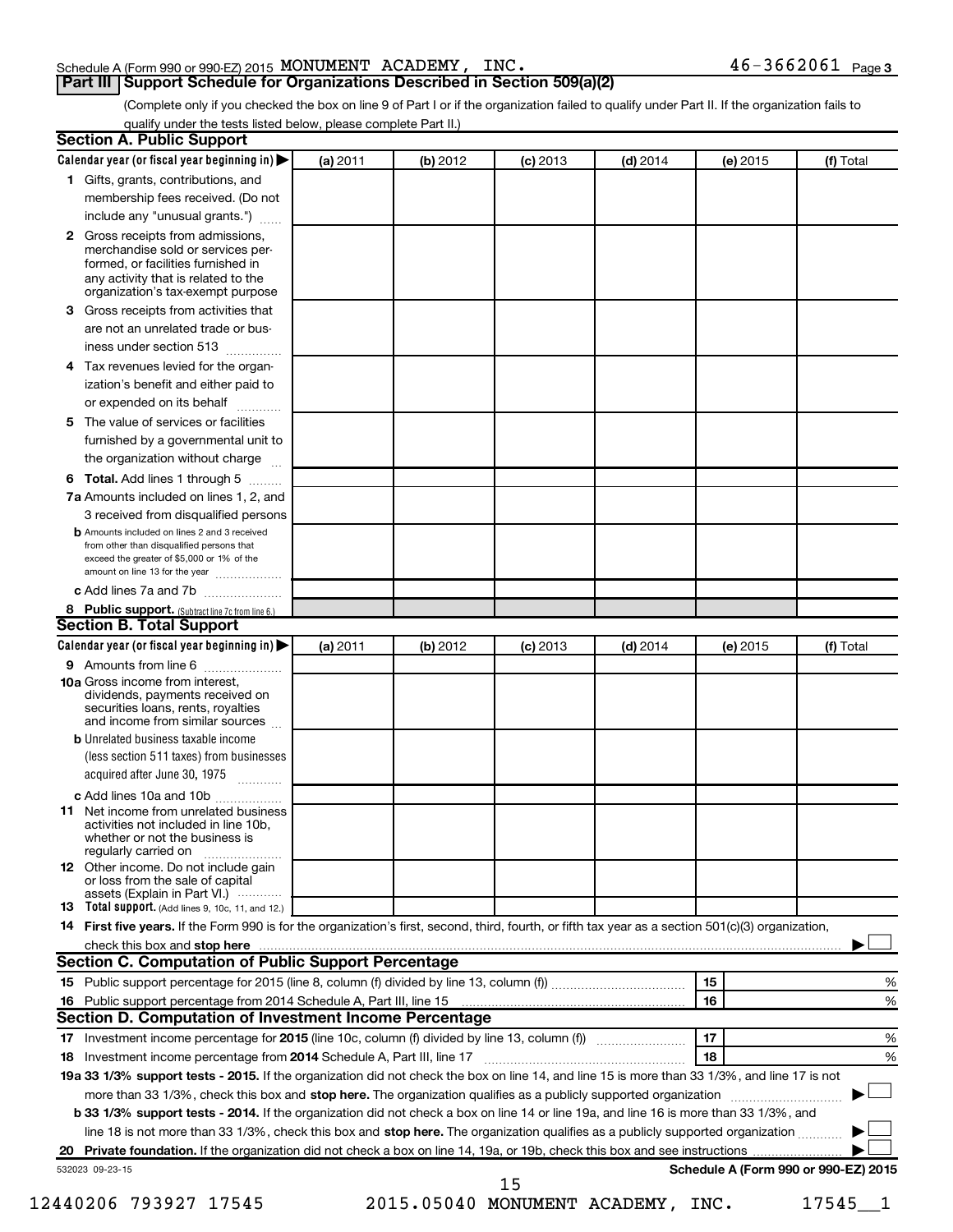Schedule A (Form 990 or 990-EZ) 2015 MONUMENT ACADEMY, INC. 46-3662061 Page 3

## Part III Support Schedule for Organizations Described in Section 509(a)(2)

(Complete only if you checked the box on line 9 of Part I or if the organization failed to qualify under Part II. If the organization fails to qualify under the tests listed below, please complete Part II.)

### Section A. Public Support

| Calendar year (or fiscal year beginning in) ▶ | (a) 2011 | (b) 2012 | (c) 2013 | (d) 2014 | (e) 2015 | (f) Total |
|---|---|---|---|---|---|---|
| **1** Gifts, grants, contributions, and membership fees received. (Do not include any "unusual grants.") | | | | | | |
| **2** Gross receipts from admissions, merchandise sold or services performed, or facilities furnished in any activity that is related to the organization's tax-exempt purpose | | | | | | |
| **3** Gross receipts from activities that are not an unrelated trade or business under section 513 | | | | | | |
| **4** Tax revenues levied for the organization's benefit and either paid to or expended on its behalf | | | | | | |
| **5** The value of services or facilities furnished by a governmental unit to the organization without charge | | | | | | |
| **6 Total.** Add lines 1 through 5 | | | | | | |
| **7a** Amounts included on lines 1, 2, and 3 received from disqualified persons | | | | | | |
| **b** Amounts included on lines 2 and 3 received from other than disqualified persons that exceed the greater of $5,000 or 1% of the amount on line 13 for the year | | | | | | |
| **c** Add lines 7a and 7b | | | | | | |
| **8 Public support.** (Subtract line 7c from line 6.) | | | | | | |

### Section B. Total Support

| Calendar year (or fiscal year beginning in) ▶ | (a) 2011 | (b) 2012 | (c) 2013 | (d) 2014 | (e) 2015 | (f) Total |
|---|---|---|---|---|---|---|
| **9** Amounts from line 6 | | | | | | |
| **10a** Gross income from interest, dividends, payments received on securities loans, rents, royalties and income from similar sources | | | | | | |
| **b** Unrelated business taxable income (less section 511 taxes) from businesses acquired after June 30, 1975 | | | | | | |
| **c** Add lines 10a and 10b | | | | | | |
| **11** Net income from unrelated business activities not included in line 10b, whether or not the business is regularly carried on | | | | | | |
| **12** Other income. Do not include gain or loss from the sale of capital assets (Explain in Part VI.) | | | | | | |
| **13 Total support.** (Add lines 9, 10c, 11, and 12.) | | | | | | |

**14 First five years.** If the Form 990 is for the organization's first, second, third, fourth, or fifth tax year as a section 501(c)(3) organization, check this box and **stop here** ▶ ☐

### Section C. Computation of Public Support Percentage

| | | | |
|---|---|---|---|
| **15** | Public support percentage for 2015 (line 8, column (f) divided by line 13, column (f)) | 15 | % |
| **16** | Public support percentage from 2014 Schedule A, Part III, line 15 | 16 | % |

### Section D. Computation of Investment Income Percentage

| | | | |
|---|---|---|---|
| **17** | Investment income percentage for **2015** (line 10c, column (f) divided by line 13, column (f)) | 17 | % |
| **18** | Investment income percentage from **2014** Schedule A, Part III, line 17 | 18 | % |

**19a 33 1/3% support tests - 2015.** If the organization did not check the box on line 14, and line 15 is more than 33 1/3%, and line 17 is not more than 33 1/3%, check this box and **stop here.** The organization qualifies as a publicly supported organization ▶ ☐

**b 33 1/3% support tests - 2014.** If the organization did not check a box on line 14 or line 19a, and line 16 is more than 33 1/3%, and line 18 is not more than 33 1/3%, check this box and **stop here.** The organization qualifies as a publicly supported organization ▶ ☐

**20 Private foundation.** If the organization did not check a box on line 14, 19a, or 19b, check this box and see instructions ▶ ☐

532023 09-23-15 **Schedule A (Form 990 or 990-EZ) 2015**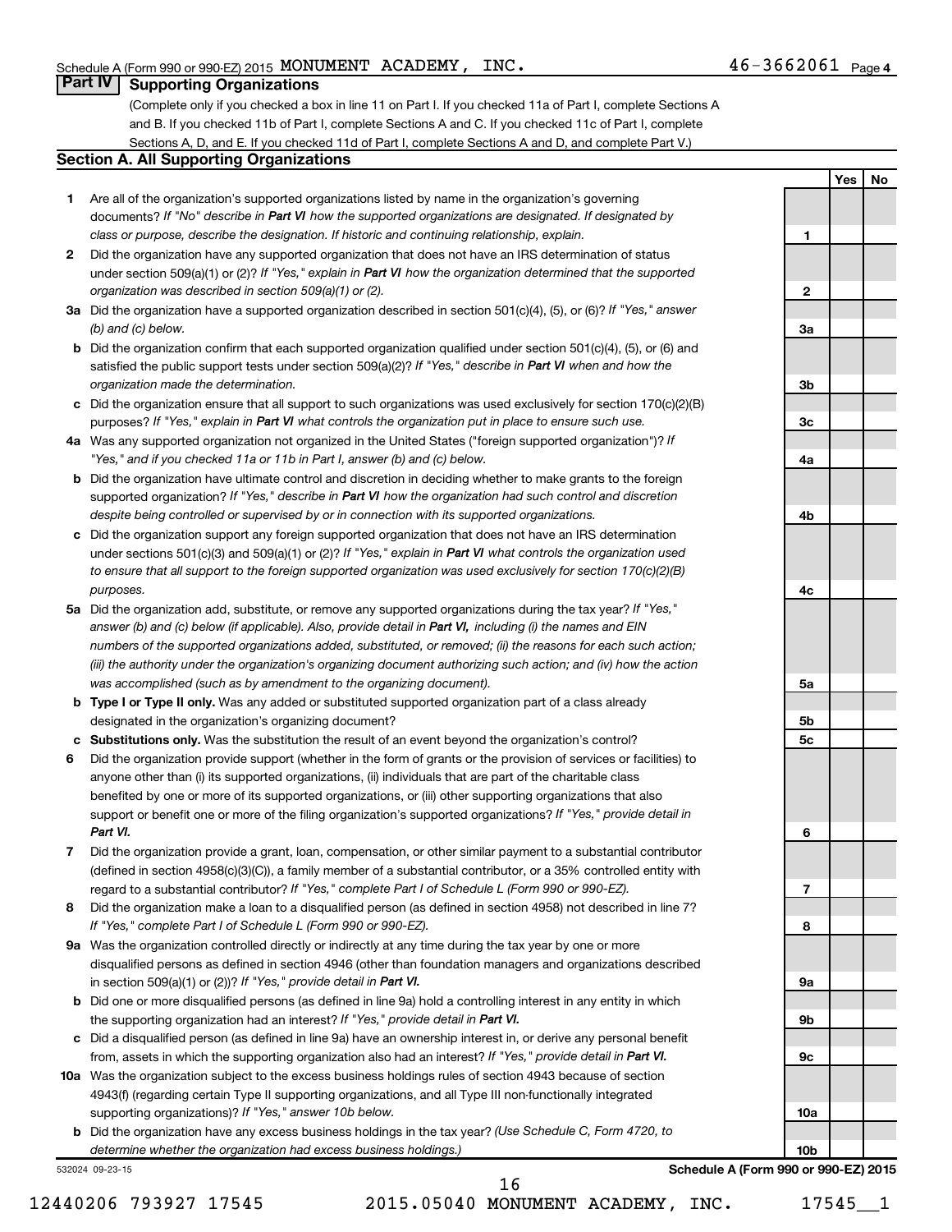Schedule A (Form 990 or 990-EZ) 2015 MONUMENT ACADEMY, INC. 46-3662061 Page 4

## Part IV Supporting Organizations

(Complete only if you checked a box in line 11 on Part I. If you checked 11a of Part I, complete Sections A and B. If you checked 11b of Part I, complete Sections A and C. If you checked 11c of Part I, complete Sections A, D, and E. If you checked 11d of Part I, complete Sections A and D, and complete Part V.)

### Section A. All Supporting Organizations

| | | | Yes | No |
|---|---|---|---|---|
| 1 | Are all of the organization's supported organizations listed by name in the organization's governing documents? *If "No" describe in **Part VI** how the supported organizations are designated. If designated by class or purpose, describe the designation. If historic and continuing relationship, explain.* | 1 | | |
| 2 | Did the organization have any supported organization that does not have an IRS determination of status under section 509(a)(1) or (2)? *If "Yes," explain in **Part VI** how the organization determined that the supported organization was described in section 509(a)(1) or (2).* | 2 | | |
| 3a | Did the organization have a supported organization described in section 501(c)(4), (5), or (6)? *If "Yes," answer (b) and (c) below.* | 3a | | |
| b | Did the organization confirm that each supported organization qualified under section 501(c)(4), (5), or (6) and satisfied the public support tests under section 509(a)(2)? *If "Yes," describe in **Part VI** when and how the organization made the determination.* | 3b | | |
| c | Did the organization ensure that all support to such organizations was used exclusively for section 170(c)(2)(B) purposes? *If "Yes," explain in **Part VI** what controls the organization put in place to ensure such use.* | 3c | | |
| 4a | Was any supported organization not organized in the United States ("foreign supported organization")? *If "Yes," and if you checked 11a or 11b in Part I, answer (b) and (c) below.* | 4a | | |
| b | Did the organization have ultimate control and discretion in deciding whether to make grants to the foreign supported organization? *If "Yes," describe in **Part VI** how the organization had such control and discretion despite being controlled or supervised by or in connection with its supported organizations.* | 4b | | |
| c | Did the organization support any foreign supported organization that does not have an IRS determination under sections 501(c)(3) and 509(a)(1) or (2)? *If "Yes," explain in **Part VI** what controls the organization used to ensure that all support to the foreign supported organization was used exclusively for section 170(c)(2)(B) purposes.* | 4c | | |
| 5a | Did the organization add, substitute, or remove any supported organizations during the tax year? *If "Yes," answer (b) and (c) below (if applicable). Also, provide detail in **Part VI,** including (i) the names and EIN numbers of the supported organizations added, substituted, or removed; (ii) the reasons for each such action; (iii) the authority under the organization's organizing document authorizing such action; and (iv) how the action was accomplished (such as by amendment to the organizing document).* | 5a | | |
| b | **Type I or Type II only.** Was any added or substituted supported organization part of a class already designated in the organization's organizing document? | 5b | | |
| c | **Substitutions only.** Was the substitution the result of an event beyond the organization's control? | 5c | | |
| 6 | Did the organization provide support (whether in the form of grants or the provision of services or facilities) to anyone other than (i) its supported organizations, (ii) individuals that are part of the charitable class benefited by one or more of its supported organizations, or (iii) other supporting organizations that also support or benefit one or more of the filing organization's supported organizations? *If "Yes," provide detail in **Part VI.*** | 6 | | |
| 7 | Did the organization provide a grant, loan, compensation, or other similar payment to a substantial contributor (defined in section 4958(c)(3)(C)), a family member of a substantial contributor, or a 35% controlled entity with regard to a substantial contributor? *If "Yes," complete Part I of Schedule L (Form 990 or 990-EZ).* | 7 | | |
| 8 | Did the organization make a loan to a disqualified person (as defined in section 4958) not described in line 7? *If "Yes," complete Part I of Schedule L (Form 990 or 990-EZ).* | 8 | | |
| 9a | Was the organization controlled directly or indirectly at any time during the tax year by one or more disqualified persons as defined in section 4946 (other than foundation managers and organizations described in section 509(a)(1) or (2))? *If "Yes," provide detail in **Part VI.*** | 9a | | |
| b | Did one or more disqualified persons (as defined in line 9a) hold a controlling interest in any entity in which the supporting organization had an interest? *If "Yes," provide detail in **Part VI.*** | 9b | | |
| c | Did a disqualified person (as defined in line 9a) have an ownership interest in, or derive any personal benefit from, assets in which the supporting organization also had an interest? *If "Yes," provide detail in **Part VI.*** | 9c | | |
| 10a | Was the organization subject to the excess business holdings rules of section 4943 because of section 4943(f) (regarding certain Type II supporting organizations, and all Type III non-functionally integrated supporting organizations)? *If "Yes," answer 10b below.* | 10a | | |
| b | Did the organization have any excess business holdings in the tax year? *(Use Schedule C, Form 4720, to determine whether the organization had excess business holdings.)* | 10b | | |

532024 09-23-15

**Schedule A (Form 990 or 990-EZ) 2015**

12440206 793927 17545 2015.05040 MONUMENT ACADEMY, INC. 17545__1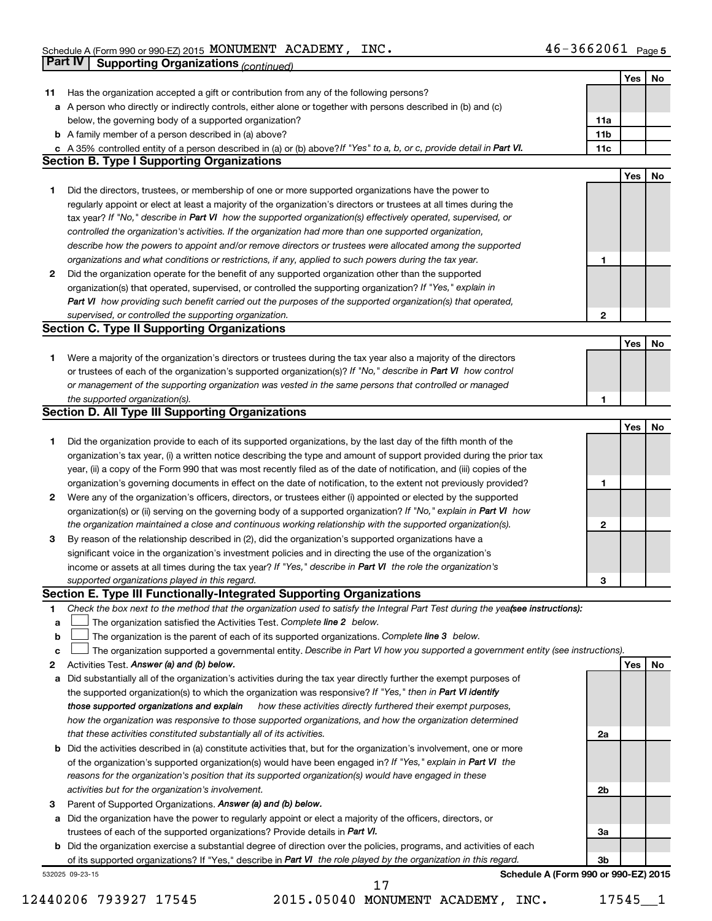Schedule A (Form 990 or 990-EZ) 2015 MONUMENT ACADEMY, INC. 46-3662061 Page 5

**Part IV | Supporting Organizations** *(continued)*

| | | | Yes | No |
|---|---|---|---|---|
| **11** | Has the organization accepted a gift or contribution from any of the following persons? | | | |
| **a** | A person who directly or indirectly controls, either alone or together with persons described in (b) and (c) below, the governing body of a supported organization? | 11a | | |
| **b** | A family member of a person described in (a) above? | 11b | | |
| **c** | A 35% controlled entity of a person described in (a) or (b) above? *If "Yes" to a, b, or c, provide detail in* ***Part VI.*** | 11c | | |

**Section B. Type I Supporting Organizations**

| | | | Yes | No |
|---|---|---|---|---|
| **1** | Did the directors, trustees, or membership of one or more supported organizations have the power to regularly appoint or elect at least a majority of the organization's directors or trustees at all times during the tax year? *If "No," describe in* ***Part VI*** *how the supported organization(s) effectively operated, supervised, or controlled the organization's activities. If the organization had more than one supported organization, describe how the powers to appoint and/or remove directors or trustees were allocated among the supported organizations and what conditions or restrictions, if any, applied to such powers during the tax year.* | 1 | | |
| **2** | Did the organization operate for the benefit of any supported organization other than the supported organization(s) that operated, supervised, or controlled the supporting organization? *If "Yes," explain in* ***Part VI*** *how providing such benefit carried out the purposes of the supported organization(s) that operated, supervised, or controlled the supporting organization.* | 2 | | |

**Section C. Type II Supporting Organizations**

| | | | Yes | No |
|---|---|---|---|---|
| **1** | Were a majority of the organization's directors or trustees during the tax year also a majority of the directors or trustees of each of the organization's supported organization(s)? *If "No," describe in* ***Part VI*** *how control or management of the supporting organization was vested in the same persons that controlled or managed the supported organization(s).* | 1 | | |

**Section D. All Type III Supporting Organizations**

| | | | Yes | No |
|---|---|---|---|---|
| **1** | Did the organization provide to each of its supported organizations, by the last day of the fifth month of the organization's tax year, (i) a written notice describing the type and amount of support provided during the prior tax year, (ii) a copy of the Form 990 that was most recently filed as of the date of notification, and (iii) copies of the organization's governing documents in effect on the date of notification, to the extent not previously provided? | 1 | | |
| **2** | Were any of the organization's officers, directors, or trustees either (i) appointed or elected by the supported organization(s) or (ii) serving on the governing body of a supported organization? *If "No," explain in* ***Part VI*** *how the organization maintained a close and continuous working relationship with the supported organization(s).* | 2 | | |
| **3** | By reason of the relationship described in (2), did the organization's supported organizations have a significant voice in the organization's investment policies and in directing the use of the organization's income or assets at all times during the tax year? *If "Yes," describe in* ***Part VI*** *the role the organization's supported organizations played in this regard.* | 3 | | |

**Section E. Type III Functionally-Integrated Supporting Organizations**

**1** *Check the box next to the method that the organization used to satisfy the Integral Part Test during the year* ***(see instructions):***

**a** ☐ The organization satisfied the Activities Test. *Complete* ***line 2*** *below.*

**b** ☐ The organization is the parent of each of its supported organizations. *Complete* ***line 3*** *below.*

**c** ☐ The organization supported a governmental entity. *Describe in Part VI how you supported a government entity (see instructions).*

| | | | Yes | No |
|---|---|---|---|---|
| **2** | Activities Test. ***Answer (a) and (b) below.*** | | | |
| **a** | Did substantially all of the organization's activities during the tax year directly further the exempt purposes of the supported organization(s) to which the organization was responsive? *If "Yes," then in* ***Part VI identify those supported organizations and explain*** *how these activities directly furthered their exempt purposes, how the organization was responsive to those supported organizations, and how the organization determined that these activities constituted substantially all of its activities.* | 2a | | |
| **b** | Did the activities described in (a) constitute activities that, but for the organization's involvement, one or more of the organization's supported organization(s) would have been engaged in? *If "Yes," explain in* ***Part VI*** *the reasons for the organization's position that its supported organization(s) would have engaged in these activities but for the organization's involvement.* | 2b | | |
| **3** | Parent of Supported Organizations. ***Answer (a) and (b) below.*** | | | |
| **a** | Did the organization have the power to regularly appoint or elect a majority of the officers, directors, or trustees of each of the supported organizations? Provide details in ***Part VI.*** | 3a | | |
| **b** | Did the organization exercise a substantial degree of direction over the policies, programs, and activities of each of its supported organizations? If "Yes," describe in ***Part VI*** *the role played by the organization in this regard.* | 3b | | |

532025 09-23-15 **Schedule A (Form 990 or 990-EZ) 2015**

12440206 793927 17545 2015.05040 MONUMENT ACADEMY, INC. 17545__1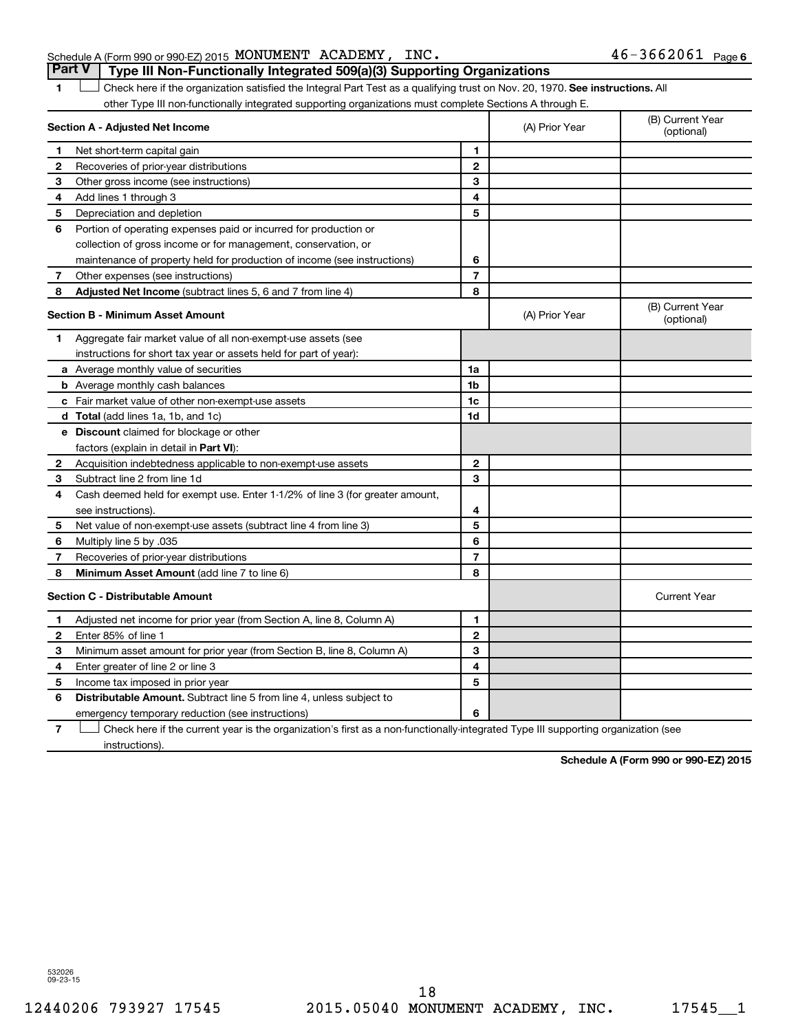Schedule A (Form 990 or 990-EZ) 2015 MONUMENT ACADEMY, INC. 46-3662061 Page 6

## Part V Type III Non-Functionally Integrated 509(a)(3) Supporting Organizations

1 ☐ Check here if the organization satisfied the Integral Part Test as a qualifying trust on Nov. 20, 1970. **See instructions.** All other Type III non-functionally integrated supporting organizations must complete Sections A through E.

| **Section A - Adjusted Net Income** | | (A) Prior Year | (B) Current Year (optional) |
|---|---|---|---|
| 1 Net short-term capital gain | 1 | | |
| 2 Recoveries of prior-year distributions | 2 | | |
| 3 Other gross income (see instructions) | 3 | | |
| 4 Add lines 1 through 3 | 4 | | |
| 5 Depreciation and depletion | 5 | | |
| 6 Portion of operating expenses paid or incurred for production or collection of gross income or for management, conservation, or maintenance of property held for production of income (see instructions) | 6 | | |
| 7 Other expenses (see instructions) | 7 | | |
| 8 **Adjusted Net Income** (subtract lines 5, 6 and 7 from line 4) | 8 | | |

| **Section B - Minimum Asset Amount** | | (A) Prior Year | (B) Current Year (optional) |
|---|---|---|---|
| 1 Aggregate fair market value of all non-exempt-use assets (see instructions for short tax year or assets held for part of year): | | | |
| a Average monthly value of securities | 1a | | |
| b Average monthly cash balances | 1b | | |
| c Fair market value of other non-exempt-use assets | 1c | | |
| d **Total** (add lines 1a, 1b, and 1c) | 1d | | |
| e **Discount** claimed for blockage or other factors (explain in detail in **Part VI**): | | | |
| 2 Acquisition indebtedness applicable to non-exempt-use assets | 2 | | |
| 3 Subtract line 2 from line 1d | 3 | | |
| 4 Cash deemed held for exempt use. Enter 1-1/2% of line 3 (for greater amount, see instructions). | 4 | | |
| 5 Net value of non-exempt-use assets (subtract line 4 from line 3) | 5 | | |
| 6 Multiply line 5 by .035 | 6 | | |
| 7 Recoveries of prior-year distributions | 7 | | |
| 8 **Minimum Asset Amount** (add line 7 to line 6) | 8 | | |

| **Section C - Distributable Amount** | | | Current Year |
|---|---|---|---|
| 1 Adjusted net income for prior year (from Section A, line 8, Column A) | 1 | | |
| 2 Enter 85% of line 1 | 2 | | |
| 3 Minimum asset amount for prior year (from Section B, line 8, Column A) | 3 | | |
| 4 Enter greater of line 2 or line 3 | 4 | | |
| 5 Income tax imposed in prior year | 5 | | |
| 6 **Distributable Amount.** Subtract line 5 from line 4, unless subject to emergency temporary reduction (see instructions) | 6 | | |

7 ☐ Check here if the current year is the organization's first as a non-functionally-integrated Type III supporting organization (see instructions).

**Schedule A (Form 990 or 990-EZ) 2015**

532026 09-23-15

12440206 793927 17545 2015.05040 MONUMENT ACADEMY, INC. 17545__1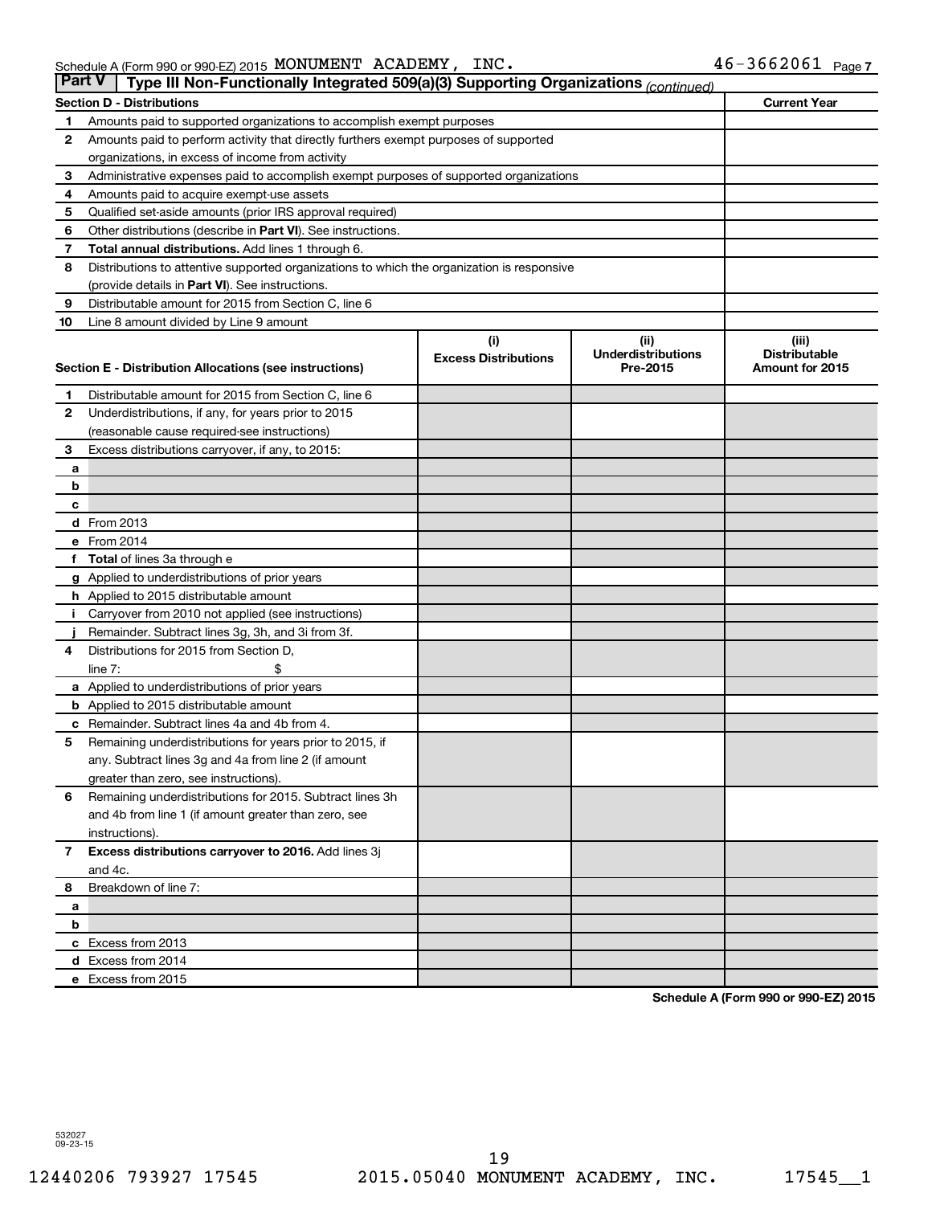Schedule A (Form 990 or 990-EZ) 2015 MONUMENT ACADEMY, INC. 46-3662061 Page 7

## Part V Type III Non-Functionally Integrated 509(a)(3) Supporting Organizations *(continued)*

| Section D - Distributions | | Current Year |
|---|---|---|
| 1 | Amounts paid to supported organizations to accomplish exempt purposes | |
| 2 | Amounts paid to perform activity that directly furthers exempt purposes of supported organizations, in excess of income from activity | |
| 3 | Administrative expenses paid to accomplish exempt purposes of supported organizations | |
| 4 | Amounts paid to acquire exempt-use assets | |
| 5 | Qualified set-aside amounts (prior IRS approval required) | |
| 6 | Other distributions (describe in **Part VI**). See instructions. | |
| 7 | **Total annual distributions.** Add lines 1 through 6. | |
| 8 | Distributions to attentive supported organizations to which the organization is responsive (provide details in **Part VI**). See instructions. | |
| 9 | Distributable amount for 2015 from Section C, line 6 | |
| 10 | Line 8 amount divided by Line 9 amount | |

| Section E - Distribution Allocations (see instructions) | | (i) Excess Distributions | (ii) Underdistributions Pre-2015 | (iii) Distributable Amount for 2015 |
|---|---|---|---|---|
| 1 | Distributable amount for 2015 from Section C, line 6 | | | |
| 2 | Underdistributions, if any, for years prior to 2015 (reasonable cause required-see instructions) | | | |
| 3 | Excess distributions carryover, if any, to 2015: | | | |
| a | | | | |
| b | | | | |
| c | | | | |
| d | From 2013 | | | |
| e | From 2014 | | | |
| f | **Total** of lines 3a through e | | | |
| g | Applied to underdistributions of prior years | | | |
| h | Applied to 2015 distributable amount | | | |
| i | Carryover from 2010 not applied (see instructions) | | | |
| j | Remainder. Subtract lines 3g, 3h, and 3i from 3f. | | | |
| 4 | Distributions for 2015 from Section D, line 7: $ | | | |
| a | Applied to underdistributions of prior years | | | |
| b | Applied to 2015 distributable amount | | | |
| c | Remainder. Subtract lines 4a and 4b from 4. | | | |
| 5 | Remaining underdistributions for years prior to 2015, if any. Subtract lines 3g and 4a from line 2 (if amount greater than zero, see instructions). | | | |
| 6 | Remaining underdistributions for 2015. Subtract lines 3h and 4b from line 1 (if amount greater than zero, see instructions). | | | |
| 7 | **Excess distributions carryover to 2016.** Add lines 3j and 4c. | | | |
| 8 | Breakdown of line 7: | | | |
| a | | | | |
| b | | | | |
| c | Excess from 2013 | | | |
| d | Excess from 2014 | | | |
| e | Excess from 2015 | | | |

**Schedule A (Form 990 or 990-EZ) 2015**

532027 09-23-15

12440206 793927 17545 2015.05040 MONUMENT ACADEMY, INC. 17545__1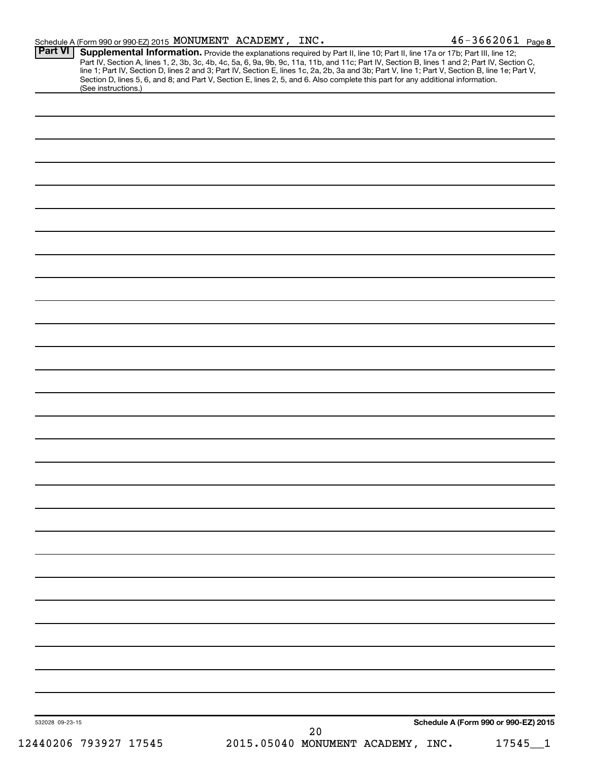Schedule A (Form 990 or 990-EZ) 2015 MONUMENT ACADEMY, INC. 46-3662061 Page 8

**Part VI** **Supplemental Information.** Provide the explanations required by Part II, line 10; Part II, line 17a or 17b; Part III, line 12; Part IV, Section A, lines 1, 2, 3b, 3c, 4b, 4c, 5a, 6, 9a, 9b, 9c, 11a, 11b, and 11c; Part IV, Section B, lines 1 and 2; Part IV, Section C, line 1; Part IV, Section D, lines 2 and 3; Part IV, Section E, lines 1c, 2a, 2b, 3a and 3b; Part V, line 1; Part V, Section B, line 1e; Part V, Section D, lines 5, 6, and 8; and Part V, Section E, lines 2, 5, and 6. Also complete this part for any additional information. (See instructions.)

532028 09-23-15

**Schedule A (Form 990 or 990-EZ) 2015**

12440206 793927 17545 2015.05040 MONUMENT ACADEMY, INC. 17545__1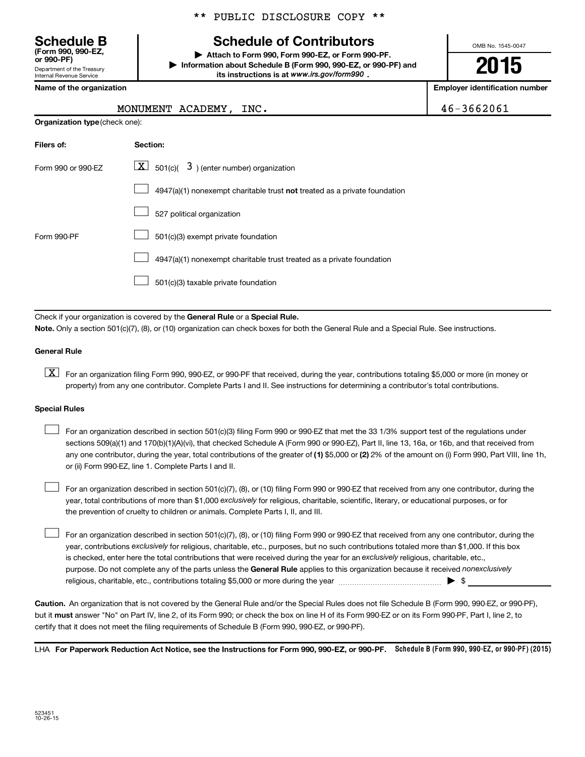** PUBLIC DISCLOSURE COPY **

# Schedule B
**(Form 990, 990-EZ, or 990-PF)**
Department of the Treasury
Internal Revenue Service

## Schedule of Contributors

▶ **Attach to Form 990, Form 990-EZ, or Form 990-PF.**
▶ **Information about Schedule B (Form 990, 990-EZ, or 990-PF) and its instructions is at** ***www.irs.gov/form990*** **.**

OMB No. 1545-0047

**2015**

| **Name of the organization** | **Employer identification number** |
|---|---|
| MONUMENT ACADEMY, INC. | 46-3662061 |

**Organization type** (check one):

| **Filers of:** | **Section:** |
|---|---|
| Form 990 or 990-EZ | [X] 501(c)( 3 ) (enter number) organization |
| | [ ] 4947(a)(1) nonexempt charitable trust **not** treated as a private foundation |
| | [ ] 527 political organization |
| Form 990-PF | [ ] 501(c)(3) exempt private foundation |
| | [ ] 4947(a)(1) nonexempt charitable trust treated as a private foundation |
| | [ ] 501(c)(3) taxable private foundation |

Check if your organization is covered by the **General Rule** or a **Special Rule.**

**Note.** Only a section 501(c)(7), (8), or (10) organization can check boxes for both the General Rule and a Special Rule. See instructions.

**General Rule**

[X] For an organization filing Form 990, 990-EZ, or 990-PF that received, during the year, contributions totaling $5,000 or more (in money or property) from any one contributor. Complete Parts I and II. See instructions for determining a contributor's total contributions.

**Special Rules**

[ ] For an organization described in section 501(c)(3) filing Form 990 or 990-EZ that met the 33 1/3% support test of the regulations under sections 509(a)(1) and 170(b)(1)(A)(vi), that checked Schedule A (Form 990 or 990-EZ), Part II, line 13, 16a, or 16b, and that received from any one contributor, during the year, total contributions of the greater of **(1)** $5,000 or **(2)** 2% of the amount on (i) Form 990, Part VIII, line 1h, or (ii) Form 990-EZ, line 1. Complete Parts I and II.

[ ] For an organization described in section 501(c)(7), (8), or (10) filing Form 990 or 990-EZ that received from any one contributor, during the year, total contributions of more than $1,000 *exclusively* for religious, charitable, scientific, literary, or educational purposes, or for the prevention of cruelty to children or animals. Complete Parts I, II, and III.

[ ] For an organization described in section 501(c)(7), (8), or (10) filing Form 990 or 990-EZ that received from any one contributor, during the year, contributions *exclusively* for religious, charitable, etc., purposes, but no such contributions totaled more than $1,000. If this box is checked, enter here the total contributions that were received during the year for an *exclusively* religious, charitable, etc., purpose. Do not complete any of the parts unless the **General Rule** applies to this organization because it received *nonexclusively* religious, charitable, etc., contributions totaling $5,000 or more during the year ▶ $ ____________

**Caution.** An organization that is not covered by the General Rule and/or the Special Rules does not file Schedule B (Form 990, 990-EZ, or 990-PF), but it **must** answer "No" on Part IV, line 2, of its Form 990; or check the box on line H of its Form 990-EZ or on its Form 990-PF, Part I, line 2, to certify that it does not meet the filing requirements of Schedule B (Form 990, 990-EZ, or 990-PF).

LHA **For Paperwork Reduction Act Notice, see the Instructions for Form 990, 990-EZ, or 990-PF.** **Schedule B (Form 990, 990-EZ, or 990-PF) (2015)**

523451
10-26-15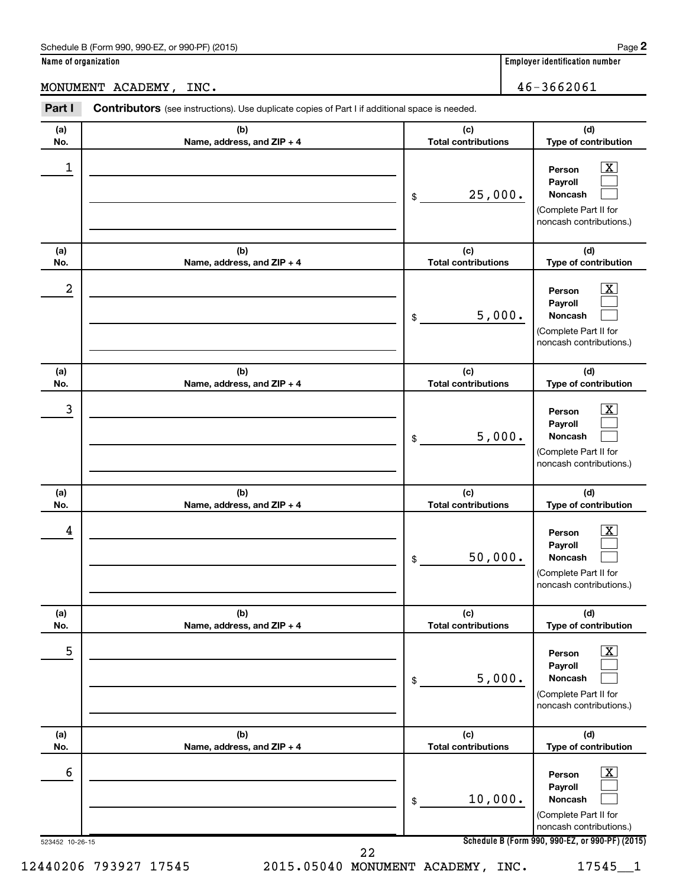Schedule B (Form 990, 990-EZ, or 990-PF) (2015)

**Name of organization**

MONUMENT ACADEMY, INC.

**Employer identification number**

46-3662061

**Part I** **Contributors** (see instructions). Use duplicate copies of Part I if additional space is needed.

| (a) No. | (b) Name, address, and ZIP + 4 | (c) Total contributions | (d) Type of contribution |
|---|---|---|---|
| 1 | | $ 25,000. | Person [X] Payroll [ ] Noncash [ ] (Complete Part II for noncash contributions.) |
| 2 | | $ 5,000. | Person [X] Payroll [ ] Noncash [ ] (Complete Part II for noncash contributions.) |
| 3 | | $ 5,000. | Person [X] Payroll [ ] Noncash [ ] (Complete Part II for noncash contributions.) |
| 4 | | $ 50,000. | Person [X] Payroll [ ] Noncash [ ] (Complete Part II for noncash contributions.) |
| 5 | | $ 5,000. | Person [X] Payroll [ ] Noncash [ ] (Complete Part II for noncash contributions.) |
| 6 | | $ 10,000. | Person [X] Payroll [ ] Noncash [ ] (Complete Part II for noncash contributions.) |

523452 10-26-15

**Schedule B (Form 990, 990-EZ, or 990-PF) (2015)**

12440206 793927 17545    2015.05040 MONUMENT ACADEMY, INC.    17545__1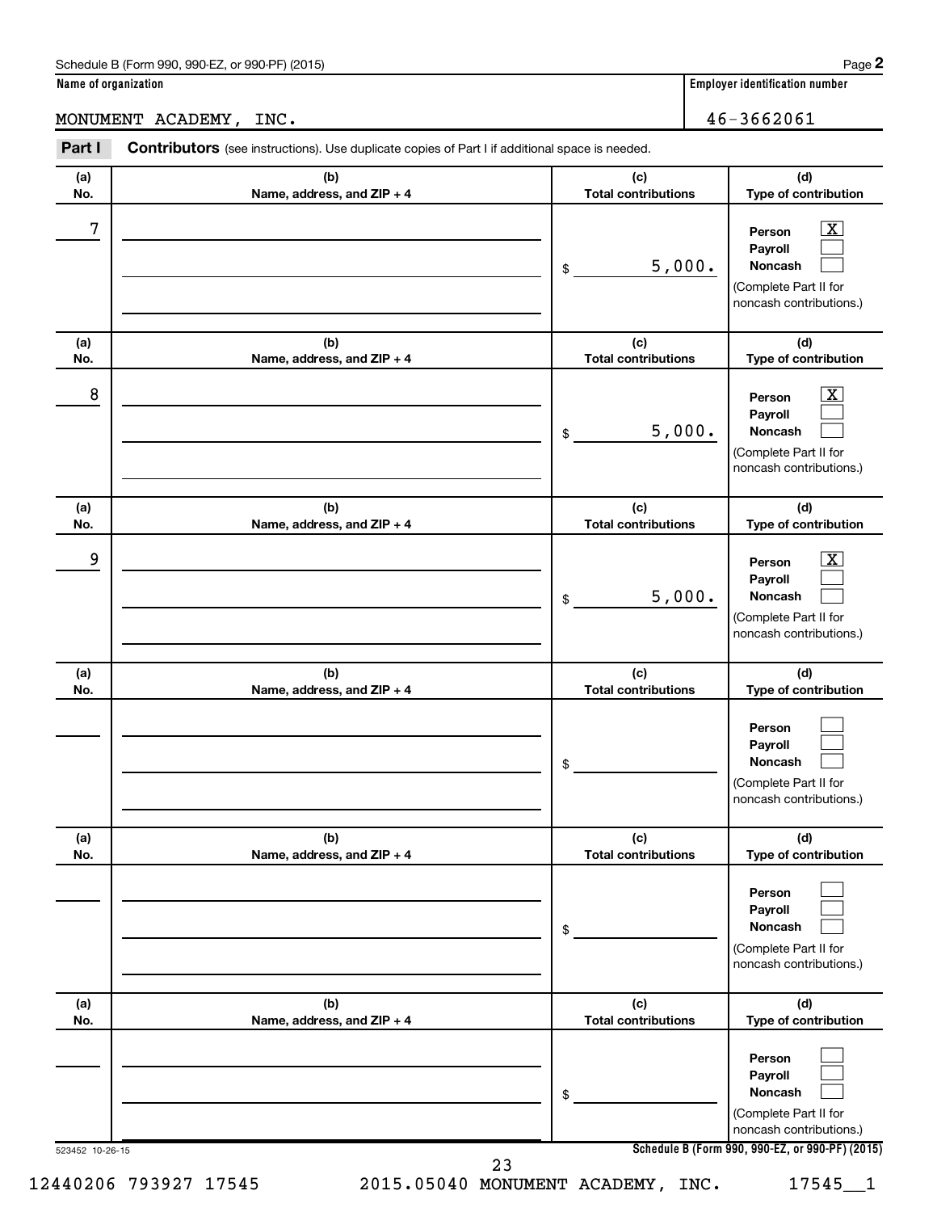Schedule B (Form 990, 990-EZ, or 990-PF) (2015)

**Name of organization**

MONUMENT ACADEMY, INC.

**Employer identification number**

46-3662061

**Part I** **Contributors** (see instructions). Use duplicate copies of Part I if additional space is needed.

| (a) No. | (b) Name, address, and ZIP + 4 | (c) Total contributions | (d) Type of contribution |
|---|---|---|---|
| 7 | | $ 5,000. | Person [X] Payroll [ ] Noncash [ ] (Complete Part II for noncash contributions.) |
| 8 | | $ 5,000. | Person [X] Payroll [ ] Noncash [ ] (Complete Part II for noncash contributions.) |
| 9 | | $ 5,000. | Person [X] Payroll [ ] Noncash [ ] (Complete Part II for noncash contributions.) |
| | | $ | Person [ ] Payroll [ ] Noncash [ ] (Complete Part II for noncash contributions.) |
| | | $ | Person [ ] Payroll [ ] Noncash [ ] (Complete Part II for noncash contributions.) |
| | | $ | Person [ ] Payroll [ ] Noncash [ ] (Complete Part II for noncash contributions.) |

523452 10-26-15

**Schedule B (Form 990, 990-EZ, or 990-PF) (2015)**

12440206 793927 17545 2015.05040 MONUMENT ACADEMY, INC. 17545__1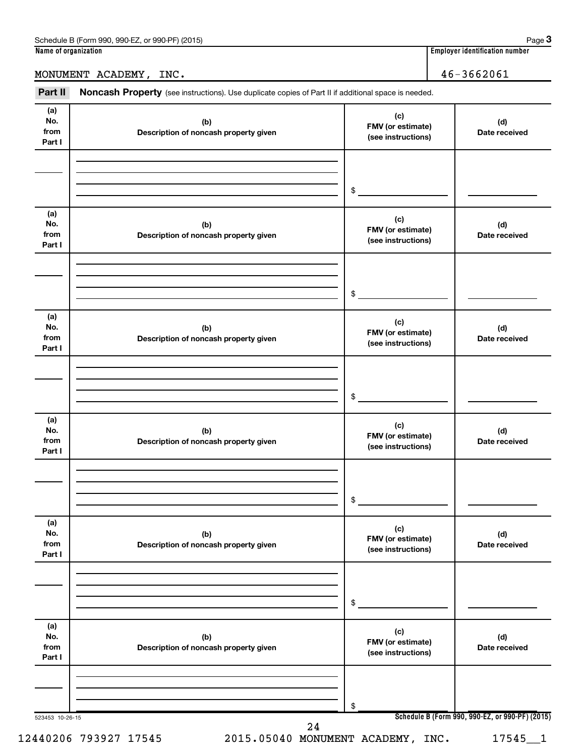Name of organization: MONUMENT ACADEMY, INC.

Employer identification number: 46-3662061

## Part II Noncash Property

(see instructions). Use duplicate copies of Part II if additional space is needed.

| (a) No. from Part I | (b) Description of noncash property given | (c) FMV (or estimate) (see instructions) | (d) Date received |
|---|---|---|---|
| | | $ | |

| (a) No. from Part I | (b) Description of noncash property given | (c) FMV (or estimate) (see instructions) | (d) Date received |
|---|---|---|---|
| | | $ | |

| (a) No. from Part I | (b) Description of noncash property given | (c) FMV (or estimate) (see instructions) | (d) Date received |
|---|---|---|---|
| | | $ | |

| (a) No. from Part I | (b) Description of noncash property given | (c) FMV (or estimate) (see instructions) | (d) Date received |
|---|---|---|---|
| | | $ | |

| (a) No. from Part I | (b) Description of noncash property given | (c) FMV (or estimate) (see instructions) | (d) Date received |
|---|---|---|---|
| | | $ | |

| (a) No. from Part I | (b) Description of noncash property given | (c) FMV (or estimate) (see instructions) | (d) Date received |
|---|---|---|---|
| | | $ | |

523453 10-26-15

Schedule B (Form 990, 990-EZ, or 990-PF) (2015)

12440206 793927 17545 2015.05040 MONUMENT ACADEMY, INC. 17545__1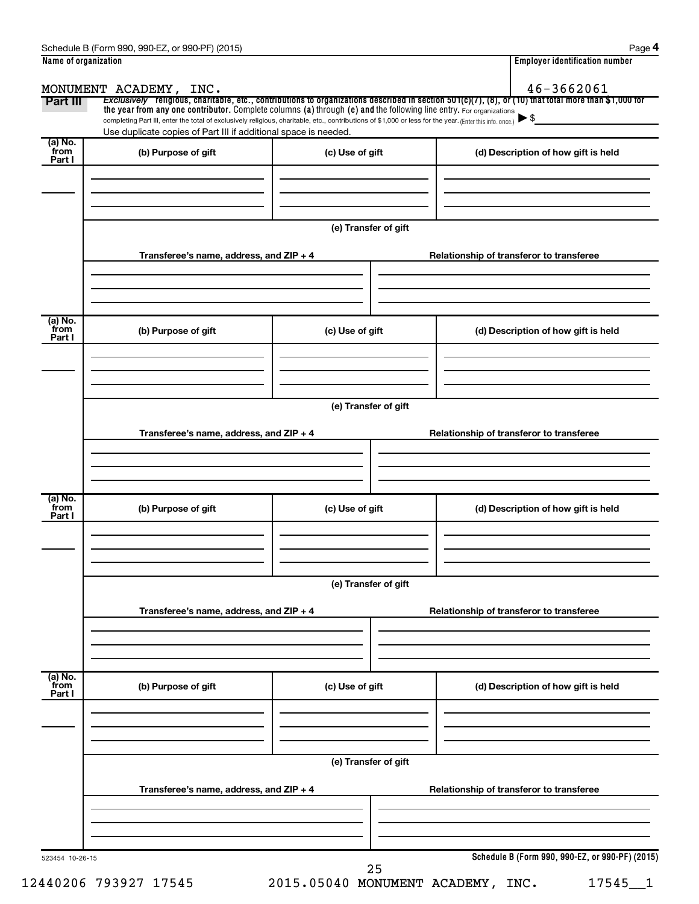Schedule B (Form 990, 990-EZ, or 990-PF) (2015)

**Name of organization**

MONUMENT ACADEMY, INC.

**Employer identification number**

46-3662061

**Part III** *Exclusively* **religious, charitable, etc., contributions to organizations described in section 501(c)(7), (8), or (10) that total more than $1,000 for the year from any one contributor.** Complete columns **(a)** through **(e)** and the following line entry. For organizations completing Part III, enter the total of exclusively religious, charitable, etc., contributions of $1,000 or less for the year. (Enter this info. once.) ▶ $

Use duplicate copies of Part III if additional space is needed.

| (a) No. from Part I | (b) Purpose of gift | (c) Use of gift | (d) Description of how gift is held |
|---|---|---|---|
| | | | |

**(e) Transfer of gift**

| Transferee's name, address, and ZIP + 4 | Relationship of transferor to transferee |
|---|---|
| | |

| (a) No. from Part I | (b) Purpose of gift | (c) Use of gift | (d) Description of how gift is held |
|---|---|---|---|
| | | | |

**(e) Transfer of gift**

| Transferee's name, address, and ZIP + 4 | Relationship of transferor to transferee |
|---|---|
| | |

| (a) No. from Part I | (b) Purpose of gift | (c) Use of gift | (d) Description of how gift is held |
|---|---|---|---|
| | | | |

**(e) Transfer of gift**

| Transferee's name, address, and ZIP + 4 | Relationship of transferor to transferee |
|---|---|
| | |

| (a) No. from Part I | (b) Purpose of gift | (c) Use of gift | (d) Description of how gift is held |
|---|---|---|---|
| | | | |

**(e) Transfer of gift**

| Transferee's name, address, and ZIP + 4 | Relationship of transferor to transferee |
|---|---|
| | |

523454 10-26-15

**Schedule B (Form 990, 990-EZ, or 990-PF) (2015)**

12440206 793927 17545 2015.05040 MONUMENT ACADEMY, INC. 17545__1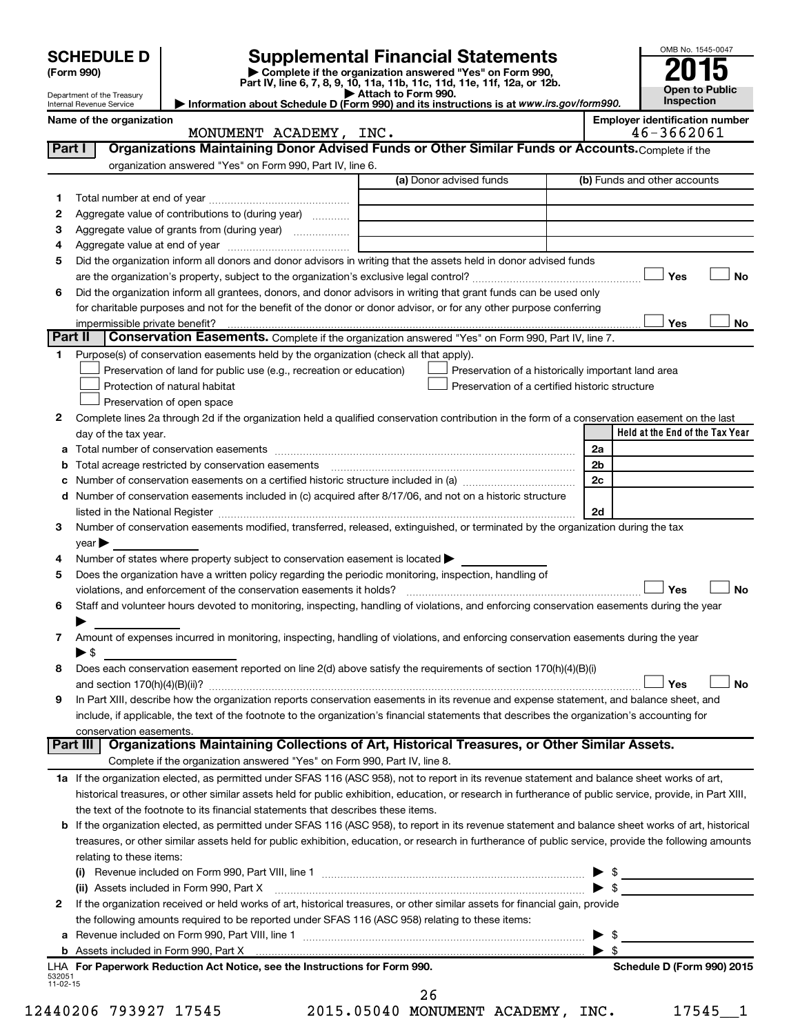# SCHEDULE D (Form 990)

Department of the Treasury
Internal Revenue Service

## Supplemental Financial Statements

▶ Complete if the organization answered "Yes" on Form 990, Part IV, line 6, 7, 8, 9, 10, 11a, 11b, 11c, 11d, 11e, 11f, 12a, or 12b.
▶ Attach to Form 990.
▶ Information about Schedule D (Form 990) and its instructions is at *www.irs.gov/form990.*

OMB No. 1545-0047
**2015**
**Open to Public Inspection**

**Name of the organization:** MONUMENT ACADEMY, INC.
**Employer identification number:** 46-3662061

### Part I — Organizations Maintaining Donor Advised Funds or Other Similar Funds or Accounts. Complete if the organization answered "Yes" on Form 990, Part IV, line 6.

| | | (a) Donor advised funds | (b) Funds and other accounts |
|---|---|---|---|
| 1 | Total number at end of year | | |
| 2 | Aggregate value of contributions to (during year) | | |
| 3 | Aggregate value of grants from (during year) | | |
| 4 | Aggregate value at end of year | | |

5 Did the organization inform all donors and donor advisors in writing that the assets held in donor advised funds are the organization's property, subject to the organization's exclusive legal control? ☐ Yes ☐ No

6 Did the organization inform all grantees, donors, and donor advisors in writing that grant funds can be used only for charitable purposes and not for the benefit of the donor or donor advisor, or for any other purpose conferring impermissible private benefit? ☐ Yes ☐ No

### Part II — Conservation Easements. Complete if the organization answered "Yes" on Form 990, Part IV, line 7.

1 Purpose(s) of conservation easements held by the organization (check all that apply).

☐ Preservation of land for public use (e.g., recreation or education)
☐ Preservation of a historically important land area
☐ Protection of natural habitat
☐ Preservation of a certified historic structure
☐ Preservation of open space

2 Complete lines 2a through 2d if the organization held a qualified conservation contribution in the form of a conservation easement on the last day of the tax year.

| | | | Held at the End of the Tax Year |
|---|---|---|---|
| a | Total number of conservation easements | 2a | |
| b | Total acreage restricted by conservation easements | 2b | |
| c | Number of conservation easements on a certified historic structure included in (a) | 2c | |
| d | Number of conservation easements included in (c) acquired after 8/17/06, and not on a historic structure listed in the National Register | 2d | |

3 Number of conservation easements modified, transferred, released, extinguished, or terminated by the organization during the tax year ▶

4 Number of states where property subject to conservation easement is located ▶

5 Does the organization have a written policy regarding the periodic monitoring, inspection, handling of violations, and enforcement of the conservation easements it holds? ☐ Yes ☐ No

6 Staff and volunteer hours devoted to monitoring, inspecting, handling of violations, and enforcing conservation easements during the year ▶

7 Amount of expenses incurred in monitoring, inspecting, handling of violations, and enforcing conservation easements during the year ▶ $

8 Does each conservation easement reported on line 2(d) above satisfy the requirements of section 170(h)(4)(B)(i) and section 170(h)(4)(B)(ii)? ☐ Yes ☐ No

9 In Part XIII, describe how the organization reports conservation easements in its revenue and expense statement, and balance sheet, and include, if applicable, the text of the footnote to the organization's financial statements that describes the organization's accounting for conservation easements.

### Part III — Organizations Maintaining Collections of Art, Historical Treasures, or Other Similar Assets. Complete if the organization answered "Yes" on Form 990, Part IV, line 8.

1a If the organization elected, as permitted under SFAS 116 (ASC 958), not to report in its revenue statement and balance sheet works of art, historical treasures, or other similar assets held for public exhibition, education, or research in furtherance of public service, provide, in Part XIII, the text of the footnote to its financial statements that describes these items.

b If the organization elected, as permitted under SFAS 116 (ASC 958), to report in its revenue statement and balance sheet works of art, historical treasures, or other similar assets held for public exhibition, education, or research in furtherance of public service, provide the following amounts relating to these items:

(i) Revenue included on Form 990, Part VIII, line 1 ▶ $

(ii) Assets included in Form 990, Part X ▶ $

2 If the organization received or held works of art, historical treasures, or other similar assets for financial gain, provide the following amounts required to be reported under SFAS 116 (ASC 958) relating to these items:

a Revenue included on Form 990, Part VIII, line 1 ▶ $

b Assets included in Form 990, Part X ▶ $

LHA **For Paperwork Reduction Act Notice, see the Instructions for Form 990.** **Schedule D (Form 990) 2015**

532051
11-02-15

12440206 793927 17545 2015.05040 MONUMENT ACADEMY, INC. 17545__1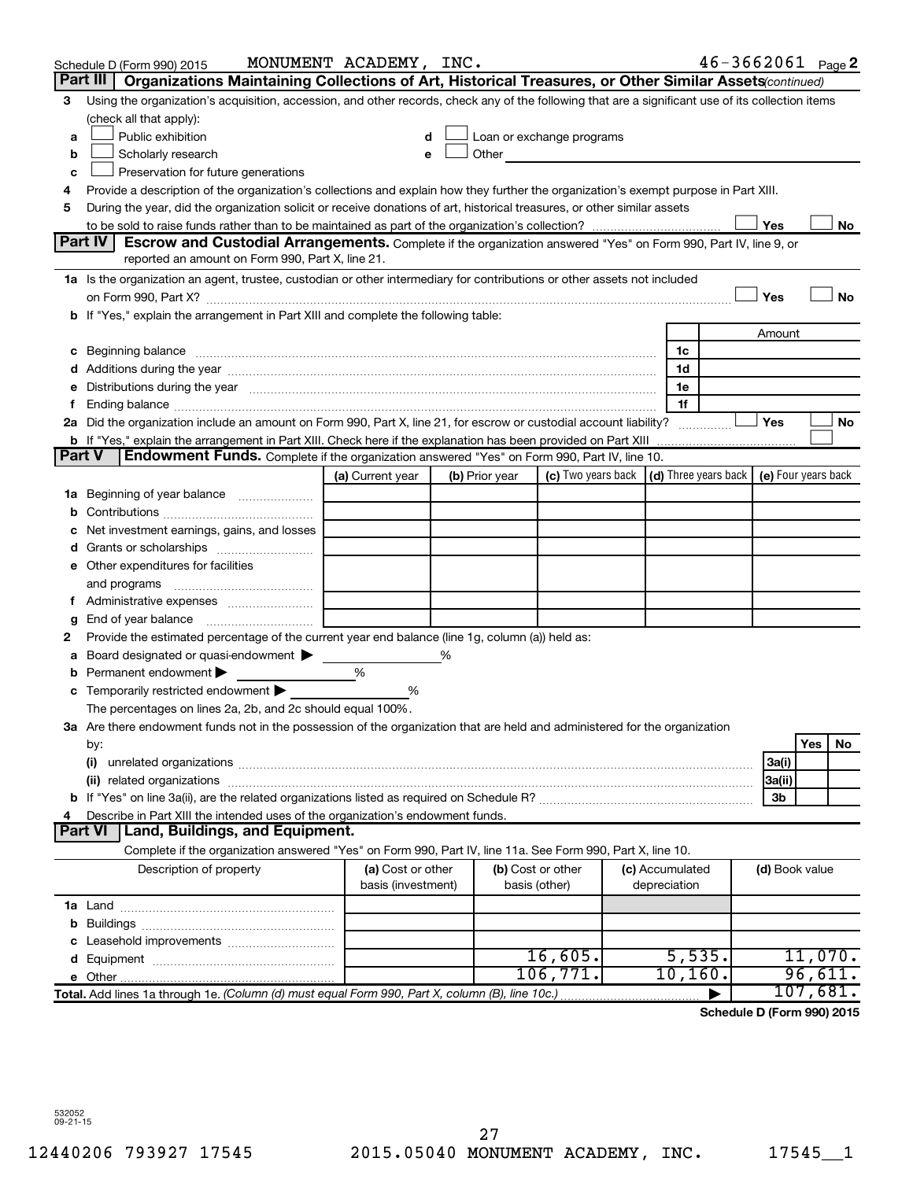Schedule D (Form 990) 2015 MONUMENT ACADEMY, INC. 46-3662061 Page 2

## Part III Organizations Maintaining Collections of Art, Historical Treasures, or Other Similar Assets *(continued)*

3 Using the organization's acquisition, accession, and other records, check any of the following that are a significant use of its collection items (check all that apply):

a ☐ Public exhibition
b ☐ Scholarly research
c ☐ Preservation for future generations
d ☐ Loan or exchange programs
e ☐ Other

4 Provide a description of the organization's collections and explain how they further the organization's exempt purpose in Part XIII.

5 During the year, did the organization solicit or receive donations of art, historical treasures, or other similar assets to be sold to raise funds rather than to be maintained as part of the organization's collection? ☐ Yes ☐ No

## Part IV Escrow and Custodial Arrangements.

Complete if the organization answered "Yes" on Form 990, Part IV, line 9, or reported an amount on Form 990, Part X, line 21.

1a Is the organization an agent, trustee, custodian or other intermediary for contributions or other assets not included on Form 990, Part X? ☐ Yes ☐ No

b If "Yes," explain the arrangement in Part XIII and complete the following table:

| | | Amount |
|---|---|---|
| c Beginning balance | 1c | |
| d Additions during the year | 1d | |
| e Distributions during the year | 1e | |
| f Ending balance | 1f | |

2a Did the organization include an amount on Form 990, Part X, line 21, for escrow or custodial account liability? ☐ Yes ☐ No

b If "Yes," explain the arrangement in Part XIII. Check here if the explanation has been provided on Part XIII ☐

## Part V Endowment Funds.

Complete if the organization answered "Yes" on Form 990, Part IV, line 10.

| | (a) Current year | (b) Prior year | (c) Two years back | (d) Three years back | (e) Four years back |
|---|---|---|---|---|---|
| 1a Beginning of year balance | | | | | |
| b Contributions | | | | | |
| c Net investment earnings, gains, and losses | | | | | |
| d Grants or scholarships | | | | | |
| e Other expenditures for facilities and programs | | | | | |
| f Administrative expenses | | | | | |
| g End of year balance | | | | | |

2 Provide the estimated percentage of the current year end balance (line 1g, column (a)) held as:

a Board designated or quasi-endowment ▶ %
b Permanent endowment ▶ %
c Temporarily restricted endowment ▶ %

The percentages on lines 2a, 2b, and 2c should equal 100%.

3a Are there endowment funds not in the possession of the organization that are held and administered for the organization by:

| | | Yes | No |
|---|---|---|---|
| (i) unrelated organizations | 3a(i) | | |
| (ii) related organizations | 3a(ii) | | |
| b If "Yes" on line 3a(ii), are the related organizations listed as required on Schedule R? | 3b | | |

4 Describe in Part XIII the intended uses of the organization's endowment funds.

## Part VI Land, Buildings, and Equipment.

Complete if the organization answered "Yes" on Form 990, Part IV, line 11a. See Form 990, Part X, line 10.

| Description of property | (a) Cost or other basis (investment) | (b) Cost or other basis (other) | (c) Accumulated depreciation | (d) Book value |
|---|---|---|---|---|
| 1a Land | | | | |
| b Buildings | | | | |
| c Leasehold improvements | | | | |
| d Equipment | | 16,605. | 5,535. | 11,070. |
| e Other | | 106,771. | 10,160. | 96,611. |
| **Total.** Add lines 1a through 1e. *(Column (d) must equal Form 990, Part X, column (B), line 10c.)* | | | ▶ | 107,681. |

**Schedule D (Form 990) 2015**

532052
09-21-15

12440206 793927 17545 2015.05040 MONUMENT ACADEMY, INC. 17545__1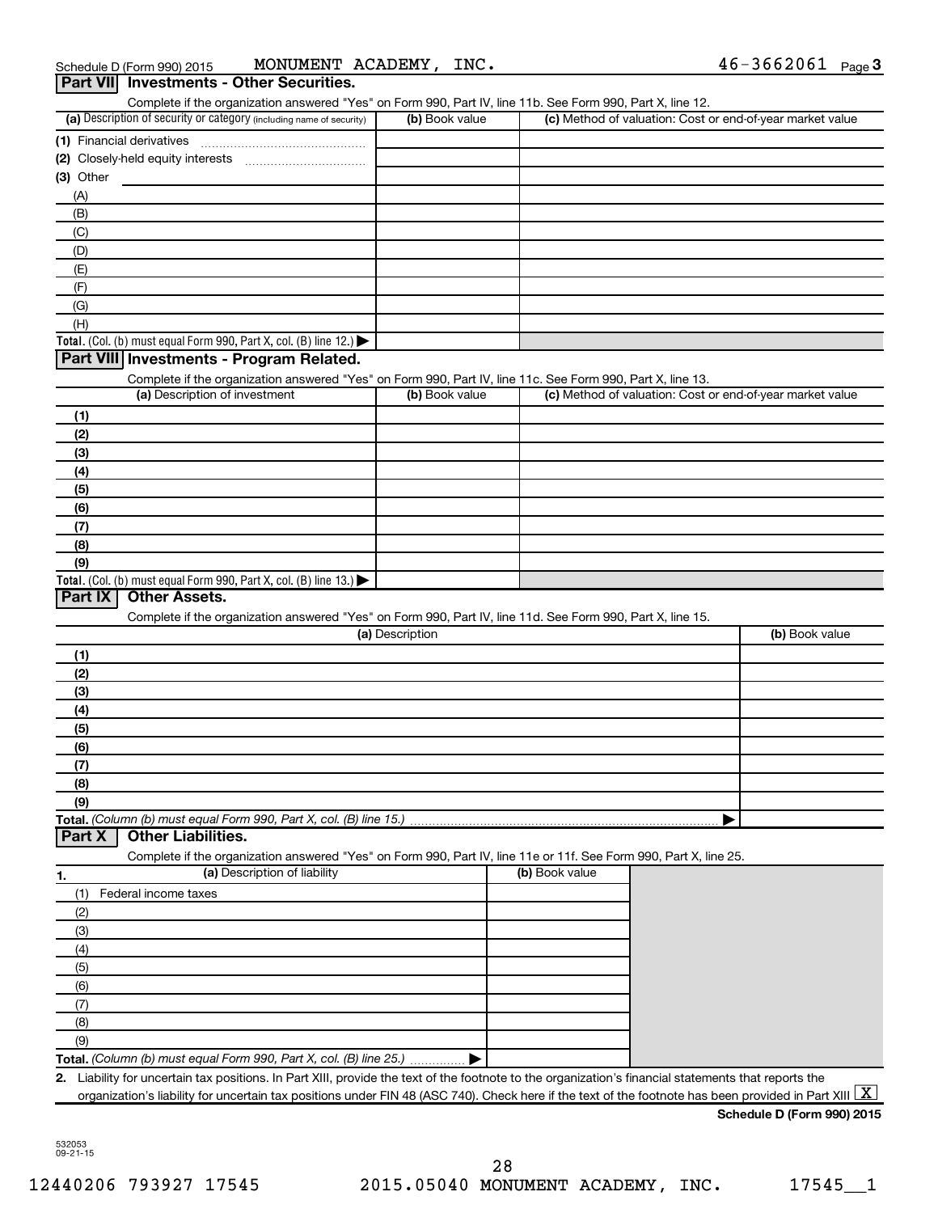Schedule D (Form 990) 2015 MONUMENT ACADEMY, INC. 46-3662061 Page 3

## Part VII Investments - Other Securities.

Complete if the organization answered "Yes" on Form 990, Part IV, line 11b. See Form 990, Part X, line 12.

| (a) Description of security or category (including name of security) | (b) Book value | (c) Method of valuation: Cost or end-of-year market value |
|---|---|---|
| (1) Financial derivatives | | |
| (2) Closely-held equity interests | | |
| (3) Other | | |
| (A) | | |
| (B) | | |
| (C) | | |
| (D) | | |
| (E) | | |
| (F) | | |
| (G) | | |
| (H) | | |
| **Total.** (Col. (b) must equal Form 990, Part X, col. (B) line 12.) ▶ | | |

## Part VIII Investments - Program Related.

Complete if the organization answered "Yes" on Form 990, Part IV, line 11c. See Form 990, Part X, line 13.

| (a) Description of investment | (b) Book value | (c) Method of valuation: Cost or end-of-year market value |
|---|---|---|
| (1) | | |
| (2) | | |
| (3) | | |
| (4) | | |
| (5) | | |
| (6) | | |
| (7) | | |
| (8) | | |
| (9) | | |
| **Total.** (Col. (b) must equal Form 990, Part X, col. (B) line 13.) ▶ | | |

## Part IX Other Assets.

Complete if the organization answered "Yes" on Form 990, Part IV, line 11d. See Form 990, Part X, line 15.

| (a) Description | (b) Book value |
|---|---|
| (1) | |
| (2) | |
| (3) | |
| (4) | |
| (5) | |
| (6) | |
| (7) | |
| (8) | |
| (9) | |
| **Total.** *(Column (b) must equal Form 990, Part X, col. (B) line 15.)* ▶ | |

## Part X Other Liabilities.

Complete if the organization answered "Yes" on Form 990, Part IV, line 11e or 11f. See Form 990, Part X, line 25.

| 1. (a) Description of liability | (b) Book value |
|---|---|
| (1) Federal income taxes | |
| (2) | |
| (3) | |
| (4) | |
| (5) | |
| (6) | |
| (7) | |
| (8) | |
| (9) | |
| **Total.** *(Column (b) must equal Form 990, Part X, col. (B) line 25.)* ▶ | |

**2.** Liability for uncertain tax positions. In Part XIII, provide the text of the footnote to the organization's financial statements that reports the organization's liability for uncertain tax positions under FIN 48 (ASC 740). Check here if the text of the footnote has been provided in Part XIII [X]

**Schedule D (Form 990) 2015**

532053 09-21-15

12440206 793927 17545 2015.05040 MONUMENT ACADEMY, INC. 17545__1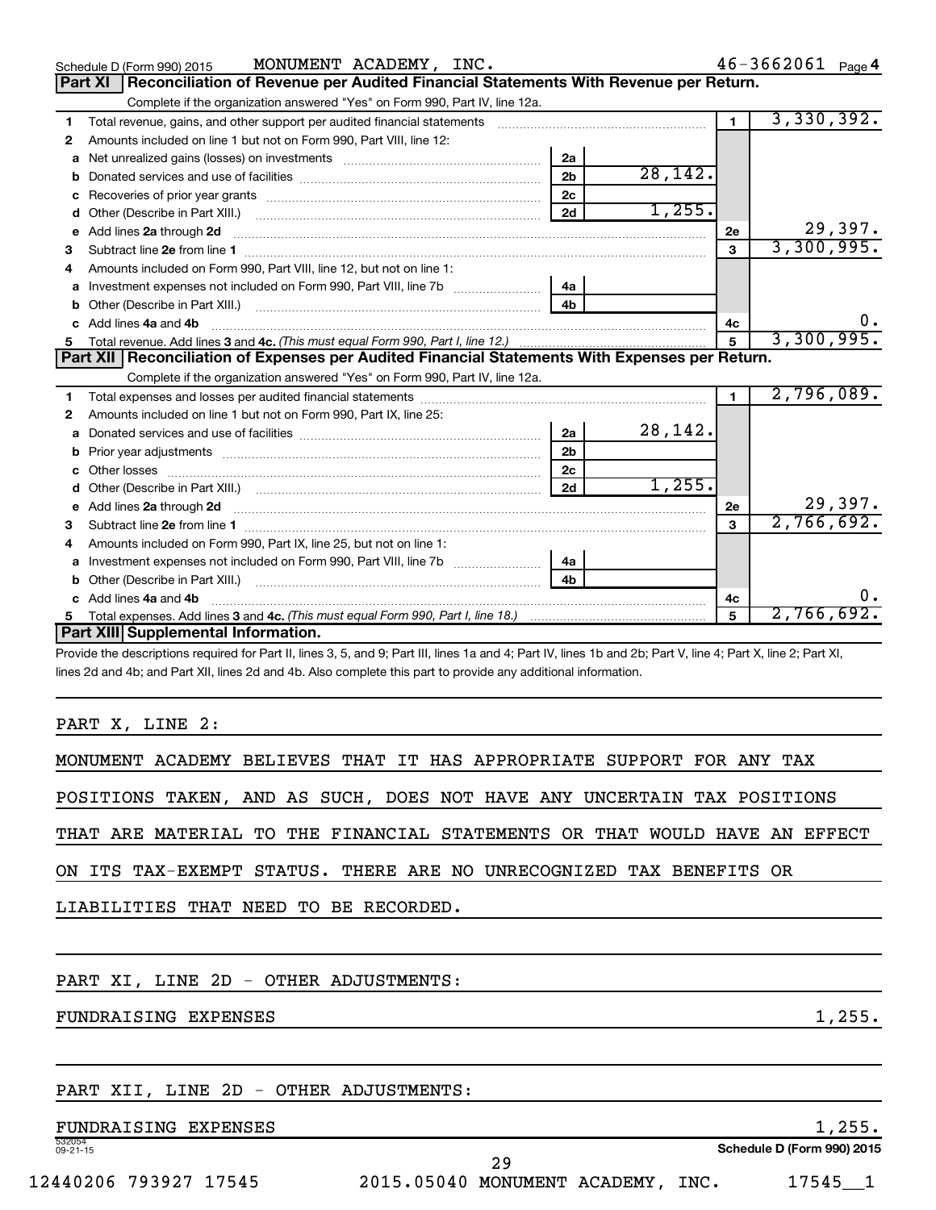Schedule D (Form 990) 2015 MONUMENT ACADEMY, INC. 46-3662061 Page 4

## Part XI Reconciliation of Revenue per Audited Financial Statements With Revenue per Return.

Complete if the organization answered "Yes" on Form 990, Part IV, line 12a.

| | | | | | |
|---|---|---|---|---|---|
| 1 | Total revenue, gains, and other support per audited financial statements | | | 1 | 3,330,392. |
| 2 | Amounts included on line 1 but not on Form 990, Part VIII, line 12: | | | | |
| a | Net unrealized gains (losses) on investments | 2a | | | |
| b | Donated services and use of facilities | 2b | 28,142. | | |
| c | Recoveries of prior year grants | 2c | | | |
| d | Other (Describe in Part XIII.) | 2d | 1,255. | | |
| e | Add lines **2a** through **2d** | | | 2e | 29,397. |
| 3 | Subtract line **2e** from line **1** | | | 3 | 3,300,995. |
| 4 | Amounts included on Form 990, Part VIII, line 12, but not on line 1: | | | | |
| a | Investment expenses not included on Form 990, Part VIII, line 7b | 4a | | | |
| b | Other (Describe in Part XIII.) | 4b | | | |
| c | Add lines **4a** and **4b** | | | 4c | 0. |
| 5 | Total revenue. Add lines **3** and **4c.** *(This must equal Form 990, Part I, line 12.)* | | | 5 | 3,300,995. |

## Part XII Reconciliation of Expenses per Audited Financial Statements With Expenses per Return.

Complete if the organization answered "Yes" on Form 990, Part IV, line 12a.

| | | | | | |
|---|---|---|---|---|---|
| 1 | Total expenses and losses per audited financial statements | | | 1 | 2,796,089. |
| 2 | Amounts included on line 1 but not on Form 990, Part IX, line 25: | | | | |
| a | Donated services and use of facilities | 2a | 28,142. | | |
| b | Prior year adjustments | 2b | | | |
| c | Other losses | 2c | | | |
| d | Other (Describe in Part XIII.) | 2d | 1,255. | | |
| e | Add lines **2a** through **2d** | | | 2e | 29,397. |
| 3 | Subtract line **2e** from line **1** | | | 3 | 2,766,692. |
| 4 | Amounts included on Form 990, Part IX, line 25, but not on line 1: | | | | |
| a | Investment expenses not included on Form 990, Part VIII, line 7b | 4a | | | |
| b | Other (Describe in Part XIII.) | 4b | | | |
| c | Add lines **4a** and **4b** | | | 4c | 0. |
| 5 | Total expenses. Add lines **3** and **4c.** *(This must equal Form 990, Part I, line 18.)* | | | 5 | 2,766,692. |

## Part XIII Supplemental Information.

Provide the descriptions required for Part II, lines 3, 5, and 9; Part III, lines 1a and 4; Part IV, lines 1b and 2b; Part V, line 4; Part X, line 2; Part XI, lines 2d and 4b; and Part XII, lines 2d and 4b. Also complete this part to provide any additional information.

PART X, LINE 2:

MONUMENT ACADEMY BELIEVES THAT IT HAS APPROPRIATE SUPPORT FOR ANY TAX POSITIONS TAKEN, AND AS SUCH, DOES NOT HAVE ANY UNCERTAIN TAX POSITIONS THAT ARE MATERIAL TO THE FINANCIAL STATEMENTS OR THAT WOULD HAVE AN EFFECT ON ITS TAX-EXEMPT STATUS. THERE ARE NO UNRECOGNIZED TAX BENEFITS OR LIABILITIES THAT NEED TO BE RECORDED.

PART XI, LINE 2D - OTHER ADJUSTMENTS:

FUNDRAISING EXPENSES 1,255.

PART XII, LINE 2D - OTHER ADJUSTMENTS:

FUNDRAISING EXPENSES 1,255.

532054 09-21-15

Schedule D (Form 990) 2015

12440206 793927 17545 2015.05040 MONUMENT ACADEMY, INC. 17545__1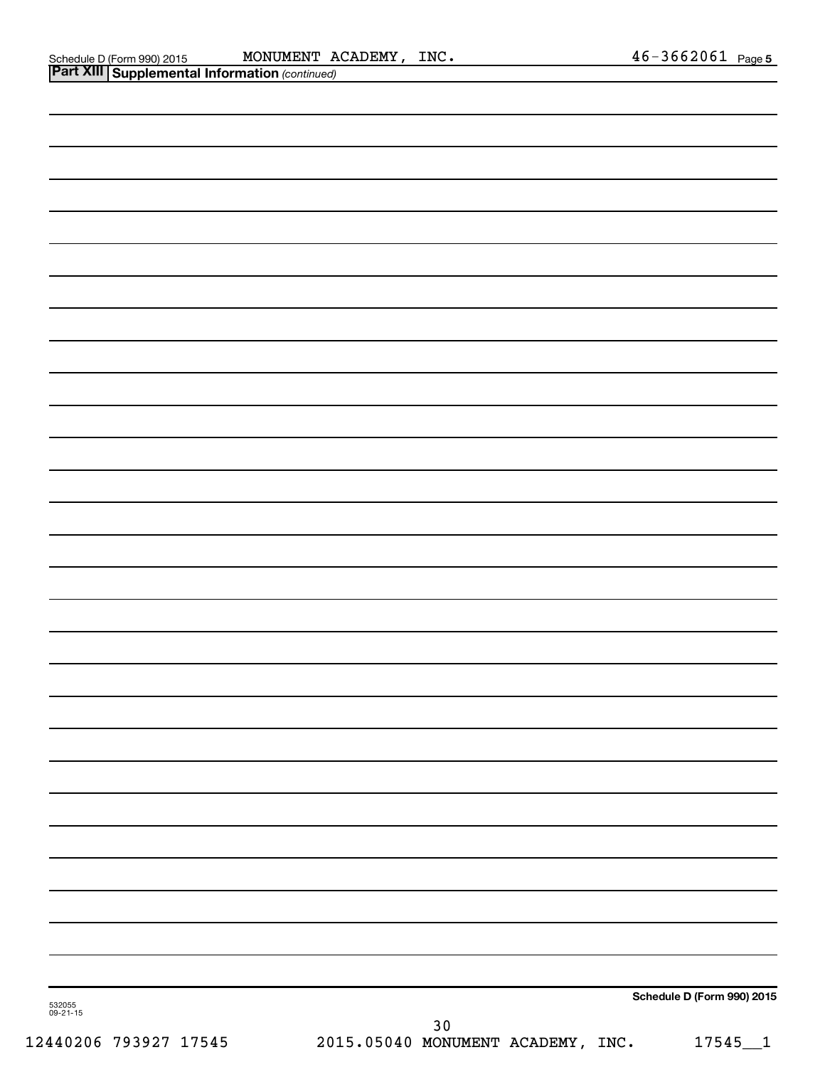Schedule D (Form 990) 2015 MONUMENT ACADEMY, INC. 46-3662061 Page 5

**Part XIII Supplemental Information** *(continued)*

**Schedule D (Form 990) 2015**

532055
09-21-15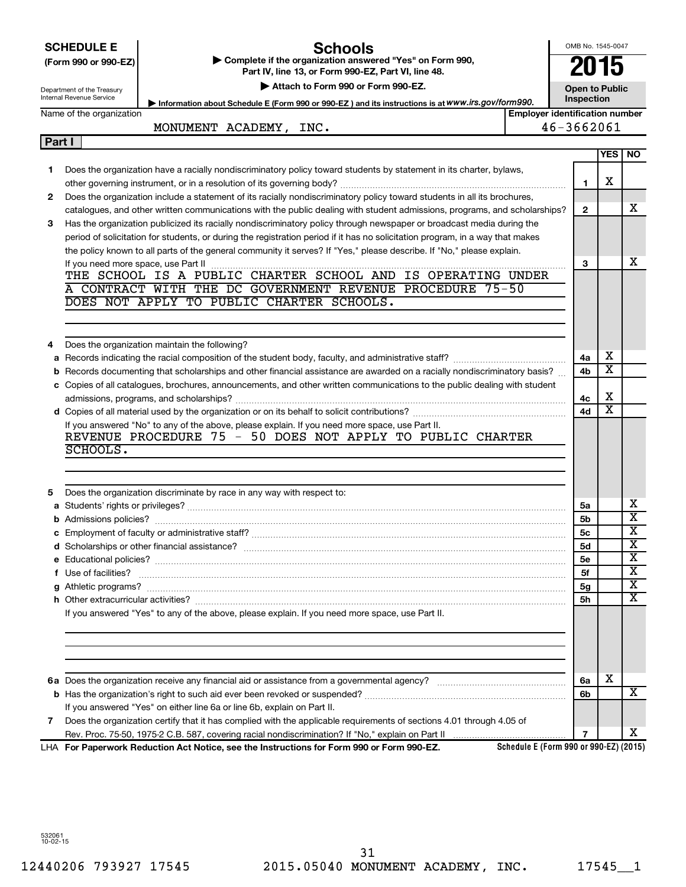# SCHEDULE E (Form 990 or 990-EZ)

# Schools

▶ Complete if the organization answered "Yes" on Form 990, Part IV, line 13, or Form 990-EZ, Part VI, line 48.

▶ Attach to Form 990 or Form 990-EZ.

▶ Information about Schedule E (Form 990 or 990-EZ) and its instructions is at www.irs.gov/form990.

Department of the Treasury
Internal Revenue Service

OMB No. 1545-0047

**2015**

**Open to Public Inspection**

Name of the organization: MONUMENT ACADEMY, INC.

Employer identification number: 46-3662061

## Part I

| | | Line | YES | NO |
|---|---|---|---|---|
| **1** | Does the organization have a racially nondiscriminatory policy toward students by statement in its charter, bylaws, other governing instrument, or in a resolution of its governing body? | 1 | X | |
| **2** | Does the organization include a statement of its racially nondiscriminatory policy toward students in all its brochures, catalogues, and other written communications with the public dealing with student admissions, programs, and scholarships? | 2 | | X |
| **3** | Has the organization publicized its racially nondiscriminatory policy through newspaper or broadcast media during the period of solicitation for students, or during the registration period if it has no solicitation program, in a way that makes the policy known to all parts of the general community it serves? If "Yes," please describe. If "No," please explain. If you need more space, use Part II | 3 | | X |

THE SCHOOL IS A PUBLIC CHARTER SCHOOL AND IS OPERATING UNDER A CONTRACT WITH THE DC GOVERNMENT REVENUE PROCEDURE 75-50 DOES NOT APPLY TO PUBLIC CHARTER SCHOOLS.

| | | Line | YES | NO |
|---|---|---|---|---|
| **4** | Does the organization maintain the following? | | | |
| **a** | Records indicating the racial composition of the student body, faculty, and administrative staff? | 4a | X | |
| **b** | Records documenting that scholarships and other financial assistance are awarded on a racially nondiscriminatory basis? | 4b | X | |
| **c** | Copies of all catalogues, brochures, announcements, and other written communications to the public dealing with student admissions, programs, and scholarships? | 4c | X | |
| **d** | Copies of all material used by the organization or on its behalf to solicit contributions? | 4d | X | |

If you answered "No" to any of the above, please explain. If you need more space, use Part II.

REVENUE PROCEDURE 75 - 50 DOES NOT APPLY TO PUBLIC CHARTER SCHOOLS.

| | | Line | YES | NO |
|---|---|---|---|---|
| **5** | Does the organization discriminate by race in any way with respect to: | | | |
| **a** | Students' rights or privileges? | 5a | | X |
| **b** | Admissions policies? | 5b | | X |
| **c** | Employment of faculty or administrative staff? | 5c | | X |
| **d** | Scholarships or other financial assistance? | 5d | | X |
| **e** | Educational policies? | 5e | | X |
| **f** | Use of facilities? | 5f | | X |
| **g** | Athletic programs? | 5g | | X |
| **h** | Other extracurricular activities? | 5h | | X |

If you answered "Yes" to any of the above, please explain. If you need more space, use Part II.

| | | Line | YES | NO |
|---|---|---|---|---|
| **6a** | Does the organization receive any financial aid or assistance from a governmental agency? | 6a | X | |
| **b** | Has the organization's right to such aid ever been revoked or suspended? | 6b | | X |
| | If you answered "Yes" on either line 6a or line 6b, explain on Part II. | | | |
| **7** | Does the organization certify that it has complied with the applicable requirements of sections 4.01 through 4.05 of Rev. Proc. 75-50, 1975-2 C.B. 587, covering racial nondiscrimination? If "No," explain on Part II | 7 | | X |

LHA **For Paperwork Reduction Act Notice, see the Instructions for Form 990 or Form 990-EZ.** **Schedule E (Form 990 or 990-EZ) (2015)**

532061 10-02-15

12440206 793927 17545 2015.05040 MONUMENT ACADEMY, INC. 17545__1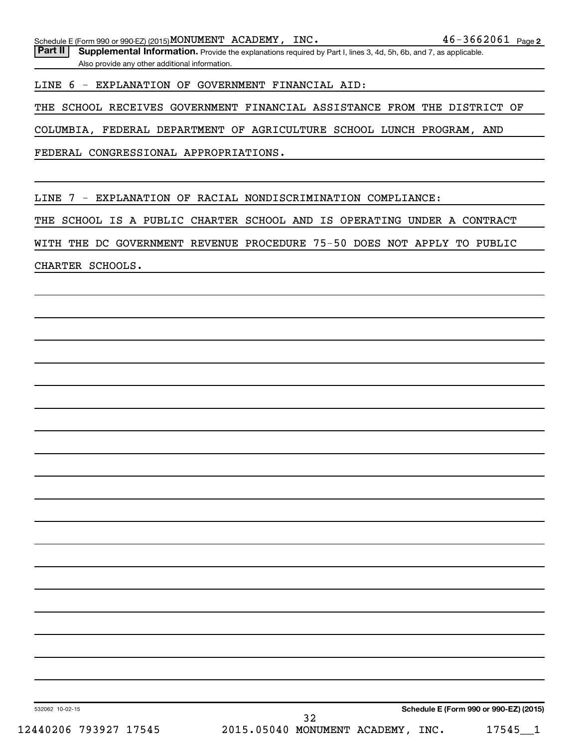Schedule E (Form 990 or 990-EZ) (2015) MONUMENT ACADEMY, INC. 46-3662061 Page 2

**Part II** **Supplemental Information.** Provide the explanations required by Part I, lines 3, 4d, 5h, 6b, and 7, as applicable. Also provide any other additional information.

LINE 6 - EXPLANATION OF GOVERNMENT FINANCIAL AID:

THE SCHOOL RECEIVES GOVERNMENT FINANCIAL ASSISTANCE FROM THE DISTRICT OF COLUMBIA, FEDERAL DEPARTMENT OF AGRICULTURE SCHOOL LUNCH PROGRAM, AND FEDERAL CONGRESSIONAL APPROPRIATIONS.

LINE 7 - EXPLANATION OF RACIAL NONDISCRIMINATION COMPLIANCE:

THE SCHOOL IS A PUBLIC CHARTER SCHOOL AND IS OPERATING UNDER A CONTRACT WITH THE DC GOVERNMENT REVENUE PROCEDURE 75-50 DOES NOT APPLY TO PUBLIC CHARTER SCHOOLS.

532062 10-02-15 **Schedule E (Form 990 or 990-EZ) (2015)**

12440206 793927 17545 2015.05040 MONUMENT ACADEMY, INC. 17545__1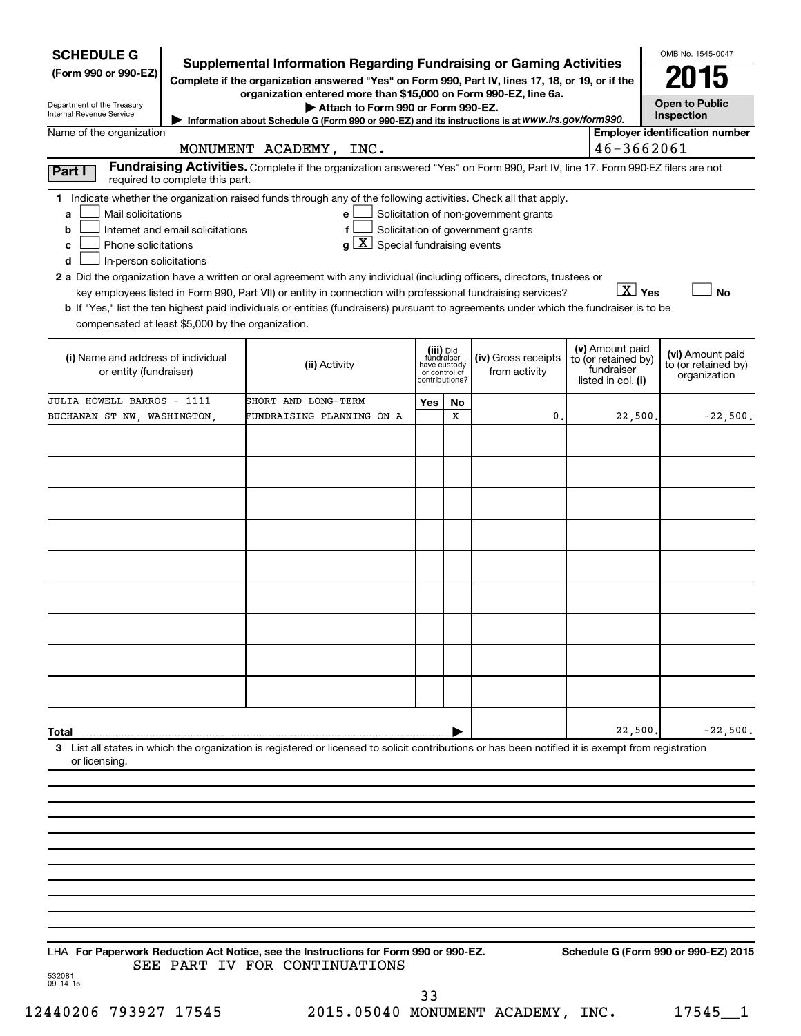**SCHEDULE G**
**(Form 990 or 990-EZ)**

Department of the Treasury
Internal Revenue Service

# Supplemental Information Regarding Fundraising or Gaming Activities

**Complete if the organization answered "Yes" on Form 990, Part IV, lines 17, 18, or 19, or if the organization entered more than $15,000 on Form 990-EZ, line 6a.**

▶ **Attach to Form 990 or Form 990-EZ.**

▶ Information about Schedule G (Form 990 or 990-EZ) and its instructions is at *www.irs.gov/form990.*

OMB No. 1545-0047

**2015**

**Open to Public Inspection**

Name of the organization: MONUMENT ACADEMY, INC.

**Employer identification number:** 46-3662061

**Part I** **Fundraising Activities.** Complete if the organization answered "Yes" on Form 990, Part IV, line 17. Form 990-EZ filers are not required to complete this part.

**1** Indicate whether the organization raised funds through any of the following activities. Check all that apply.

- **a** ☐ Mail solicitations
- **b** ☐ Internet and email solicitations
- **c** ☐ Phone solicitations
- **d** ☐ In-person solicitations
- **e** ☐ Solicitation of non-government grants
- **f** ☐ Solicitation of government grants
- **g** ☒ Special fundraising events

**2 a** Did the organization have a written or oral agreement with any individual (including officers, directors, trustees or key employees listed in Form 990, Part VII) or entity in connection with professional fundraising services? ☒ **Yes** ☐ **No**

**b** If "Yes," list the ten highest paid individuals or entities (fundraisers) pursuant to agreements under which the fundraiser is to be compensated at least $5,000 by the organization.

| (i) Name and address of individual or entity (fundraiser) | (ii) Activity | (iii) Did fundraiser have custody or control of contributions? Yes | No | (iv) Gross receipts from activity | (v) Amount paid to (or retained by) fundraiser listed in col. (i) | (vi) Amount paid to (or retained by) organization |
|---|---|---|---|---|---|---|
| JULIA HOWELL BARROS - 1111 BUCHANAN ST NW, WASHINGTON, | SHORT AND LONG-TERM FUNDRAISING PLANNING ON A | | X | 0. | 22,500. | -22,500. |
| | | | | | | |
| | | | | | | |
| | | | | | | |
| | | | | | | |
| | | | | | | |
| | | | | | | |
| | | | | | | |
| | | | | | | |
| | | | | | | |
| **Total** ▶ | | | | | 22,500. | -22,500. |

**3** List all states in which the organization is registered or licensed to solicit contributions or has been notified it is exempt from registration or licensing.

LHA **For Paperwork Reduction Act Notice, see the Instructions for Form 990 or 990-EZ.** **Schedule G (Form 990 or 990-EZ) 2015**

SEE PART IV FOR CONTINUATIONS

532081
09-14-15

12440206 793927 17545 2015.05040 MONUMENT ACADEMY, INC. 17545__1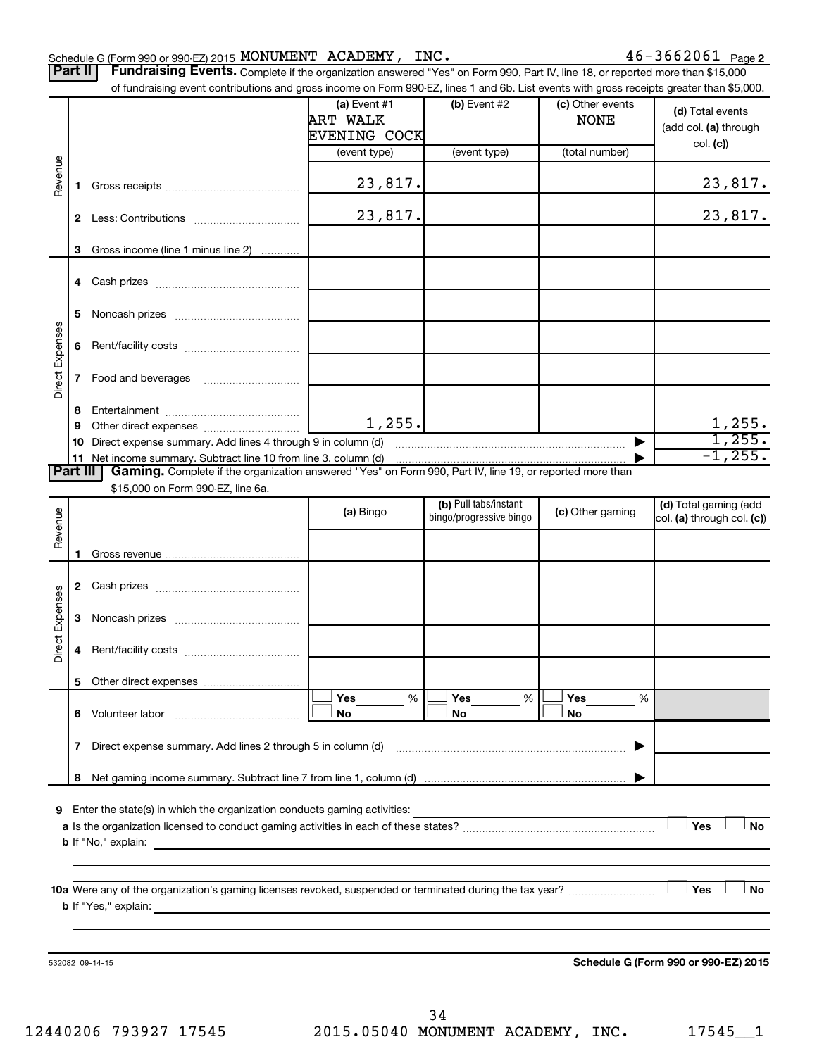Schedule G (Form 990 or 990-EZ) 2015 MONUMENT ACADEMY, INC. 46-3662061 Page 2

**Part II** **Fundraising Events.** Complete if the organization answered "Yes" on Form 990, Part IV, line 18, or reported more than $15,000 of fundraising event contributions and gross income on Form 990-EZ, lines 1 and 6b. List events with gross receipts greater than $5,000.

| | | | (a) Event #1 ART WALK EVENING COCK (event type) | (b) Event #2 (event type) | (c) Other events NONE (total number) | (d) Total events (add col. (a) through col. (c)) |
|---|---|---|---|---|---|---|
| Revenue | 1 | Gross receipts | 23,817. | | | 23,817. |
| | 2 | Less: Contributions | 23,817. | | | 23,817. |
| | 3 | Gross income (line 1 minus line 2) | | | | |
| Direct Expenses | 4 | Cash prizes | | | | |
| | 5 | Noncash prizes | | | | |
| | 6 | Rent/facility costs | | | | |
| | 7 | Food and beverages | | | | |
| | 8 | Entertainment | | | | |
| | 9 | Other direct expenses | 1,255. | | | 1,255. |
| | 10 | Direct expense summary. Add lines 4 through 9 in column (d) | | | ▶ | 1,255. |
| | 11 | Net income summary. Subtract line 10 from line 3, column (d) | | | ▶ | -1,255. |

**Part III** **Gaming.** Complete if the organization answered "Yes" on Form 990, Part IV, line 19, or reported more than $15,000 on Form 990-EZ, line 6a.

| | | | (a) Bingo | (b) Pull tabs/instant bingo/progressive bingo | (c) Other gaming | (d) Total gaming (add col. (a) through col. (c)) |
|---|---|---|---|---|---|---|
| Revenue | 1 | Gross revenue | | | | |
| Direct Expenses | 2 | Cash prizes | | | | |
| | 3 | Noncash prizes | | | | |
| | 4 | Rent/facility costs | | | | |
| | 5 | Other direct expenses | | | | |
| | 6 | Volunteer labor | ☐ Yes ___ % ☐ No | ☐ Yes ___ % ☐ No | ☐ Yes ___ % ☐ No | |
| | 7 | Direct expense summary. Add lines 2 through 5 in column (d) | | | ▶ | |
| | 8 | Net gaming income summary. Subtract line 7 from line 1, column (d) | | | ▶ | |

9 Enter the state(s) in which the organization conducts gaming activities: ____________

a Is the organization licensed to conduct gaming activities in each of these states? ☐ Yes ☐ No

b If "No," explain: ____________

10a Were any of the organization's gaming licenses revoked, suspended or terminated during the tax year? ☐ Yes ☐ No

b If "Yes," explain: ____________

532082 09-14-15 **Schedule G (Form 990 or 990-EZ) 2015**

12440206 793927 17545 2015.05040 MONUMENT ACADEMY, INC. 17545__1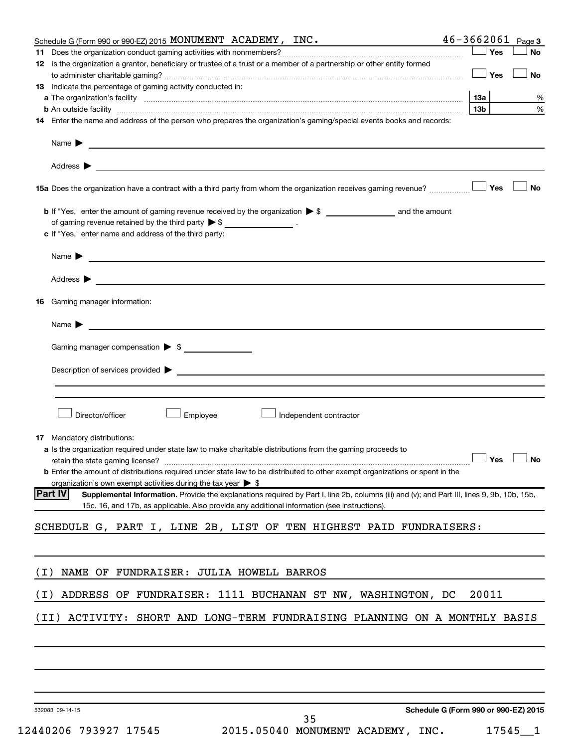Schedule G (Form 990 or 990-EZ) 2015 MONUMENT ACADEMY, INC. 46-3662061 Page 3

**11** Does the organization conduct gaming activities with nonmembers? ☐ Yes ☐ No

**12** Is the organization a grantor, beneficiary or trustee of a trust or a member of a partnership or other entity formed to administer charitable gaming? ☐ Yes ☐ No

**13** Indicate the percentage of gaming activity conducted in:

**a** The organization's facility **13a** %

**b** An outside facility **13b** %

**14** Enter the name and address of the person who prepares the organization's gaming/special events books and records:

Name ▶

Address ▶

**15a** Does the organization have a contract with a third party from whom the organization receives gaming revenue? ☐ Yes ☐ No

**b** If "Yes," enter the amount of gaming revenue received by the organization ▶ $ ____________ and the amount of gaming revenue retained by the third party ▶ $ ____________ .

**c** If "Yes," enter name and address of the third party:

Name ▶

Address ▶

**16** Gaming manager information:

Name ▶

Gaming manager compensation ▶ $

Description of services provided ▶

☐ Director/officer ☐ Employee ☐ Independent contractor

**17** Mandatory distributions:

**a** Is the organization required under state law to make charitable distributions from the gaming proceeds to retain the state gaming license? ☐ Yes ☐ No

**b** Enter the amount of distributions required under state law to be distributed to other exempt organizations or spent in the organization's own exempt activities during the tax year ▶ $

**Part IV** **Supplemental Information.** Provide the explanations required by Part I, line 2b, columns (iii) and (v); and Part III, lines 9, 9b, 10b, 15b, 15c, 16, and 17b, as applicable. Also provide any additional information (see instructions).

SCHEDULE G, PART I, LINE 2B, LIST OF TEN HIGHEST PAID FUNDRAISERS:

(I) NAME OF FUNDRAISER: JULIA HOWELL BARROS

(I) ADDRESS OF FUNDRAISER: 1111 BUCHANAN ST NW, WASHINGTON, DC 20011

(II) ACTIVITY: SHORT AND LONG-TERM FUNDRAISING PLANNING ON A MONTHLY BASIS

532083 09-14-15 **Schedule G (Form 990 or 990-EZ) 2015**

12440206 793927 17545 2015.05040 MONUMENT ACADEMY, INC. 17545__1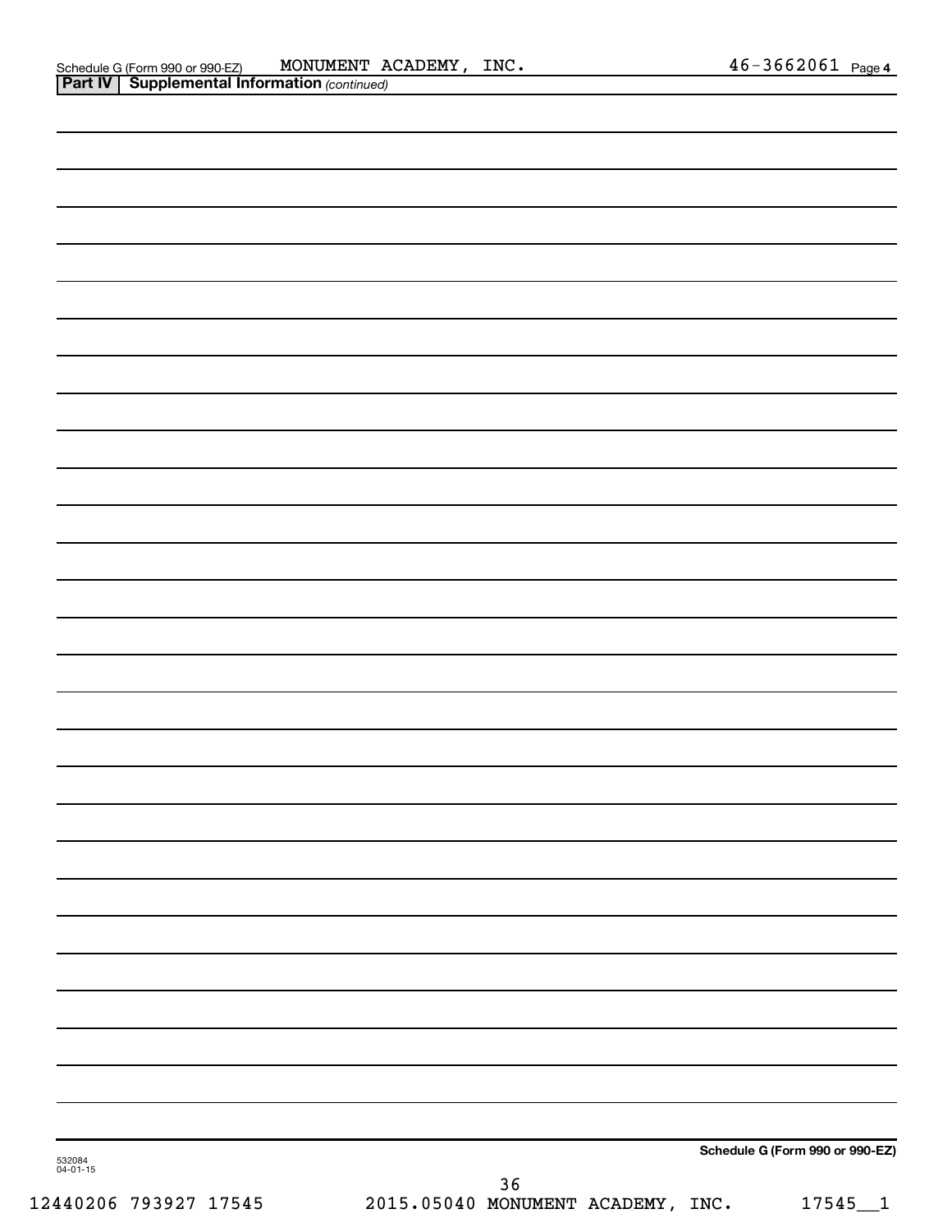Schedule G (Form 990 or 990-EZ) MONUMENT ACADEMY, INC. 46-3662061 Page **4**

**Part IV | Supplemental Information** *(continued)*

**Schedule G (Form 990 or 990-EZ)**

532084
04-01-15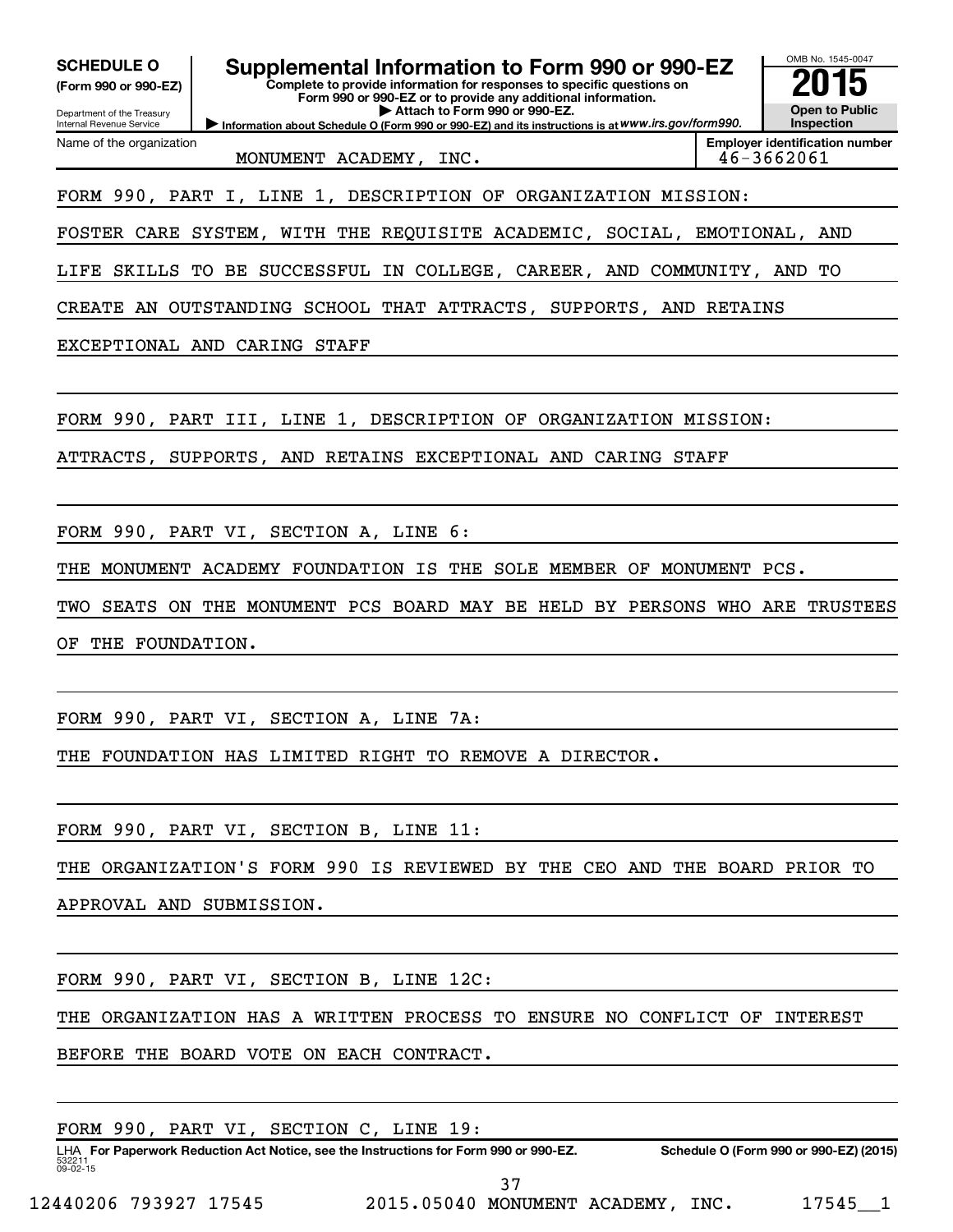**SCHEDULE O**
**(Form 990 or 990-EZ)**

Department of the Treasury
Internal Revenue Service

# Supplemental Information to Form 990 or 990-EZ

**Complete to provide information for responses to specific questions on Form 990 or 990-EZ or to provide any additional information.**
**▶ Attach to Form 990 or 990-EZ.**
**▶ Information about Schedule O (Form 990 or 990-EZ) and its instructions is at www.irs.gov/form990.**

OMB No. 1545-0047
**2015**
**Open to Public Inspection**

Name of the organization: MONUMENT ACADEMY, INC.
**Employer identification number:** 46-3662061

FORM 990, PART I, LINE 1, DESCRIPTION OF ORGANIZATION MISSION:

FOSTER CARE SYSTEM, WITH THE REQUISITE ACADEMIC, SOCIAL, EMOTIONAL, AND LIFE SKILLS TO BE SUCCESSFUL IN COLLEGE, CAREER, AND COMMUNITY, AND TO CREATE AN OUTSTANDING SCHOOL THAT ATTRACTS, SUPPORTS, AND RETAINS EXCEPTIONAL AND CARING STAFF

FORM 990, PART III, LINE 1, DESCRIPTION OF ORGANIZATION MISSION:

ATTRACTS, SUPPORTS, AND RETAINS EXCEPTIONAL AND CARING STAFF

FORM 990, PART VI, SECTION A, LINE 6:

THE MONUMENT ACADEMY FOUNDATION IS THE SOLE MEMBER OF MONUMENT PCS. TWO SEATS ON THE MONUMENT PCS BOARD MAY BE HELD BY PERSONS WHO ARE TRUSTEES OF THE FOUNDATION.

FORM 990, PART VI, SECTION A, LINE 7A:

THE FOUNDATION HAS LIMITED RIGHT TO REMOVE A DIRECTOR.

FORM 990, PART VI, SECTION B, LINE 11:

THE ORGANIZATION'S FORM 990 IS REVIEWED BY THE CEO AND THE BOARD PRIOR TO APPROVAL AND SUBMISSION.

FORM 990, PART VI, SECTION B, LINE 12C:

THE ORGANIZATION HAS A WRITTEN PROCESS TO ENSURE NO CONFLICT OF INTEREST BEFORE THE BOARD VOTE ON EACH CONTRACT.

FORM 990, PART VI, SECTION C, LINE 19:

LHA **For Paperwork Reduction Act Notice, see the Instructions for Form 990 or 990-EZ.** **Schedule O (Form 990 or 990-EZ) (2015)**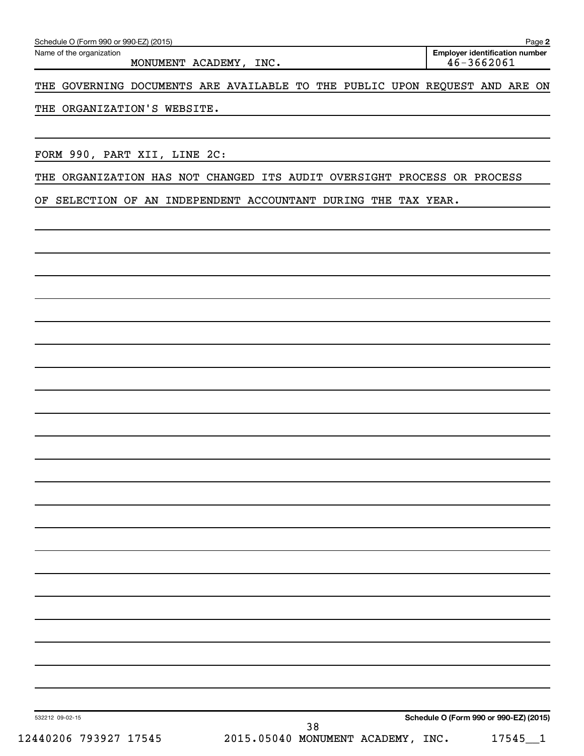Schedule O (Form 990 or 990-EZ) (2015)

Name of the organization: MONUMENT ACADEMY, INC.

Employer identification number: 46-3662061

THE GOVERNING DOCUMENTS ARE AVAILABLE TO THE PUBLIC UPON REQUEST AND ARE ON THE ORGANIZATION'S WEBSITE.

FORM 990, PART XII, LINE 2C:

THE ORGANIZATION HAS NOT CHANGED ITS AUDIT OVERSIGHT PROCESS OR PROCESS OF SELECTION OF AN INDEPENDENT ACCOUNTANT DURING THE TAX YEAR.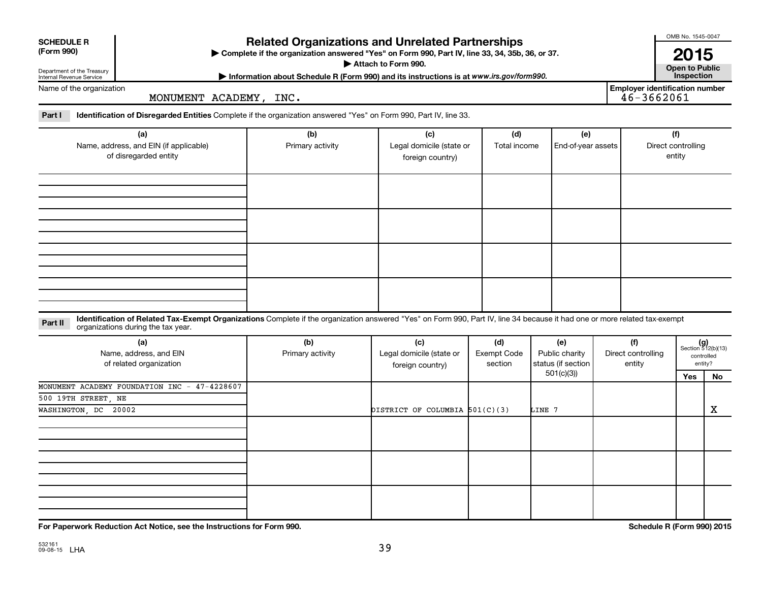**SCHEDULE R (Form 990)**

Department of the Treasury
Internal Revenue Service

# Related Organizations and Unrelated Partnerships

▶ Complete if the organization answered "Yes" on Form 990, Part IV, line 33, 34, 35b, 36, or 37.

▶ Attach to Form 990.

▶ Information about Schedule R (Form 990) and its instructions is at *www.irs.gov/form990.*

OMB No. 1545-0047

**2015**

**Open to Public Inspection**

Name of the organization: MONUMENT ACADEMY, INC.

Employer identification number: 46-3662061

**Part I** **Identification of Disregarded Entities** Complete if the organization answered "Yes" on Form 990, Part IV, line 33.

| (a) Name, address, and EIN (if applicable) of disregarded entity | (b) Primary activity | (c) Legal domicile (state or foreign country) | (d) Total income | (e) End-of-year assets | (f) Direct controlling entity |
|---|---|---|---|---|---|
| | | | | | |
| | | | | | |
| | | | | | |
| | | | | | |

**Part II** **Identification of Related Tax-Exempt Organizations** Complete if the organization answered "Yes" on Form 990, Part IV, line 34 because it had one or more related tax-exempt organizations during the tax year.

| (a) Name, address, and EIN of related organization | (b) Primary activity | (c) Legal domicile (state or foreign country) | (d) Exempt Code section | (e) Public charity status (if section 501(c)(3)) | (f) Direct controlling entity | (g) Section 512(b)(13) controlled entity? Yes | No |
|---|---|---|---|---|---|---|---|
| MONUMENT ACADEMY FOUNDATION INC - 47-4228607<br>500 19TH STREET, NE<br>WASHINGTON, DC 20002 | | DISTRICT OF COLUMBIA | 501(C)(3) | LINE 7 | | | X |
| | | | | | | | |
| | | | | | | | |
| | | | | | | | |

**For Paperwork Reduction Act Notice, see the Instructions for Form 990.**

**Schedule R (Form 990) 2015**

532161 09-08-15 LHA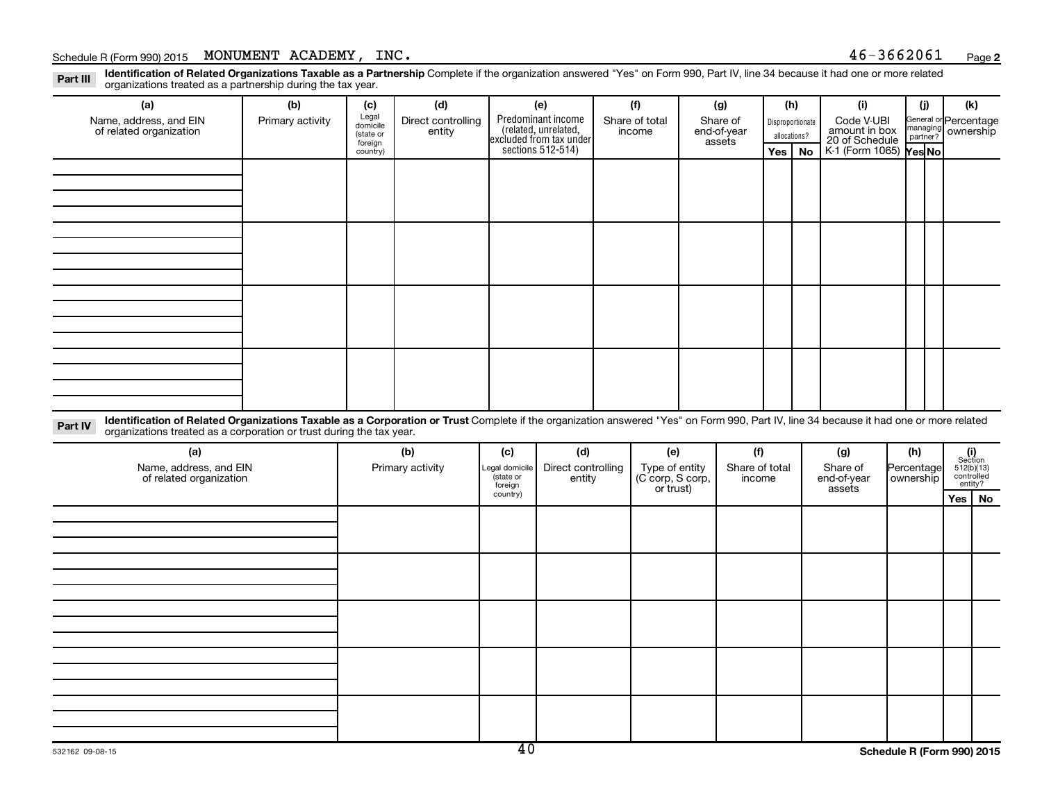Schedule R (Form 990) 2015 MONUMENT ACADEMY, INC. 46-3662061

## Part III Identification of Related Organizations Taxable as a Partnership

Complete if the organization answered "Yes" on Form 990, Part IV, line 34 because it had one or more related organizations treated as a partnership during the tax year.

| (a) Name, address, and EIN of related organization | (b) Primary activity | (c) Legal domicile (state or foreign country) | (d) Direct controlling entity | (e) Predominant income (related, unrelated, excluded from tax under sections 512-514) | (f) Share of total income | (g) Share of end-of-year assets | (h) Disproportionate allocations? Yes | No | (i) Code V-UBI amount in box 20 of Schedule K-1 (Form 1065) | (j) General or managing partner? Yes | No | (k) Percentage ownership |
|---|---|---|---|---|---|---|---|---|---|---|---|---|
| | | | | | | | | | | | | |
| | | | | | | | | | | | | |
| | | | | | | | | | | | | |
| | | | | | | | | | | | | |

## Part IV Identification of Related Organizations Taxable as a Corporation or Trust

Complete if the organization answered "Yes" on Form 990, Part IV, line 34 because it had one or more related organizations treated as a corporation or trust during the tax year.

| (a) Name, address, and EIN of related organization | (b) Primary activity | (c) Legal domicile (state or foreign country) | (d) Direct controlling entity | (e) Type of entity (C corp, S corp, or trust) | (f) Share of total income | (g) Share of end-of-year assets | (h) Percentage ownership | (i) Section 512(b)(13) controlled entity? Yes | No |
|---|---|---|---|---|---|---|---|---|---|
| | | | | | | | | | |
| | | | | | | | | | |
| | | | | | | | | | |
| | | | | | | | | | |
| | | | | | | | | | |

532162 09-08-15

Schedule R (Form 990) 2015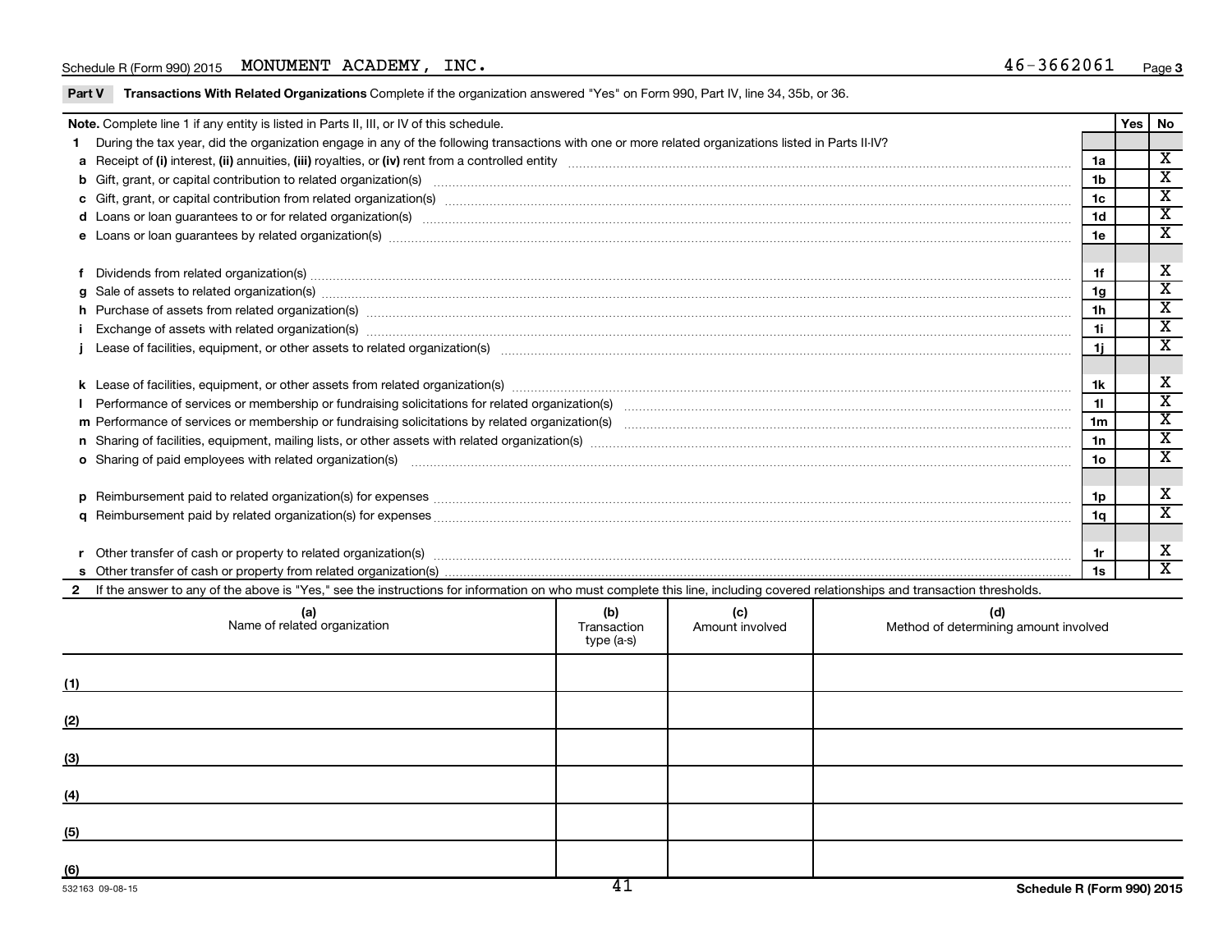Schedule R (Form 990) 2015 MONUMENT ACADEMY, INC. 46-3662061 Page 3

**Part V Transactions With Related Organizations** Complete if the organization answered "Yes" on Form 990, Part IV, line 34, 35b, or 36.

| Note. Complete line 1 if any entity is listed in Parts II, III, or IV of this schedule. | | Yes | No |
|---|---|---|---|
| **1** During the tax year, did the organization engage in any of the following transactions with one or more related organizations listed in Parts II-IV? | | | |
| **a** Receipt of **(i)** interest, **(ii)** annuities, **(iii)** royalties, or **(iv)** rent from a controlled entity | 1a | | X |
| **b** Gift, grant, or capital contribution to related organization(s) | 1b | | X |
| **c** Gift, grant, or capital contribution from related organization(s) | 1c | | X |
| **d** Loans or loan guarantees to or for related organization(s) | 1d | | X |
| **e** Loans or loan guarantees by related organization(s) | 1e | | X |
| **f** Dividends from related organization(s) | 1f | | X |
| **g** Sale of assets to related organization(s) | 1g | | X |
| **h** Purchase of assets from related organization(s) | 1h | | X |
| **i** Exchange of assets with related organization(s) | 1i | | X |
| **j** Lease of facilities, equipment, or other assets to related organization(s) | 1j | | X |
| **k** Lease of facilities, equipment, or other assets from related organization(s) | 1k | | X |
| **l** Performance of services or membership or fundraising solicitations for related organization(s) | 1l | | X |
| **m** Performance of services or membership or fundraising solicitations by related organization(s) | 1m | | X |
| **n** Sharing of facilities, equipment, mailing lists, or other assets with related organization(s) | 1n | | X |
| **o** Sharing of paid employees with related organization(s) | 1o | | X |
| **p** Reimbursement paid to related organization(s) for expenses | 1p | | X |
| **q** Reimbursement paid by related organization(s) for expenses | 1q | | X |
| **r** Other transfer of cash or property to related organization(s) | 1r | | X |
| **s** Other transfer of cash or property from related organization(s) | 1s | | X |

**2** If the answer to any of the above is "Yes," see the instructions for information on who must complete this line, including covered relationships and transaction thresholds.

| | (a) Name of related organization | (b) Transaction type (a-s) | (c) Amount involved | (d) Method of determining amount involved |
|---|---|---|---|---|
| (1) | | | | |
| (2) | | | | |
| (3) | | | | |
| (4) | | | | |
| (5) | | | | |
| (6) | | | | |

532163 09-08-15

Schedule R (Form 990) 2015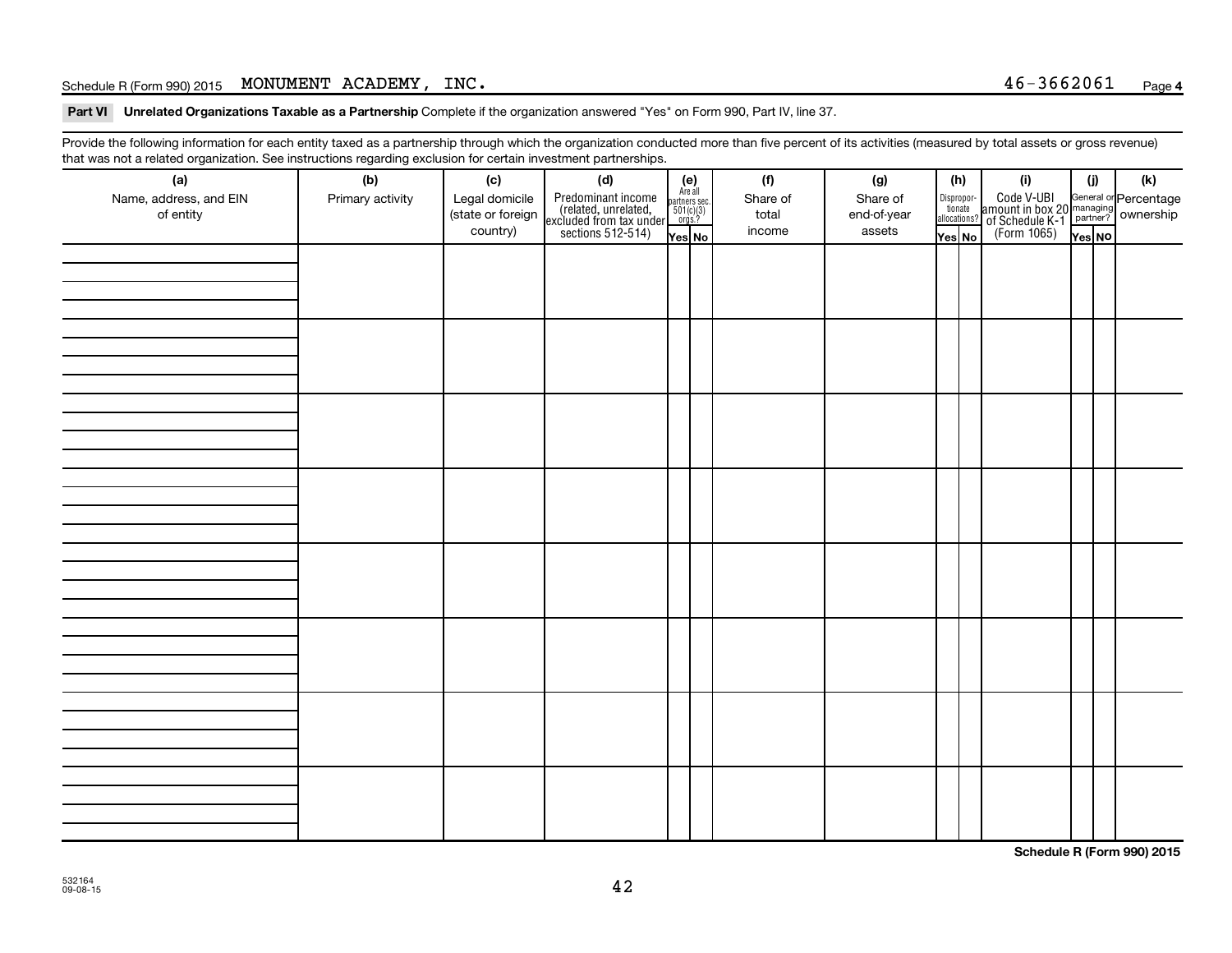Schedule R (Form 990) 2015 MONUMENT ACADEMY, INC. 46-3662061

**Part VI Unrelated Organizations Taxable as a Partnership** Complete if the organization answered "Yes" on Form 990, Part IV, line 37.

Provide the following information for each entity taxed as a partnership through which the organization conducted more than five percent of its activities (measured by total assets or gross revenue) that was not a related organization. See instructions regarding exclusion for certain investment partnerships.

| (a) Name, address, and EIN of entity | (b) Primary activity | (c) Legal domicile (state or foreign country) | (d) Predominant income (related, unrelated, excluded from tax under sections 512-514) | (e) Are all partners sec. 501(c)(3) orgs.? Yes | (e) No | (f) Share of total income | (g) Share of end-of-year assets | (h) Disproportionate allocations? Yes | (h) No | (i) Code V-UBI amount in box 20 of Schedule K-1 (Form 1065) | (j) General or managing partner? Yes | (j) No | (k) Percentage ownership |
|---|---|---|---|---|---|---|---|---|---|---|---|---|---|
| | | | | | | | | | | | | | |
| | | | | | | | | | | | | | |
| | | | | | | | | | | | | | |
| | | | | | | | | | | | | | |
| | | | | | | | | | | | | | |
| | | | | | | | | | | | | | |
| | | | | | | | | | | | | | |
| | | | | | | | | | | | | | |

Schedule R (Form 990) 2015

532164
09-08-15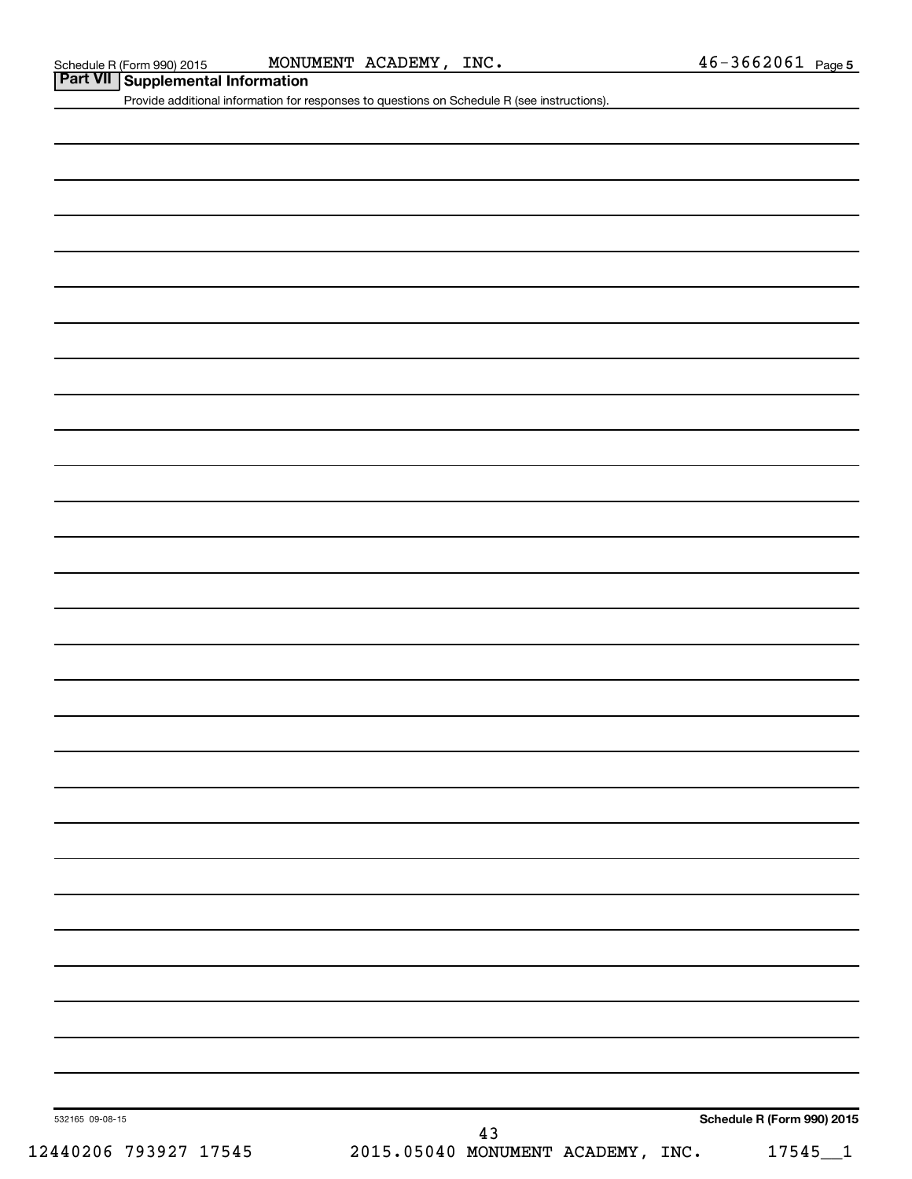Schedule R (Form 990) 2015 MONUMENT ACADEMY, INC. 46-3662061 Page 5

## Part VII Supplemental Information

Provide additional information for responses to questions on Schedule R (see instructions).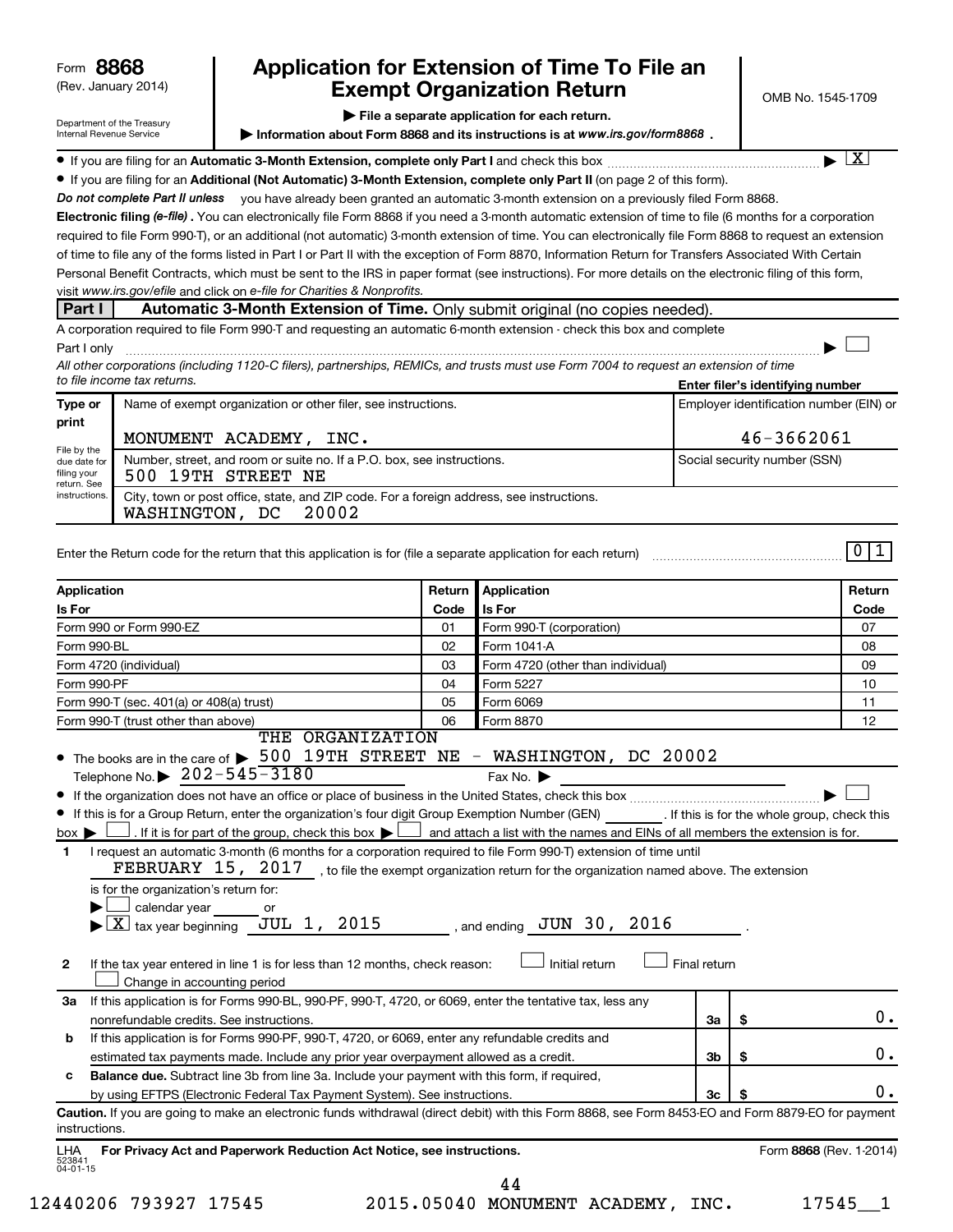Form **8868**
(Rev. January 2014)

Department of the Treasury
Internal Revenue Service

# Application for Extension of Time To File an Exempt Organization Return

▶ File a separate application for each return.

▶ Information about Form 8868 and its instructions is at *www.irs.gov/form8868*.

OMB No. 1545-1709

- If you are filing for an **Automatic 3-Month Extension, complete only Part I** and check this box ▶ [X]
- If you are filing for an **Additional (Not Automatic) 3-Month Extension, complete only Part II** (on page 2 of this form).

***Do not complete Part II unless*** you have already been granted an automatic 3-month extension on a previously filed Form 8868.

**Electronic filing *(e-file)*.** You can electronically file Form 8868 if you need a 3-month automatic extension of time to file (6 months for a corporation required to file Form 990-T), or an additional (not automatic) 3-month extension of time. You can electronically file Form 8868 to request an extension of time to file any of the forms listed in Part I or Part II with the exception of Form 8870, Information Return for Transfers Associated With Certain Personal Benefit Contracts, which must be sent to the IRS in paper format (see instructions). For more details on the electronic filing of this form, visit *www.irs.gov/efile* and click on *e-file for Charities & Nonprofits.*

## Part I — Automatic 3-Month Extension of Time. Only submit original (no copies needed).

A corporation required to file Form 990-T and requesting an automatic 6-month extension - check this box and complete Part I only ▶ [ ]

*All other corporations (including 1120-C filers), partnerships, REMICs, and trusts must use Form 7004 to request an extension of time to file income tax returns.*

**Enter filer's identifying number**

| Type or print | | |
|---|---|---|
| File by the due date for filing your return. See instructions. | Name of exempt organization or other filer, see instructions.<br>MONUMENT ACADEMY, INC. | Employer identification number (EIN) or<br>46-3662061 |
| | Number, street, and room or suite no. If a P.O. box, see instructions.<br>500 19TH STREET NE | Social security number (SSN) |
| | City, town or post office, state, and ZIP code. For a foreign address, see instructions.<br>WASHINGTON, DC 20002 | |

Enter the Return code for the return that this application is for (file a separate application for each return) 0 1

| Application Is For | Return Code | Application Is For | Return Code |
|---|---|---|---|
| Form 990 or Form 990-EZ | 01 | Form 990-T (corporation) | 07 |
| Form 990-BL | 02 | Form 1041-A | 08 |
| Form 4720 (individual) | 03 | Form 4720 (other than individual) | 09 |
| Form 990-PF | 04 | Form 5227 | 10 |
| Form 990-T (sec. 401(a) or 408(a) trust) | 05 | Form 6069 | 11 |
| Form 990-T (trust other than above) | 06 | Form 8870 | 12 |

- The books are in the care of ▶ THE ORGANIZATION 500 19TH STREET NE - WASHINGTON, DC 20002
  Telephone No. ▶ 202-545-3180 Fax No. ▶
- If the organization does not have an office or place of business in the United States, check this box ▶ [ ]
- If this is for a Group Return, enter the organization's four digit Group Exemption Number (GEN) ______. If this is for the whole group, check this box ▶ [ ]. If it is for part of the group, check this box ▶ [ ] and attach a list with the names and EINs of all members the extension is for.

**1** I request an automatic 3-month (6 months for a corporation required to file Form 990-T) extension of time until FEBRUARY 15, 2017, to file the exempt organization return for the organization named above. The extension is for the organization's return for:
▶ [ ] calendar year ______ or
▶ [X] tax year beginning JUL 1, 2015, and ending JUN 30, 2016.

**2** If the tax year entered in line 1 is for less than 12 months, check reason: [ ] Initial return [ ] Final return [ ] Change in accounting period

| | | | |
|---|---|---|---|
| **3a** | If this application is for Forms 990-BL, 990-PF, 990-T, 4720, or 6069, enter the tentative tax, less any nonrefundable credits. See instructions. | 3a | $ 0. |
| **b** | If this application is for Forms 990-PF, 990-T, 4720, or 6069, enter any refundable credits and estimated tax payments made. Include any prior year overpayment allowed as a credit. | 3b | $ 0. |
| **c** | **Balance due.** Subtract line 3b from line 3a. Include your payment with this form, if required, by using EFTPS (Electronic Federal Tax Payment System). See instructions. | 3c | $ 0. |

**Caution.** If you are going to make an electronic funds withdrawal (direct debit) with this Form 8868, see Form 8453-EO and Form 8879-EO for payment instructions.

LHA **For Privacy Act and Paperwork Reduction Act Notice, see instructions.** Form **8868** (Rev. 1-2014)

523841 04-01-15